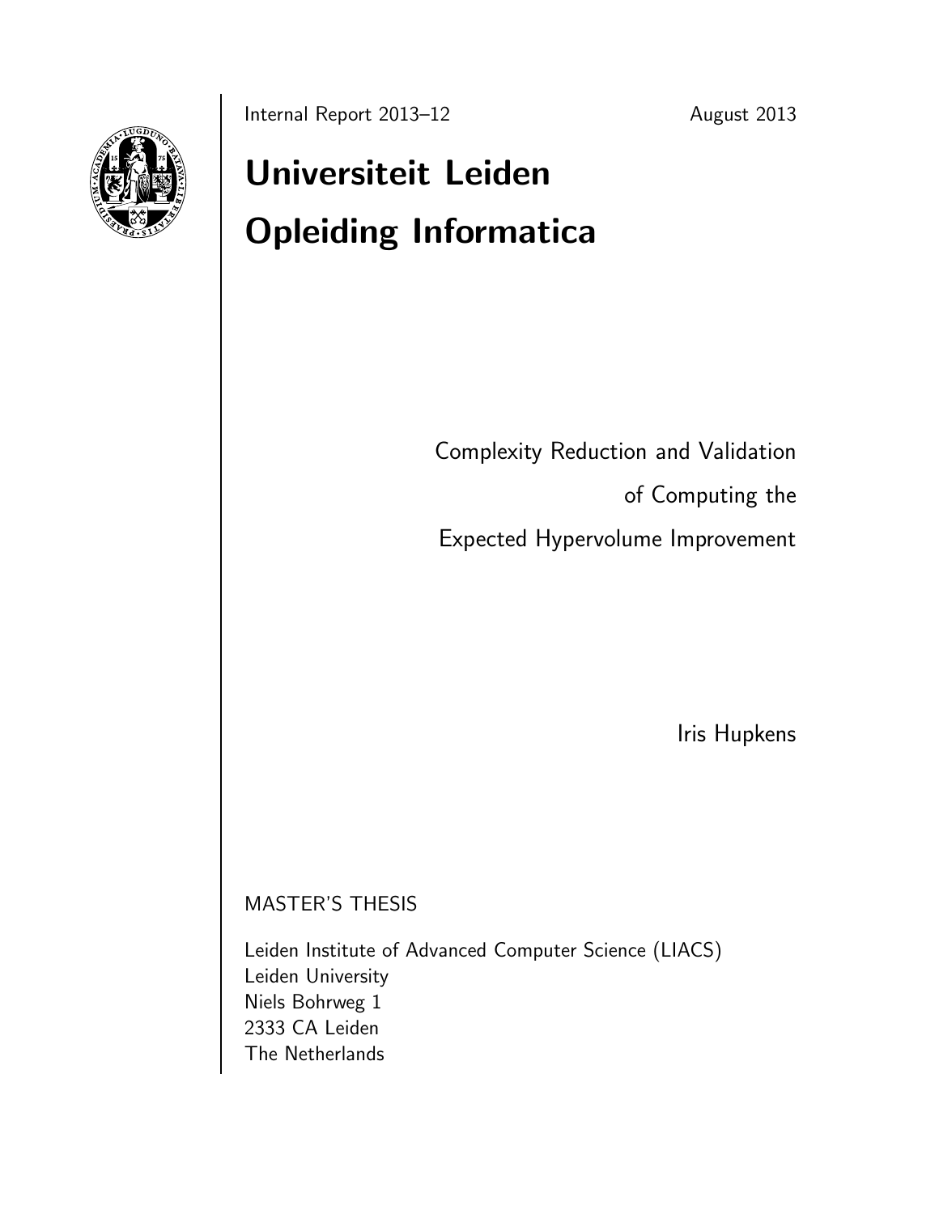Internal Report 2013–12 August 2013

# Universiteit Leiden

# Opleiding Informatica

Complexity Reduction and Validation

of Computing the

Expected Hypervolume Improvement

Iris Hupkens

MASTER'S THESIS

Leiden Institute of Advanced Computer Science (LIACS)
Leiden University
Niels Bohrweg 1
2333 CA Leiden
The Netherlands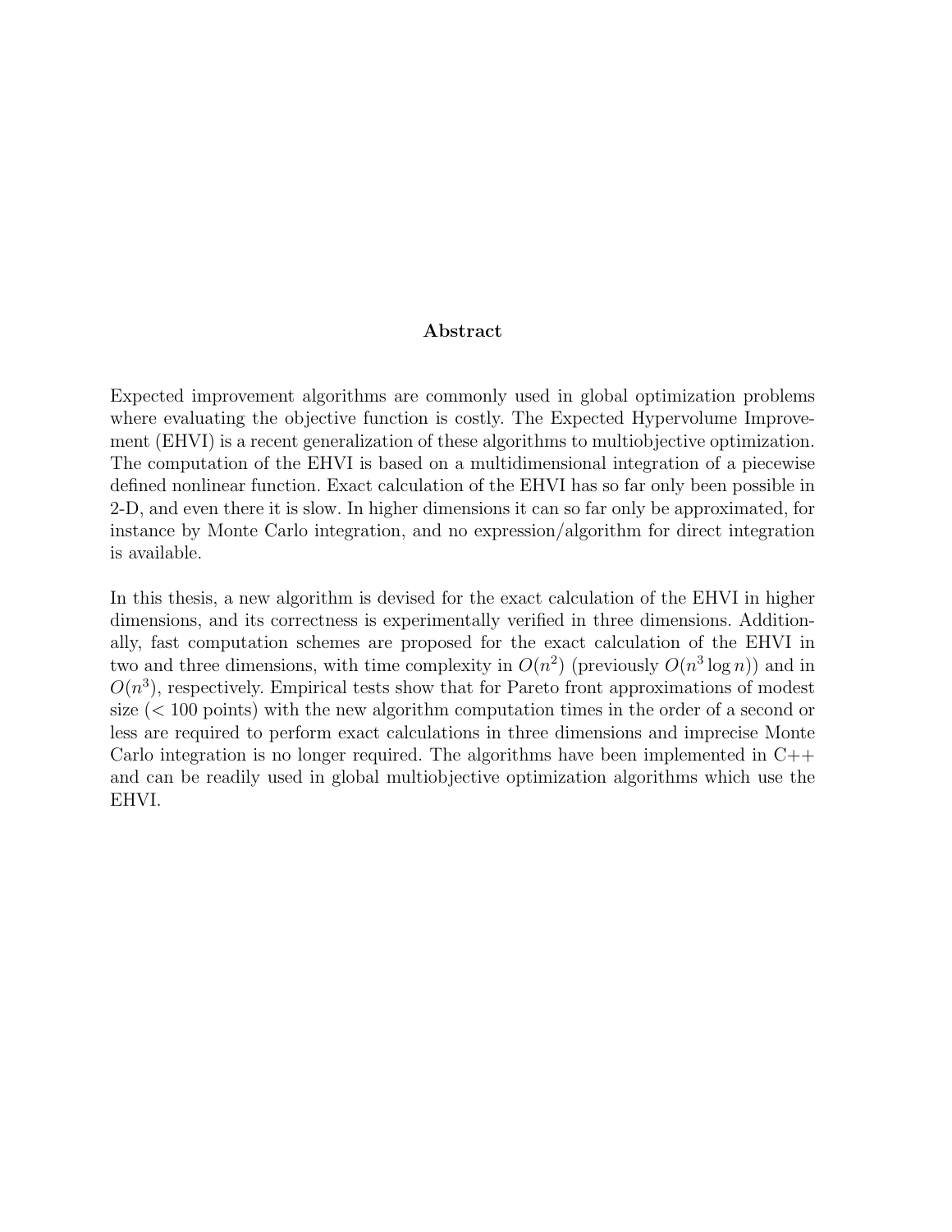## Abstract

Expected improvement algorithms are commonly used in global optimization problems where evaluating the objective function is costly. The Expected Hypervolume Improvement (EHVI) is a recent generalization of these algorithms to multiobjective optimization. The computation of the EHVI is based on a multidimensional integration of a piecewise defined nonlinear function. Exact calculation of the EHVI has so far only been possible in 2-D, and even there it is slow. In higher dimensions it can so far only be approximated, for instance by Monte Carlo integration, and no expression/algorithm for direct integration is available.

In this thesis, a new algorithm is devised for the exact calculation of the EHVI in higher dimensions, and its correctness is experimentally verified in three dimensions. Additionally, fast computation schemes are proposed for the exact calculation of the EHVI in two and three dimensions, with time complexity in $O(n^2)$ (previously $O(n^3 \log n)$) and in $O(n^3)$, respectively. Empirical tests show that for Pareto front approximations of modest size ($< 100$ points) with the new algorithm computation times in the order of a second or less are required to perform exact calculations in three dimensions and imprecise Monte Carlo integration is no longer required. The algorithms have been implemented in C++ and can be readily used in global multiobjective optimization algorithms which use the EHVI.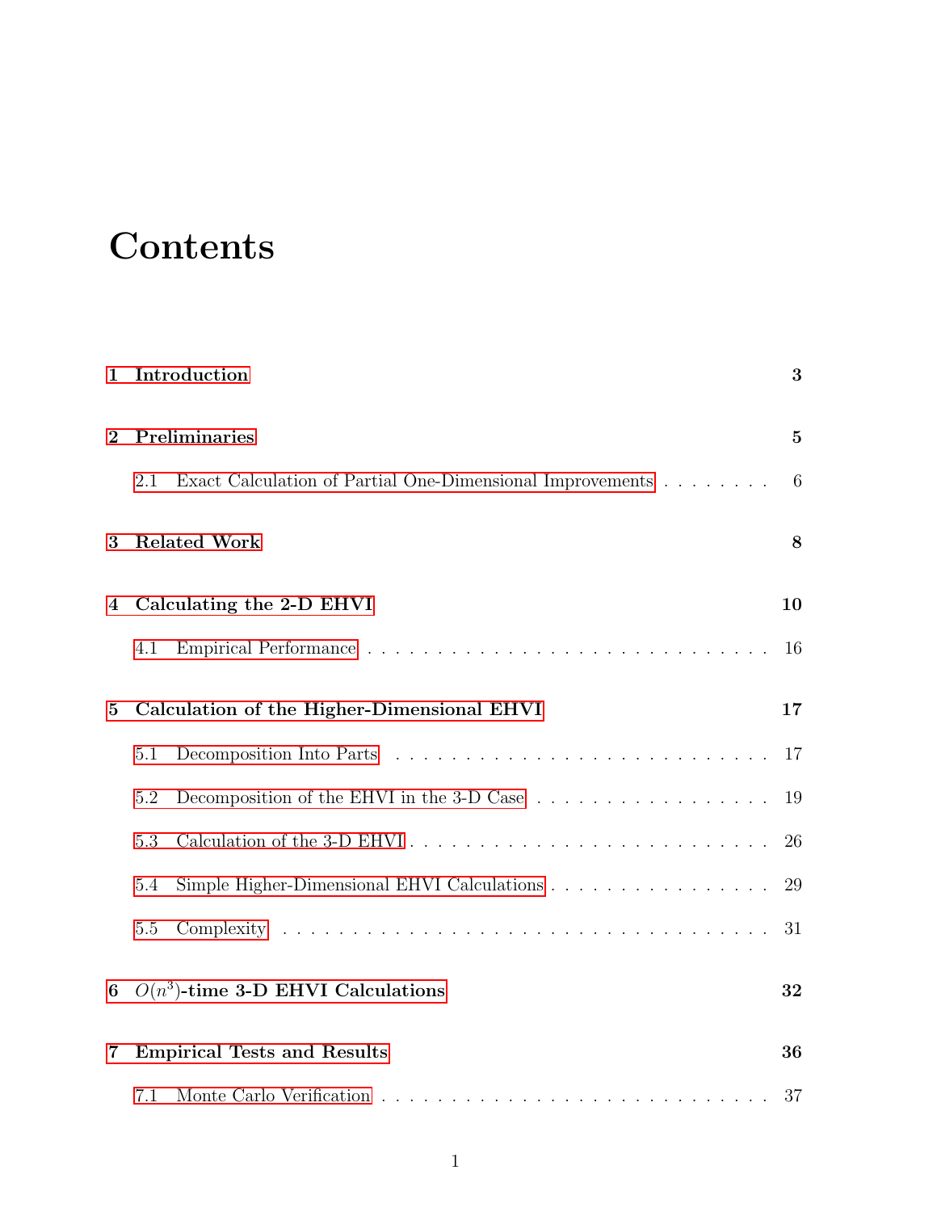# Contents

**1 Introduction** **3**

**2 Preliminaries** **5**

2.1 Exact Calculation of Partial One-Dimensional Improvements . . . . . . . . 6

**3 Related Work** **8**

**4 Calculating the 2-D EHVI** **10**

4.1 Empirical Performance . . . . . . . . . . . . . . . . . . . . . . . . . . . . 16

**5 Calculation of the Higher-Dimensional EHVI** **17**

5.1 Decomposition Into Parts . . . . . . . . . . . . . . . . . . . . . . . . . . . 17

5.2 Decomposition of the EHVI in the 3-D Case . . . . . . . . . . . . . . . . . 19

5.3 Calculation of the 3-D EHVI . . . . . . . . . . . . . . . . . . . . . . . . . 26

5.4 Simple Higher-Dimensional EHVI Calculations . . . . . . . . . . . . . . . . 29

5.5 Complexity . . . . . . . . . . . . . . . . . . . . . . . . . . . . . . . . . . . 31

**6 $O(n^3)$-time 3-D EHVI Calculations** **32**

**7 Empirical Tests and Results** **36**

7.1 Monte Carlo Verification . . . . . . . . . . . . . . . . . . . . . . . . . . . 37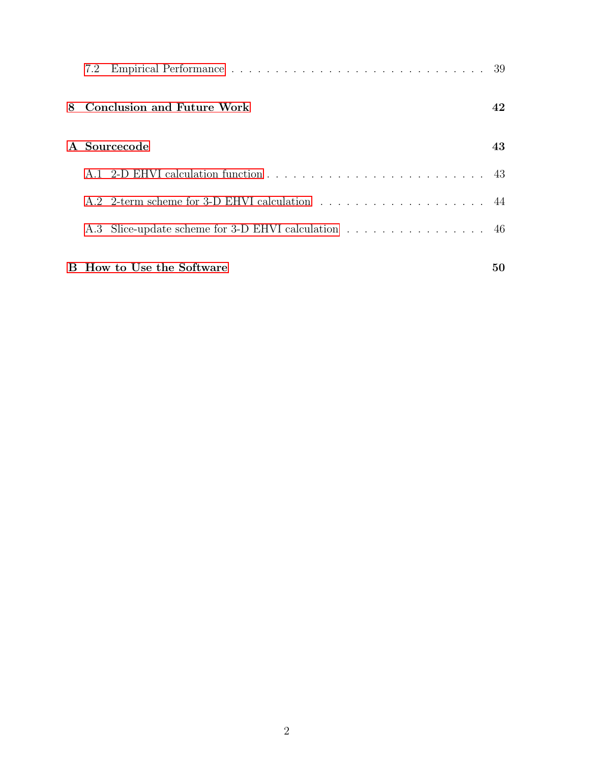7.2 Empirical Performance . . . . . . . . . . . . . . . . . . . . . . . . . . . . . . 39

**8 Conclusion and Future Work** **42**

**A Sourcecode** **43**

A.1 2-D EHVI calculation function . . . . . . . . . . . . . . . . . . . . . . . . . . 43

A.2 2-term scheme for 3-D EHVI calculation . . . . . . . . . . . . . . . . . . . . 44

A.3 Slice-update scheme for 3-D EHVI calculation . . . . . . . . . . . . . . . . . 46

**B How to Use the Software** **50**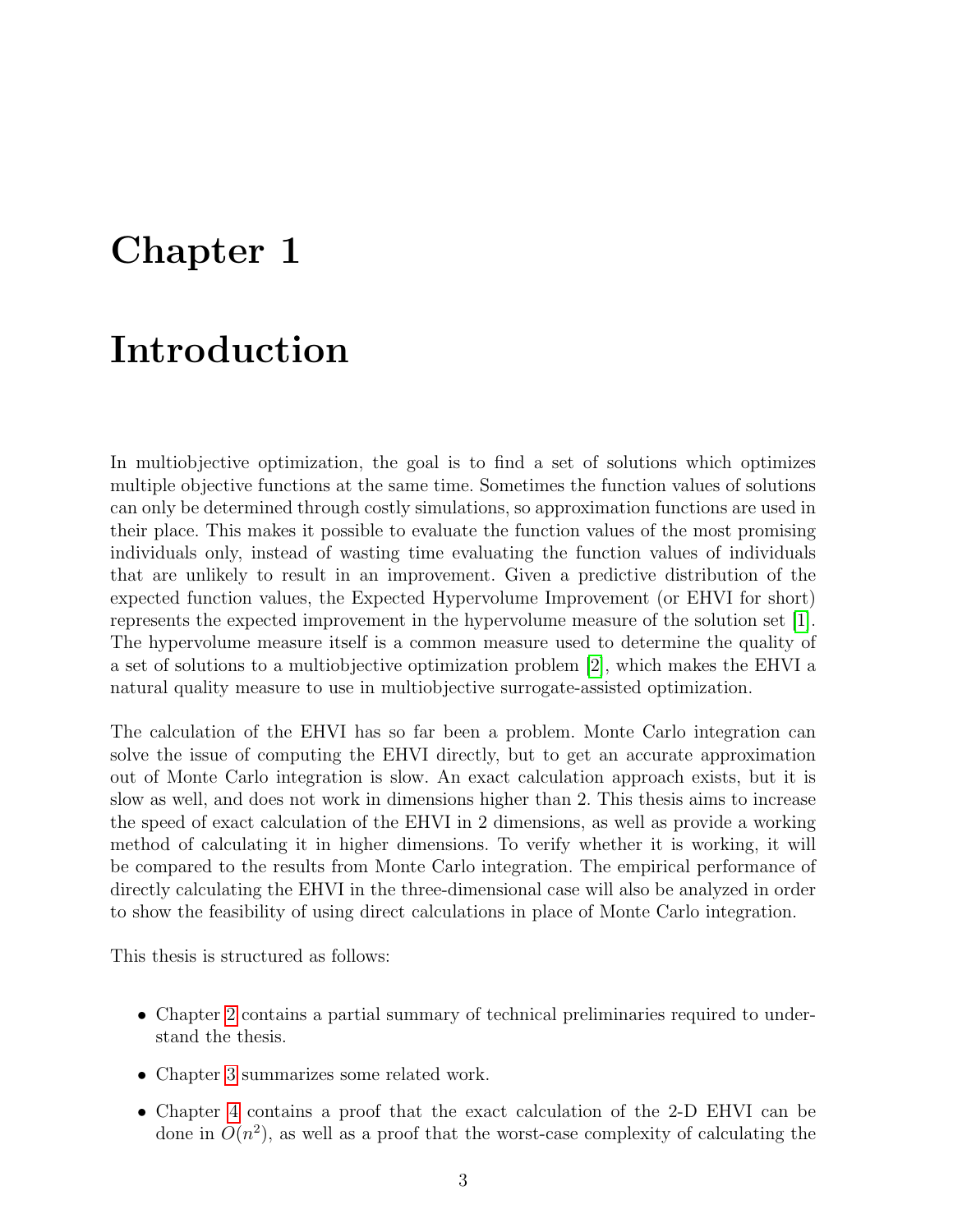# Chapter 1

# Introduction

In multiobjective optimization, the goal is to find a set of solutions which optimizes multiple objective functions at the same time. Sometimes the function values of solutions can only be determined through costly simulations, so approximation functions are used in their place. This makes it possible to evaluate the function values of the most promising individuals only, instead of wasting time evaluating the function values of individuals that are unlikely to result in an improvement. Given a predictive distribution of the expected function values, the Expected Hypervolume Improvement (or EHVI for short) represents the expected improvement in the hypervolume measure of the solution set [1]. The hypervolume measure itself is a common measure used to determine the quality of a set of solutions to a multiobjective optimization problem [2], which makes the EHVI a natural quality measure to use in multiobjective surrogate-assisted optimization.

The calculation of the EHVI has so far been a problem. Monte Carlo integration can solve the issue of computing the EHVI directly, but to get an accurate approximation out of Monte Carlo integration is slow. An exact calculation approach exists, but it is slow as well, and does not work in dimensions higher than 2. This thesis aims to increase the speed of exact calculation of the EHVI in 2 dimensions, as well as provide a working method of calculating it in higher dimensions. To verify whether it is working, it will be compared to the results from Monte Carlo integration. The empirical performance of directly calculating the EHVI in the three-dimensional case will also be analyzed in order to show the feasibility of using direct calculations in place of Monte Carlo integration.

This thesis is structured as follows:

- Chapter 2 contains a partial summary of technical preliminaries required to understand the thesis.
- Chapter 3 summarizes some related work.
- Chapter 4 contains a proof that the exact calculation of the 2-D EHVI can be done in $O(n^2)$, as well as a proof that the worst-case complexity of calculating the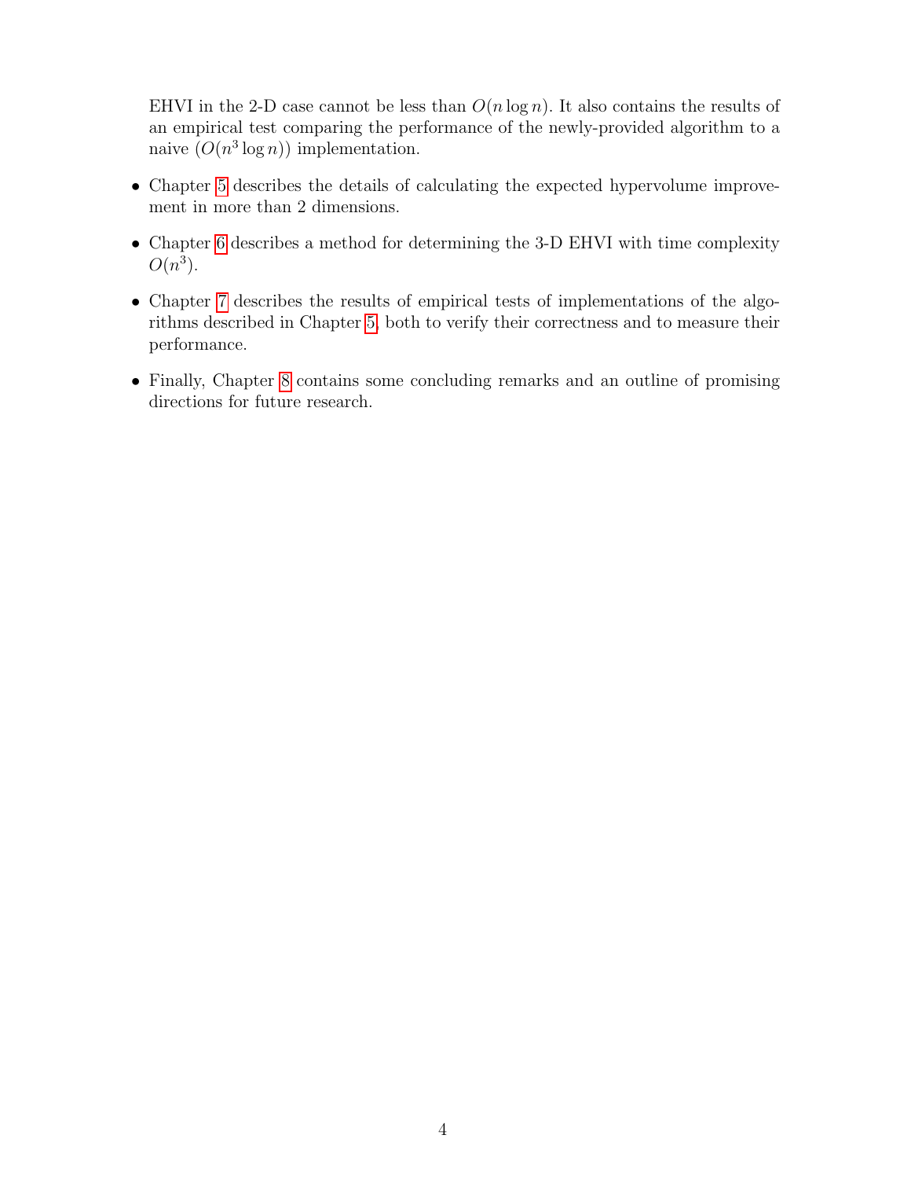EHVI in the 2-D case cannot be less than $O(n \log n)$. It also contains the results of an empirical test comparing the performance of the newly-provided algorithm to a naive ($O(n^3 \log n)$) implementation.

- Chapter 5 describes the details of calculating the expected hypervolume improvement in more than 2 dimensions.
- Chapter 6 describes a method for determining the 3-D EHVI with time complexity $O(n^3)$.
- Chapter 7 describes the results of empirical tests of implementations of the algorithms described in Chapter 5, both to verify their correctness and to measure their performance.
- Finally, Chapter 8 contains some concluding remarks and an outline of promising directions for future research.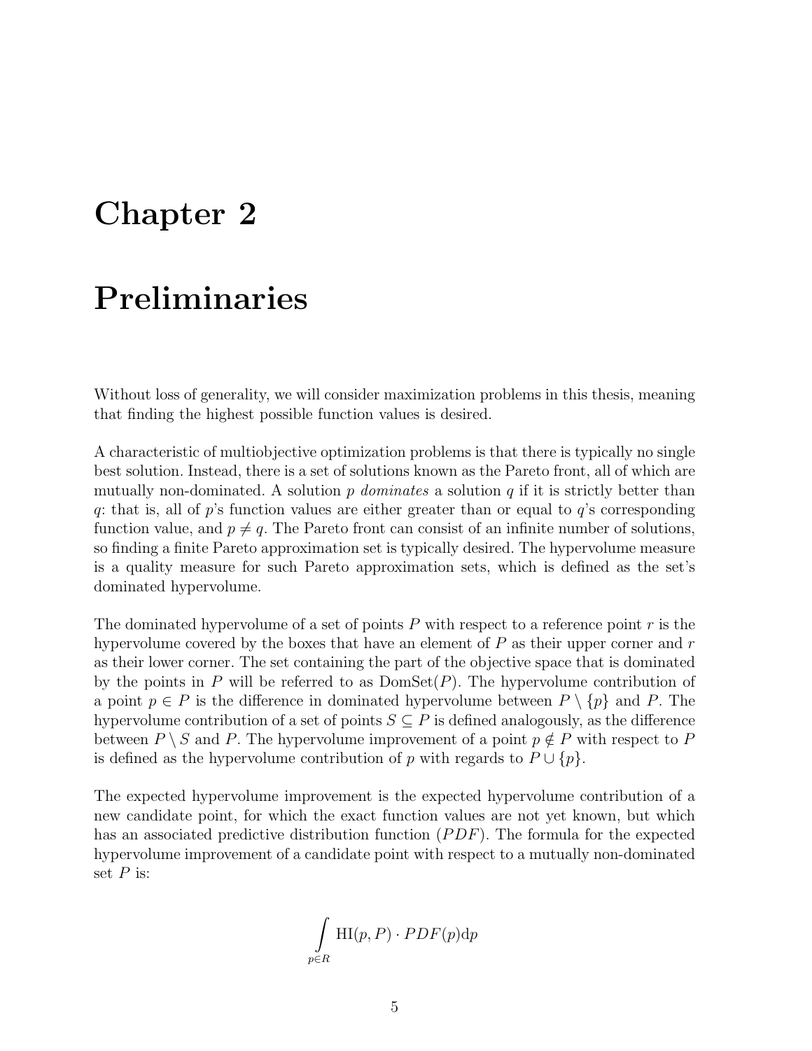# Chapter 2

# Preliminaries

Without loss of generality, we will consider maximization problems in this thesis, meaning that finding the highest possible function values is desired.

A characteristic of multiobjective optimization problems is that there is typically no single best solution. Instead, there is a set of solutions known as the Pareto front, all of which are mutually non-dominated. A solution $p$ *dominates* a solution $q$ if it is strictly better than $q$: that is, all of $p$'s function values are either greater than or equal to $q$'s corresponding function value, and $p \neq q$. The Pareto front can consist of an infinite number of solutions, so finding a finite Pareto approximation set is typically desired. The hypervolume measure is a quality measure for such Pareto approximation sets, which is defined as the set's dominated hypervolume.

The dominated hypervolume of a set of points $P$ with respect to a reference point $r$ is the hypervolume covered by the boxes that have an element of $P$ as their upper corner and $r$ as their lower corner. The set containing the part of the objective space that is dominated by the points in $P$ will be referred to as $\mathrm{DomSet}(P)$. The hypervolume contribution of a point $p \in P$ is the difference in dominated hypervolume between $P \setminus \{p\}$ and $P$. The hypervolume contribution of a set of points $S \subseteq P$ is defined analogously, as the difference between $P \setminus S$ and $P$. The hypervolume improvement of a point $p \notin P$ with respect to $P$ is defined as the hypervolume contribution of $p$ with regards to $P \cup \{p\}$.

The expected hypervolume improvement is the expected hypervolume contribution of a new candidate point, for which the exact function values are not yet known, but which has an associated predictive distribution function ($PDF$). The formula for the expected hypervolume improvement of a candidate point with respect to a mutually non-dominated set $P$ is:

$$\int_{p \in R} \mathrm{HI}(p, P) \cdot PDF(p) \mathrm{d}p$$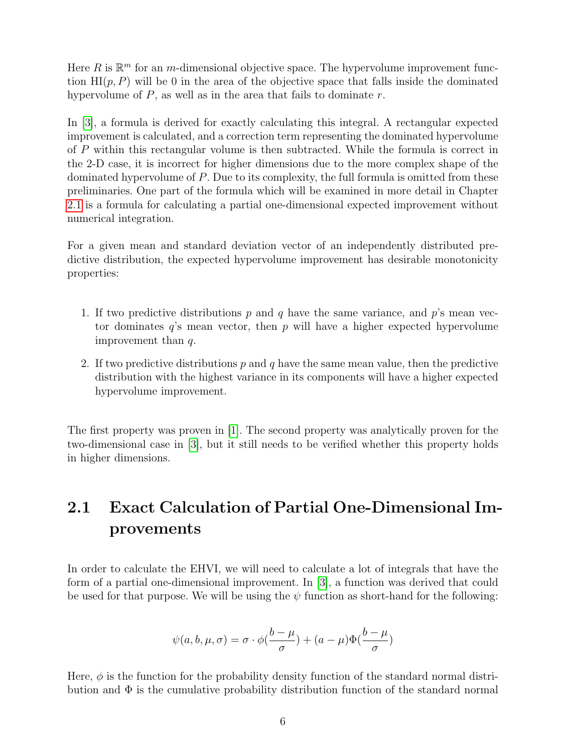Here $R$ is $\mathbb{R}^m$ for an $m$-dimensional objective space. The hypervolume improvement function $\text{HI}(p, P)$ will be 0 in the area of the objective space that falls inside the dominated hypervolume of $P$, as well as in the area that fails to dominate $r$.

In [3], a formula is derived for exactly calculating this integral. A rectangular expected improvement is calculated, and a correction term representing the dominated hypervolume of $P$ within this rectangular volume is then subtracted. While the formula is correct in the 2-D case, it is incorrect for higher dimensions due to the more complex shape of the dominated hypervolume of $P$. Due to its complexity, the full formula is omitted from these preliminaries. One part of the formula which will be examined in more detail in Chapter 2.1 is a formula for calculating a partial one-dimensional expected improvement without numerical integration.

For a given mean and standard deviation vector of an independently distributed predictive distribution, the expected hypervolume improvement has desirable monotonicity properties:

1. If two predictive distributions $p$ and $q$ have the same variance, and $p$'s mean vector dominates $q$'s mean vector, then $p$ will have a higher expected hypervolume improvement than $q$.
2. If two predictive distributions $p$ and $q$ have the same mean value, then the predictive distribution with the highest variance in its components will have a higher expected hypervolume improvement.

The first property was proven in [1]. The second property was analytically proven for the two-dimensional case in [3], but it still needs to be verified whether this property holds in higher dimensions.

## 2.1 Exact Calculation of Partial One-Dimensional Improvements

In order to calculate the EHVI, we will need to calculate a lot of integrals that have the form of a partial one-dimensional improvement. In [3], a function was derived that could be used for that purpose. We will be using the $\psi$ function as short-hand for the following:

$$\psi(a, b, \mu, \sigma) = \sigma \cdot \phi(\frac{b - \mu}{\sigma}) + (a - \mu)\Phi(\frac{b - \mu}{\sigma})$$

Here, $\phi$ is the function for the probability density function of the standard normal distribution and $\Phi$ is the cumulative probability distribution function of the standard normal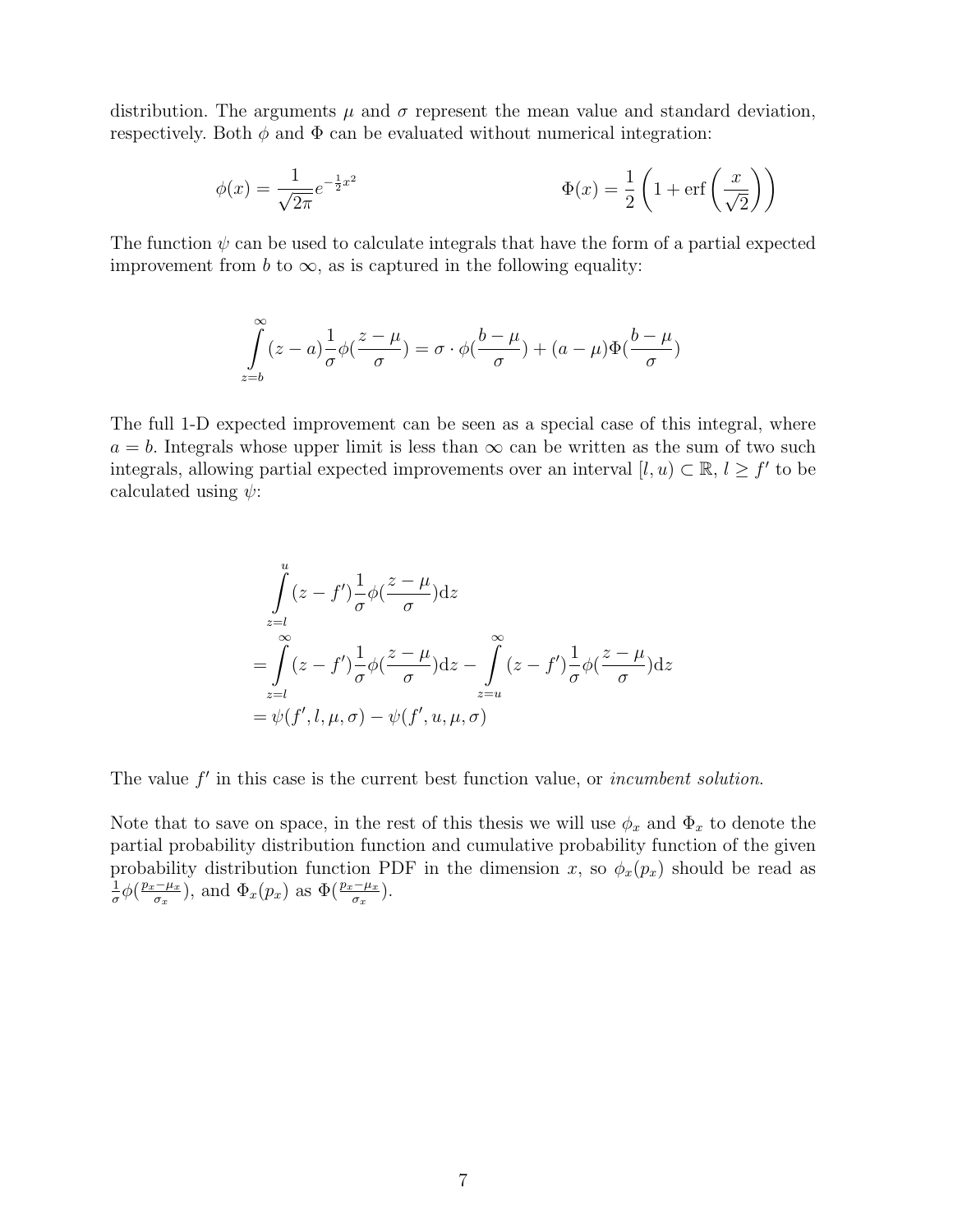distribution. The arguments $\mu$ and $\sigma$ represent the mean value and standard deviation, respectively. Both $\phi$ and $\Phi$ can be evaluated without numerical integration:

$$\phi(x) = \frac{1}{\sqrt{2\pi}} e^{-\frac{1}{2}x^2} \qquad\qquad \Phi(x) = \frac{1}{2}\left(1 + \text{erf}\left(\frac{x}{\sqrt{2}}\right)\right)$$

The function $\psi$ can be used to calculate integrals that have the form of a partial expected improvement from $b$ to $\infty$, as is captured in the following equality:

$$\int_{z=b}^{\infty} (z-a)\frac{1}{\sigma}\phi(\frac{z-\mu}{\sigma}) = \sigma \cdot \phi(\frac{b-\mu}{\sigma}) + (a-\mu)\Phi(\frac{b-\mu}{\sigma})$$

The full 1-D expected improvement can be seen as a special case of this integral, where $a = b$. Integrals whose upper limit is less than $\infty$ can be written as the sum of two such integrals, allowing partial expected improvements over an interval $[l, u) \subset \mathbb{R}$, $l \geq f'$ to be calculated using $\psi$:

$$\begin{aligned}
&\int_{z=l}^{u} (z-f')\frac{1}{\sigma}\phi(\frac{z-\mu}{\sigma})\mathrm{d}z \\
&= \int_{z=l}^{\infty} (z-f')\frac{1}{\sigma}\phi(\frac{z-\mu}{\sigma})\mathrm{d}z - \int_{z=u}^{\infty} (z-f')\frac{1}{\sigma}\phi(\frac{z-\mu}{\sigma})\mathrm{d}z \\
&= \psi(f', l, \mu, \sigma) - \psi(f', u, \mu, \sigma)
\end{aligned}$$

The value $f'$ in this case is the current best function value, or *incumbent solution.*

Note that to save on space, in the rest of this thesis we will use $\phi_x$ and $\Phi_x$ to denote the partial probability distribution function and cumulative probability function of the given probability distribution function PDF in the dimension $x$, so $\phi_x(p_x)$ should be read as $\frac{1}{\sigma}\phi(\frac{p_x-\mu_x}{\sigma_x})$, and $\Phi_x(p_x)$ as $\Phi(\frac{p_x-\mu_x}{\sigma_x})$.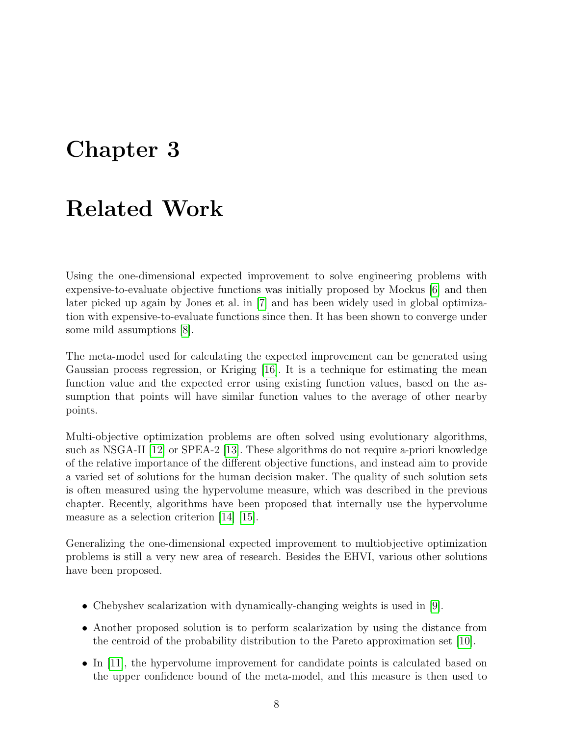# Chapter 3

# Related Work

Using the one-dimensional expected improvement to solve engineering problems with expensive-to-evaluate objective functions was initially proposed by Mockus [6] and then later picked up again by Jones et al. in [7] and has been widely used in global optimization with expensive-to-evaluate functions since then. It has been shown to converge under some mild assumptions [8].

The meta-model used for calculating the expected improvement can be generated using Gaussian process regression, or Kriging [16]. It is a technique for estimating the mean function value and the expected error using existing function values, based on the assumption that points will have similar function values to the average of other nearby points.

Multi-objective optimization problems are often solved using evolutionary algorithms, such as NSGA-II [12] or SPEA-2 [13]. These algorithms do not require a-priori knowledge of the relative importance of the different objective functions, and instead aim to provide a varied set of solutions for the human decision maker. The quality of such solution sets is often measured using the hypervolume measure, which was described in the previous chapter. Recently, algorithms have been proposed that internally use the hypervolume measure as a selection criterion [14] [15].

Generalizing the one-dimensional expected improvement to multiobjective optimization problems is still a very new area of research. Besides the EHVI, various other solutions have been proposed.

- Chebyshev scalarization with dynamically-changing weights is used in [9].
- Another proposed solution is to perform scalarization by using the distance from the centroid of the probability distribution to the Pareto approximation set [10].
- In [11], the hypervolume improvement for candidate points is calculated based on the upper confidence bound of the meta-model, and this measure is then used to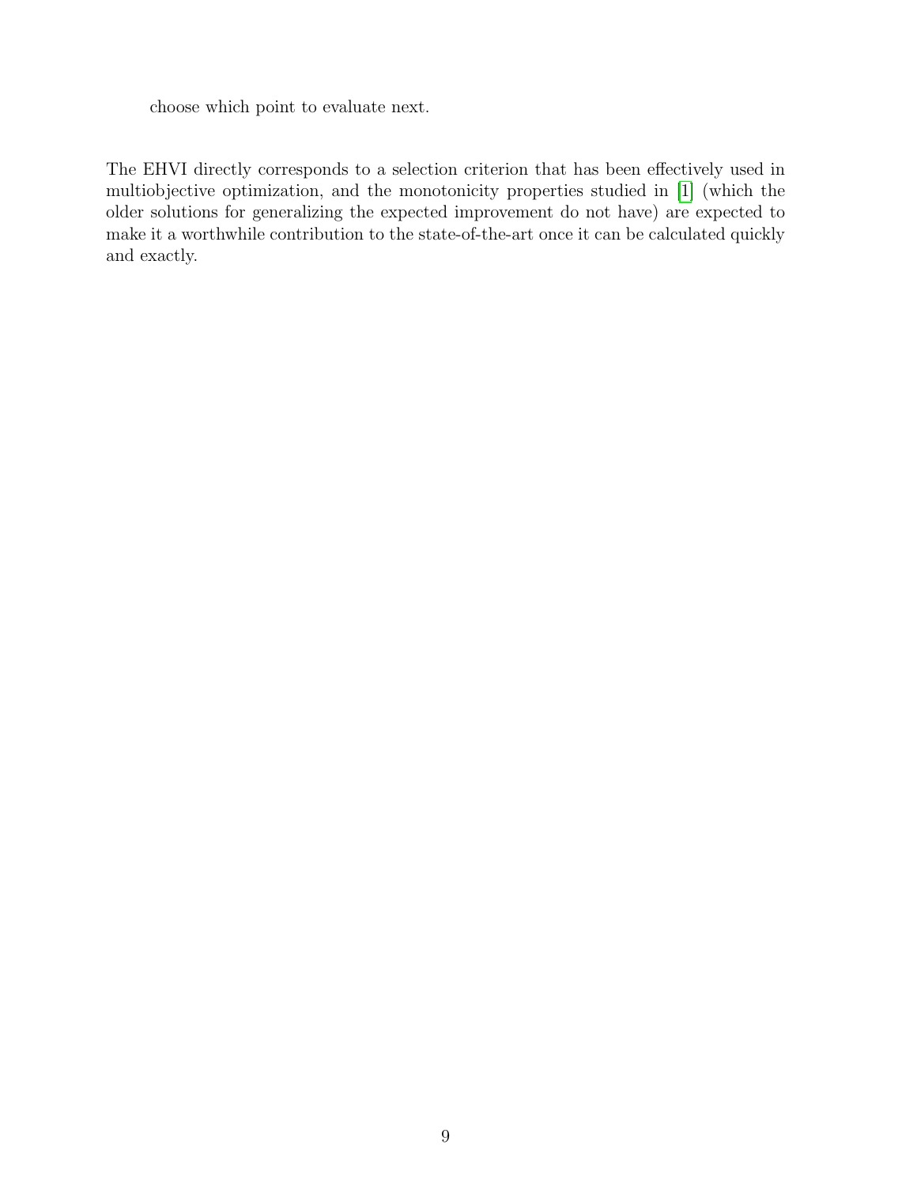choose which point to evaluate next.

The EHVI directly corresponds to a selection criterion that has been effectively used in multiobjective optimization, and the monotonicity properties studied in [1] (which the older solutions for generalizing the expected improvement do not have) are expected to make it a worthwhile contribution to the state-of-the-art once it can be calculated quickly and exactly.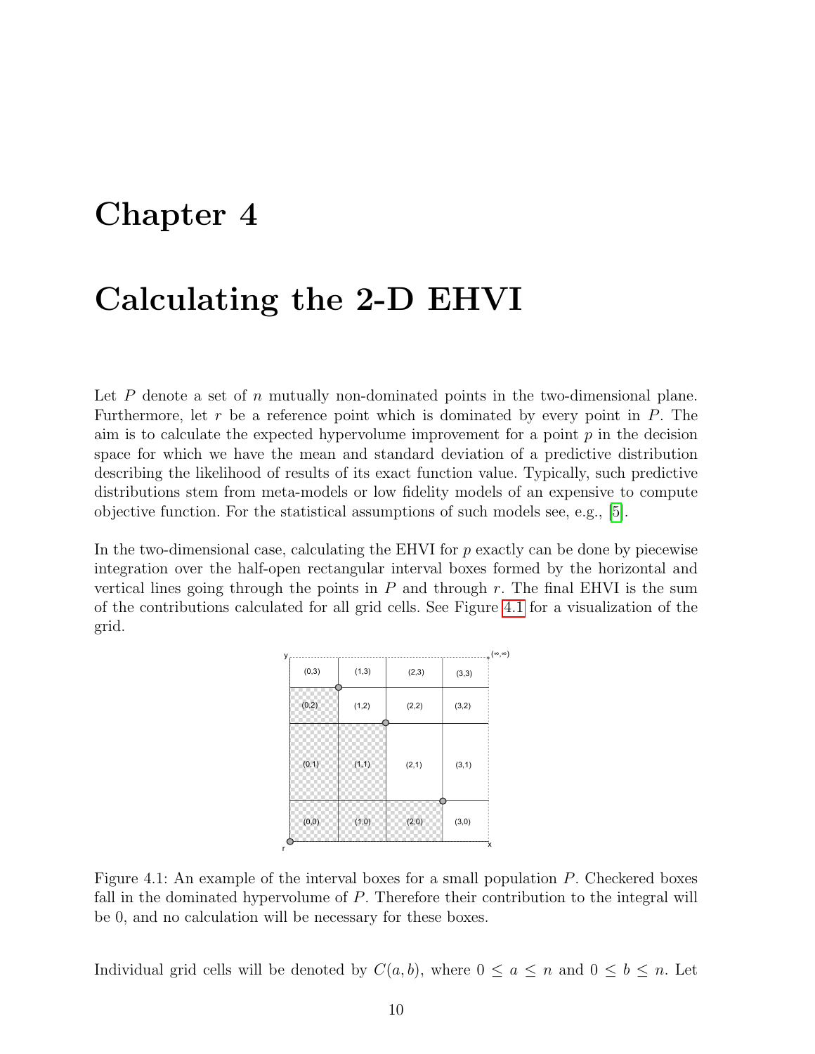# Chapter 4

# Calculating the 2-D EHVI

Let $P$ denote a set of $n$ mutually non-dominated points in the two-dimensional plane. Furthermore, let $r$ be a reference point which is dominated by every point in $P$. The aim is to calculate the expected hypervolume improvement for a point $p$ in the decision space for which we have the mean and standard deviation of a predictive distribution describing the likelihood of results of its exact function value. Typically, such predictive distributions stem from meta-models or low fidelity models of an expensive to compute objective function. For the statistical assumptions of such models see, e.g., [5].

In the two-dimensional case, calculating the EHVI for $p$ exactly can be done by piecewise integration over the half-open rectangular interval boxes formed by the horizontal and vertical lines going through the points in $P$ and through $r$. The final EHVI is the sum of the contributions calculated for all grid cells. See Figure 4.1 for a visualization of the grid.

Figure 4.1: An example of the interval boxes for a small population $P$. Checkered boxes fall in the dominated hypervolume of $P$. Therefore their contribution to the integral will be 0, and no calculation will be necessary for these boxes.

Individual grid cells will be denoted by $C(a, b)$, where $0 \leq a \leq n$ and $0 \leq b \leq n$. Let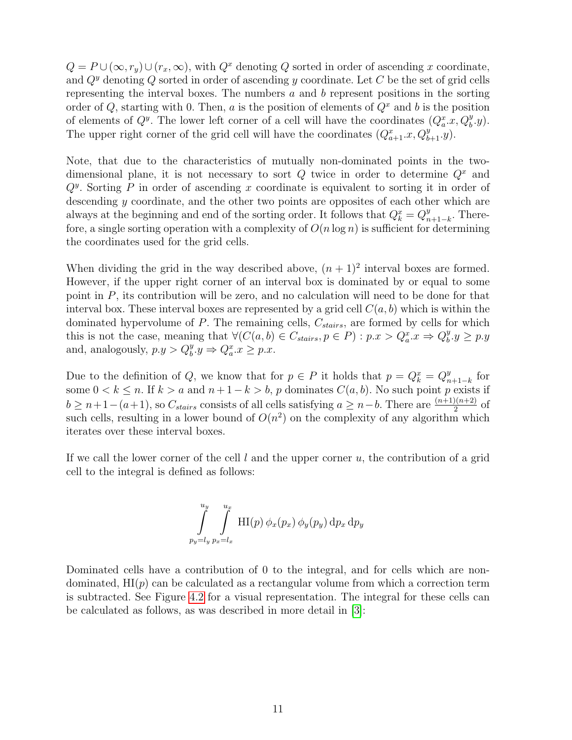$Q = P \cup (\infty, r_y) \cup (r_x, \infty)$, with $Q^x$ denoting $Q$ sorted in order of ascending $x$ coordinate, and $Q^y$ denoting $Q$ sorted in order of ascending $y$ coordinate. Let $C$ be the set of grid cells representing the interval boxes. The numbers $a$ and $b$ represent positions in the sorting order of $Q$, starting with 0. Then, $a$ is the position of elements of $Q^x$ and $b$ is the position of elements of $Q^y$. The lower left corner of a cell will have the coordinates $(Q^x_a.x, Q^y_b.y)$. The upper right corner of the grid cell will have the coordinates $(Q^x_{a+1}.x, Q^y_{b+1}.y)$.

Note, that due to the characteristics of mutually non-dominated points in the two-dimensional plane, it is not necessary to sort $Q$ twice in order to determine $Q^x$ and $Q^y$. Sorting $P$ in order of ascending $x$ coordinate is equivalent to sorting it in order of descending $y$ coordinate, and the other two points are opposites of each other which are always at the beginning and end of the sorting order. It follows that $Q^x_k = Q^y_{n+1-k}$. Therefore, a single sorting operation with a complexity of $O(n \log n)$ is sufficient for determining the coordinates used for the grid cells.

When dividing the grid in the way described above, $(n+1)^2$ interval boxes are formed. However, if the upper right corner of an interval box is dominated by or equal to some point in $P$, its contribution will be zero, and no calculation will need to be done for that interval box. These interval boxes are represented by a grid cell $C(a, b)$ which is within the dominated hypervolume of $P$. The remaining cells, $C_{stairs}$, are formed by cells for which this is not the case, meaning that $\forall (C(a, b) \in C_{stairs}, p \in P) : p.x > Q^x_a.x \Rightarrow Q^y_b.y \geq p.y$ and, analogously, $p.y > Q^y_b.y \Rightarrow Q^x_a.x \geq p.x$.

Due to the definition of $Q$, we know that for $p \in P$ it holds that $p = Q^x_k = Q^y_{n+1-k}$ for some $0 < k \leq n$. If $k > a$ and $n+1-k > b$, $p$ dominates $C(a, b)$. No such point $p$ exists if $b \geq n+1-(a+1)$, so $C_{stairs}$ consists of all cells satisfying $a \geq n-b$. There are $\frac{(n+1)(n+2)}{2}$ of such cells, resulting in a lower bound of $O(n^2)$ on the complexity of any algorithm which iterates over these interval boxes.

If we call the lower corner of the cell $l$ and the upper corner $u$, the contribution of a grid cell to the integral is defined as follows:

$$\int_{p_y=l_y}^{u_y} \int_{p_x=l_x}^{u_x} \mathrm{HI}(p)\, \phi_x(p_x)\, \phi_y(p_y)\, \mathrm{d}p_x\, \mathrm{d}p_y$$

Dominated cells have a contribution of 0 to the integral, and for cells which are non-dominated, $\mathrm{HI}(p)$ can be calculated as a rectangular volume from which a correction term is subtracted. See Figure 4.2 for a visual representation. The integral for these cells can be calculated as follows, as was described in more detail in [3]: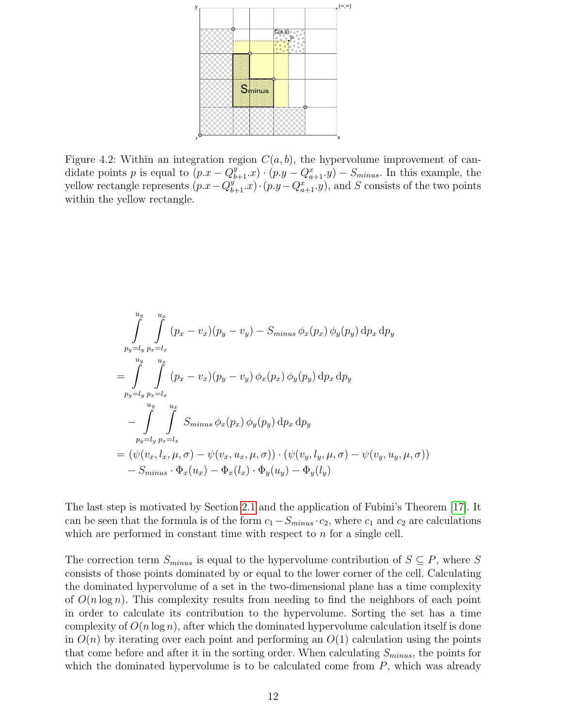Figure 4.2: Within an integration region $C(a, b)$, the hypervolume improvement of candidate points $p$ is equal to $(p.x - Q^y_{b+1}.x) \cdot (p.y - Q^x_{a+1}.y) - S_{minus}$. In this example, the yellow rectangle represents $(p.x - Q^y_{b+1}.x) \cdot (p.y - Q^x_{a+1}.y)$, and $S$ consists of the two points within the yellow rectangle.

$$
\begin{aligned}
&\int_{p_y=l_y}^{u_y} \int_{p_x=l_x}^{u_x} (p_x - v_x)(p_y - v_y) - S_{minus}\, \phi_x(p_x)\, \phi_y(p_y)\, \mathrm{d}p_x\, \mathrm{d}p_y \\
&= \int_{p_y=l_y}^{u_y} \int_{p_x=l_x}^{u_x} (p_x - v_x)(p_y - v_y)\, \phi_x(p_x)\, \phi_y(p_y)\, \mathrm{d}p_x\, \mathrm{d}p_y \\
&\quad - \int_{p_y=l_y}^{u_y} \int_{p_x=l_x}^{u_x} S_{minus}\, \phi_x(p_x)\, \phi_y(p_y)\, \mathrm{d}p_x\, \mathrm{d}p_y \\
&= (\psi(v_x, l_x, \mu, \sigma) - \psi(v_x, u_x, \mu, \sigma)) \cdot (\psi(v_y, l_y, \mu, \sigma) - \psi(v_y, u_y, \mu, \sigma)) \\
&\quad - S_{minus} \cdot \Phi_x(u_x) - \Phi_x(l_x) \cdot \Phi_y(u_y) - \Phi_y(l_y)
\end{aligned}
$$

The last step is motivated by Section 2.1 and the application of Fubini's Theorem [17]. It can be seen that the formula is of the form $c_1 - S_{minus} \cdot c_2$, where $c_1$ and $c_2$ are calculations which are performed in constant time with respect to $n$ for a single cell.

The correction term $S_{minus}$ is equal to the hypervolume contribution of $S \subseteq P$, where $S$ consists of those points dominated by or equal to the lower corner of the cell. Calculating the dominated hypervolume of a set in the two-dimensional plane has a time complexity of $O(n \log n)$. This complexity results from needing to find the neighbors of each point in order to calculate its contribution to the hypervolume. Sorting the set has a time complexity of $O(n \log n)$, after which the dominated hypervolume calculation itself is done in $O(n)$ by iterating over each point and performing an $O(1)$ calculation using the points that come before and after it in the sorting order. When calculating $S_{minus}$, the points for which the dominated hypervolume is to be calculated come from $P$, which was already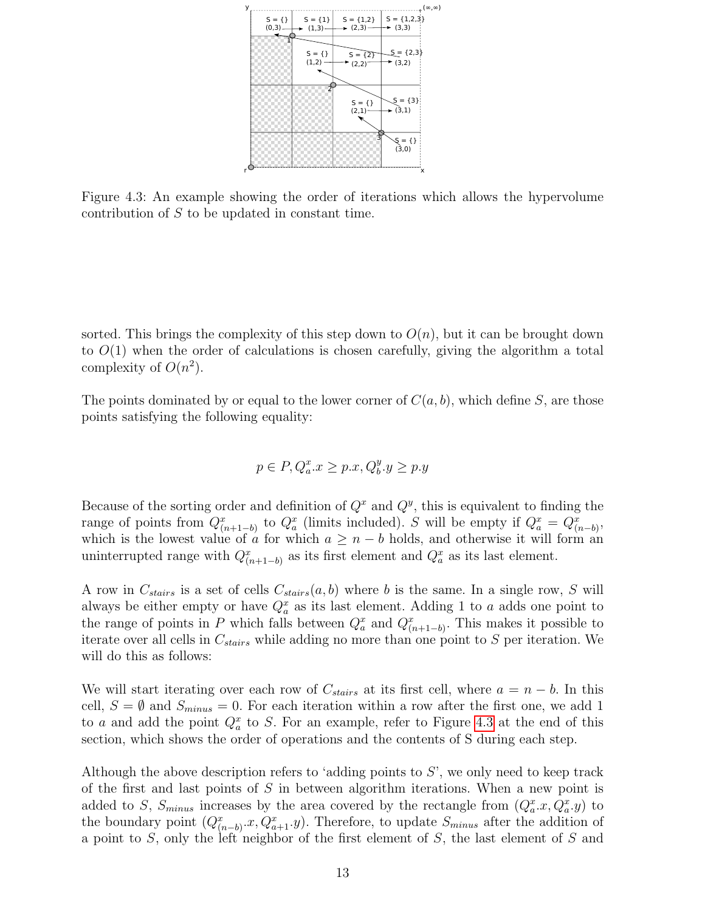Figure 4.3: An example showing the order of iterations which allows the hypervolume contribution of $S$ to be updated in constant time.

sorted. This brings the complexity of this step down to $O(n)$, but it can be brought down to $O(1)$ when the order of calculations is chosen carefully, giving the algorithm a total complexity of $O(n^2)$.

The points dominated by or equal to the lower corner of $C(a, b)$, which define $S$, are those points satisfying the following equality:

$$p \in P, Q^x_a.x \geq p.x, Q^y_b.y \geq p.y$$

Because of the sorting order and definition of $Q^x$ and $Q^y$, this is equivalent to finding the range of points from $Q^x_{(n+1-b)}$ to $Q^x_a$ (limits included). $S$ will be empty if $Q^x_a = Q^x_{(n-b)}$, which is the lowest value of $a$ for which $a \geq n - b$ holds, and otherwise it will form an uninterrupted range with $Q^x_{(n+1-b)}$ as its first element and $Q^x_a$ as its last element.

A row in $C_{stairs}$ is a set of cells $C_{stairs}(a, b)$ where $b$ is the same. In a single row, $S$ will always be either empty or have $Q^x_a$ as its last element. Adding 1 to $a$ adds one point to the range of points in $P$ which falls between $Q^x_a$ and $Q^x_{(n+1-b)}$. This makes it possible to iterate over all cells in $C_{stairs}$ while adding no more than one point to $S$ per iteration. We will do this as follows:

We will start iterating over each row of $C_{stairs}$ at its first cell, where $a = n - b$. In this cell, $S = \emptyset$ and $S_{minus} = 0$. For each iteration within a row after the first one, we add 1 to $a$ and add the point $Q^x_a$ to $S$. For an example, refer to Figure 4.3 at the end of this section, which shows the order of operations and the contents of S during each step.

Although the above description refers to 'adding points to $S$', we only need to keep track of the first and last points of $S$ in between algorithm iterations. When a new point is added to $S$, $S_{minus}$ increases by the area covered by the rectangle from $(Q^x_a.x, Q^x_a.y)$ to the boundary point $(Q^x_{(n-b)}.x, Q^x_{a+1}.y)$. Therefore, to update $S_{minus}$ after the addition of a point to $S$, only the left neighbor of the first element of $S$, the last element of $S$ and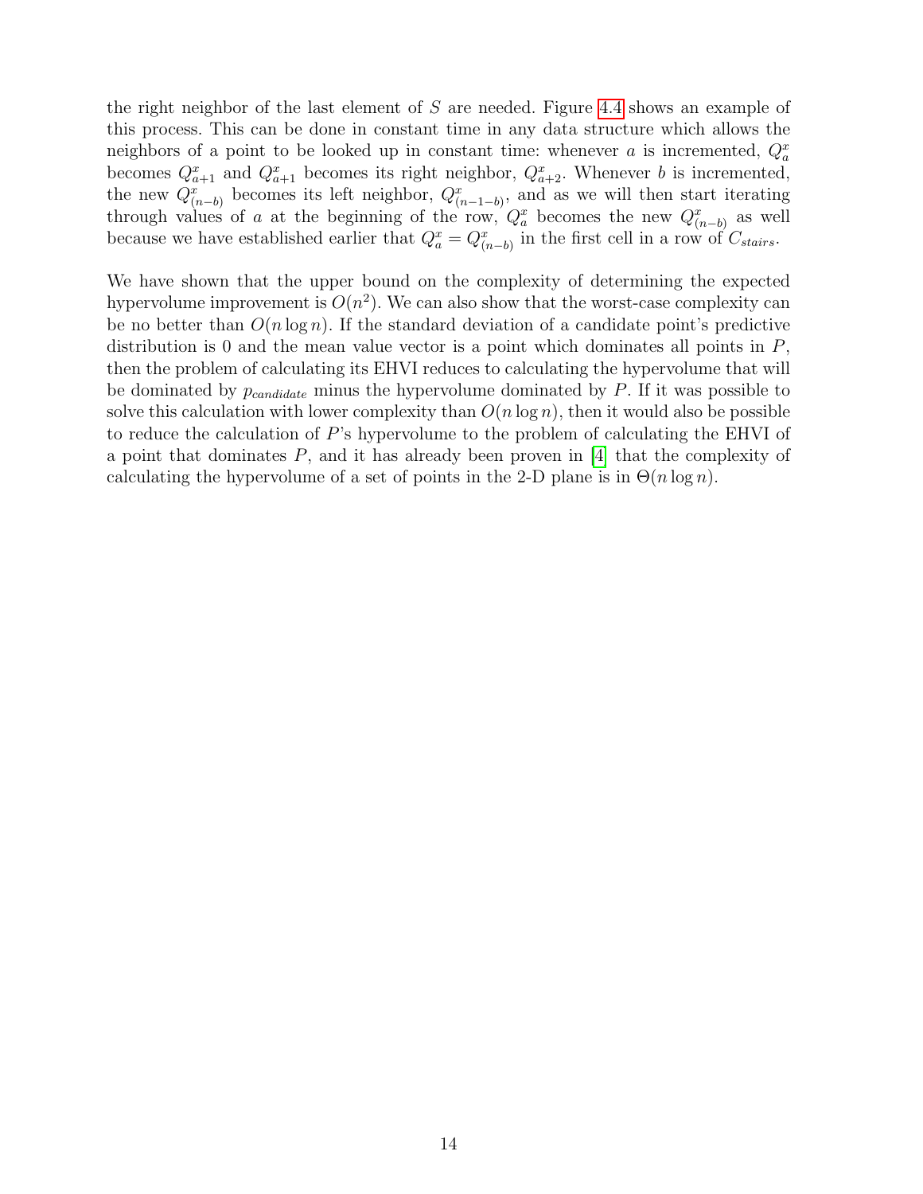the right neighbor of the last element of $S$ are needed. Figure 4.4 shows an example of this process. This can be done in constant time in any data structure which allows the neighbors of a point to be looked up in constant time: whenever $a$ is incremented, $Q^x_a$ becomes $Q^x_{a+1}$ and $Q^x_{a+1}$ becomes its right neighbor, $Q^x_{a+2}$. Whenever $b$ is incremented, the new $Q^x_{(n-b)}$ becomes its left neighbor, $Q^x_{(n-1-b)}$, and as we will then start iterating through values of $a$ at the beginning of the row, $Q^x_a$ becomes the new $Q^x_{(n-b)}$ as well because we have established earlier that $Q^x_a = Q^x_{(n-b)}$ in the first cell in a row of $C_{stairs}$.

We have shown that the upper bound on the complexity of determining the expected hypervolume improvement is $O(n^2)$. We can also show that the worst-case complexity can be no better than $O(n \log n)$. If the standard deviation of a candidate point's predictive distribution is 0 and the mean value vector is a point which dominates all points in $P$, then the problem of calculating its EHVI reduces to calculating the hypervolume that will be dominated by $p_{candidate}$ minus the hypervolume dominated by $P$. If it was possible to solve this calculation with lower complexity than $O(n \log n)$, then it would also be possible to reduce the calculation of $P$'s hypervolume to the problem of calculating the EHVI of a point that dominates $P$, and it has already been proven in [4] that the complexity of calculating the hypervolume of a set of points in the 2-D plane is in $\Theta(n \log n)$.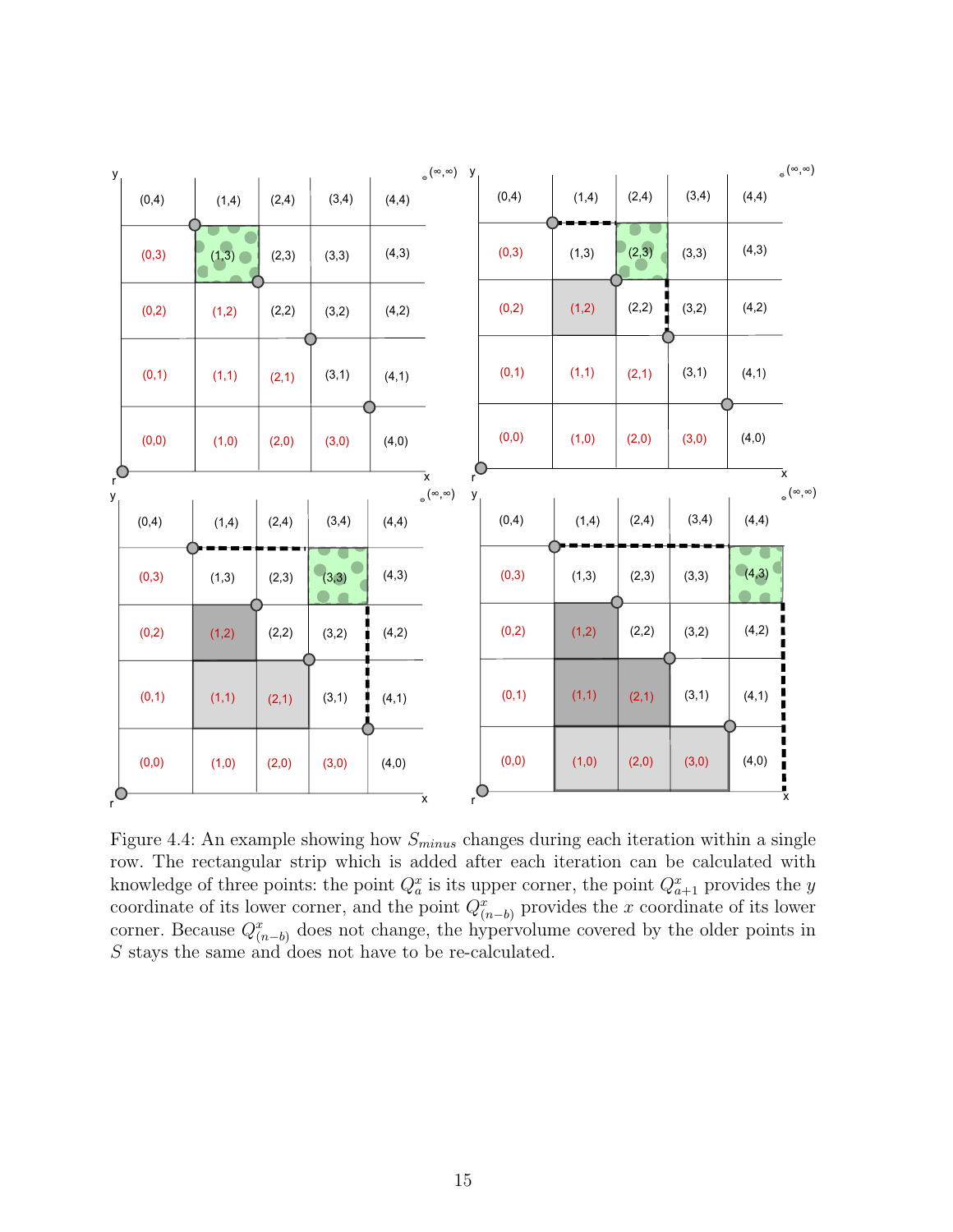Figure 4.4: An example showing how $S_{minus}$ changes during each iteration within a single row. The rectangular strip which is added after each iteration can be calculated with knowledge of three points: the point $Q^x_a$ is its upper corner, the point $Q^x_{a+1}$ provides the $y$ coordinate of its lower corner, and the point $Q^x_{(n-b)}$ provides the $x$ coordinate of its lower corner. Because $Q^x_{(n-b)}$ does not change, the hypervolume covered by the older points in $S$ stays the same and does not have to be re-calculated.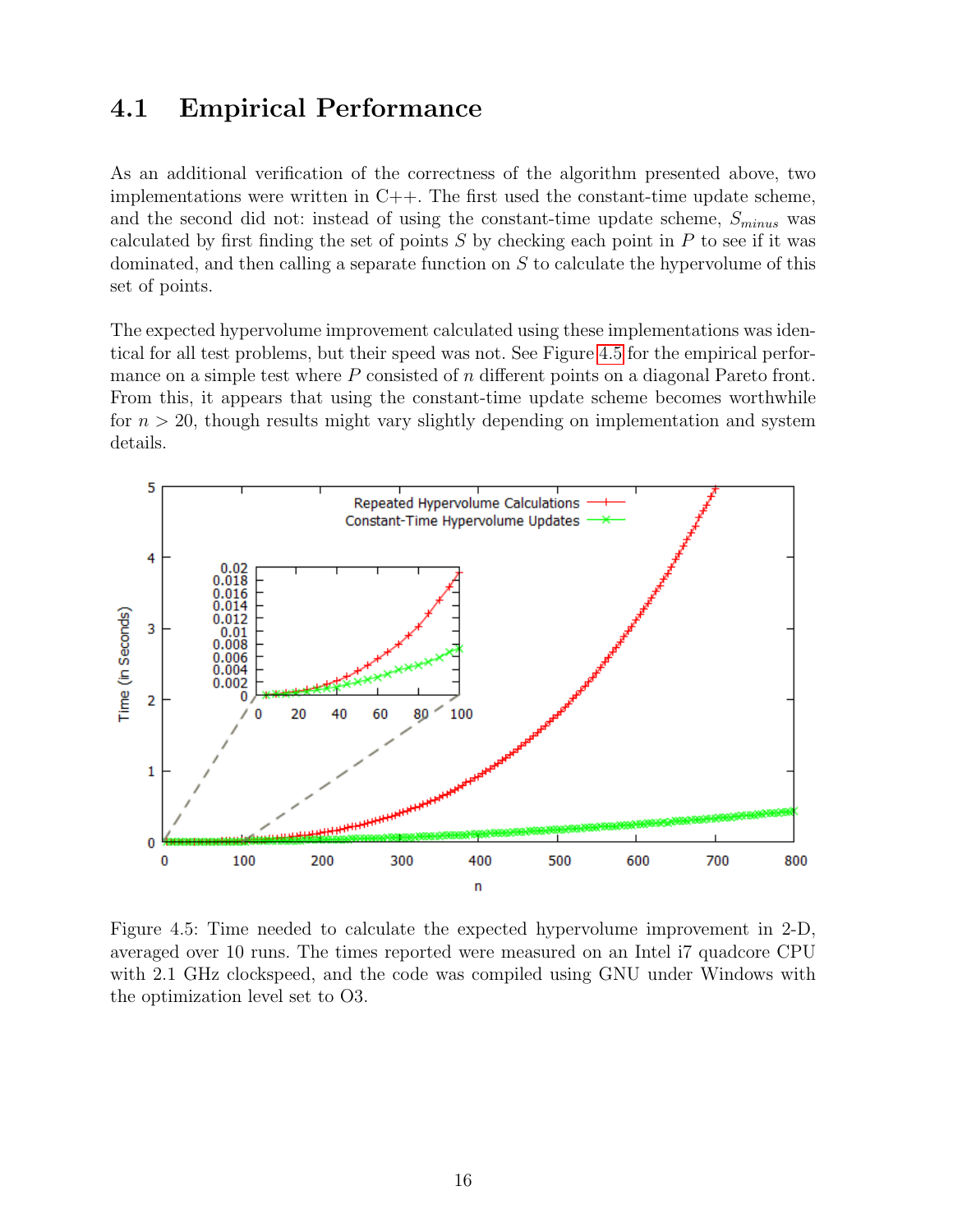## 4.1 Empirical Performance

As an additional verification of the correctness of the algorithm presented above, two implementations were written in C++. The first used the constant-time update scheme, and the second did not: instead of using the constant-time update scheme, $S_{minus}$ was calculated by first finding the set of points $S$ by checking each point in $P$ to see if it was dominated, and then calling a separate function on $S$ to calculate the hypervolume of this set of points.

The expected hypervolume improvement calculated using these implementations was identical for all test problems, but their speed was not. See Figure 4.5 for the empirical performance on a simple test where $P$ consisted of $n$ different points on a diagonal Pareto front. From this, it appears that using the constant-time update scheme becomes worthwhile for $n > 20$, though results might vary slightly depending on implementation and system details.

Figure 4.5: Time needed to calculate the expected hypervolume improvement in 2-D, averaged over 10 runs. The times reported were measured on an Intel i7 quadcore CPU with 2.1 GHz clockspeed, and the code was compiled using GNU under Windows with the optimization level set to O3.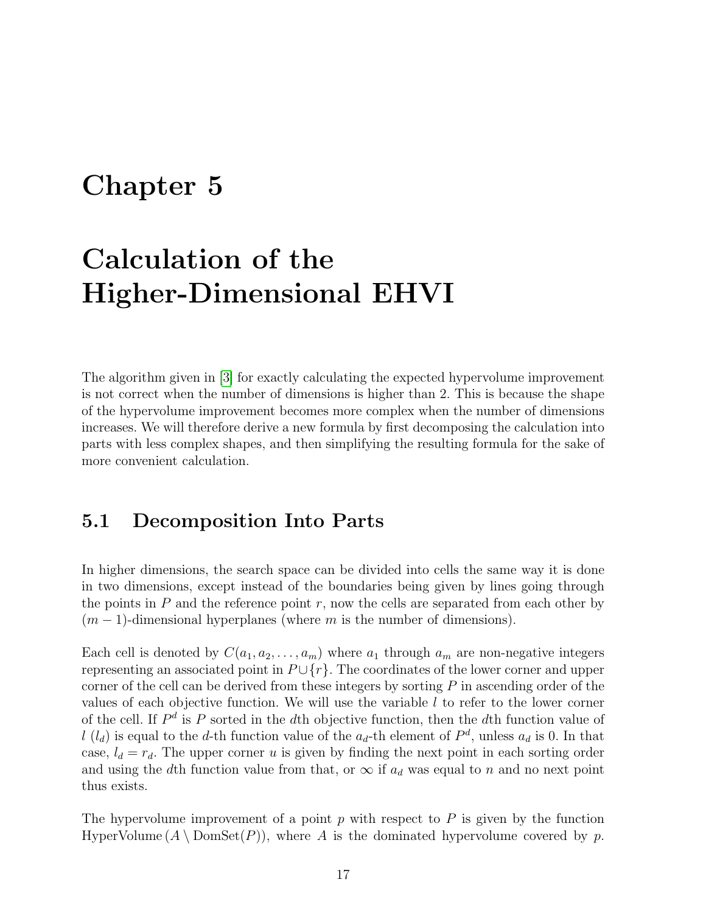# Chapter 5

# Calculation of the Higher-Dimensional EHVI

The algorithm given in [3] for exactly calculating the expected hypervolume improvement is not correct when the number of dimensions is higher than 2. This is because the shape of the hypervolume improvement becomes more complex when the number of dimensions increases. We will therefore derive a new formula by first decomposing the calculation into parts with less complex shapes, and then simplifying the resulting formula for the sake of more convenient calculation.

## 5.1 Decomposition Into Parts

In higher dimensions, the search space can be divided into cells the same way it is done in two dimensions, except instead of the boundaries being given by lines going through the points in $P$ and the reference point $r$, now the cells are separated from each other by $(m-1)$-dimensional hyperplanes (where $m$ is the number of dimensions).

Each cell is denoted by $C(a_1, a_2, \ldots, a_m)$ where $a_1$ through $a_m$ are non-negative integers representing an associated point in $P \cup \{r\}$. The coordinates of the lower corner and upper corner of the cell can be derived from these integers by sorting $P$ in ascending order of the values of each objective function. We will use the variable $l$ to refer to the lower corner of the cell. If $P^d$ is $P$ sorted in the $d$th objective function, then the $d$th function value of $l$ ($l_d$) is equal to the $d$-th function value of the $a_d$-th element of $P^d$, unless $a_d$ is 0. In that case, $l_d = r_d$. The upper corner $u$ is given by finding the next point in each sorting order and using the $d$th function value from that, or $\infty$ if $a_d$ was equal to $n$ and no next point thus exists.

The hypervolume improvement of a point $p$ with respect to $P$ is given by the function $\text{HyperVolume}\left(A \setminus \text{DomSet}(P)\right)$, where $A$ is the dominated hypervolume covered by $p$.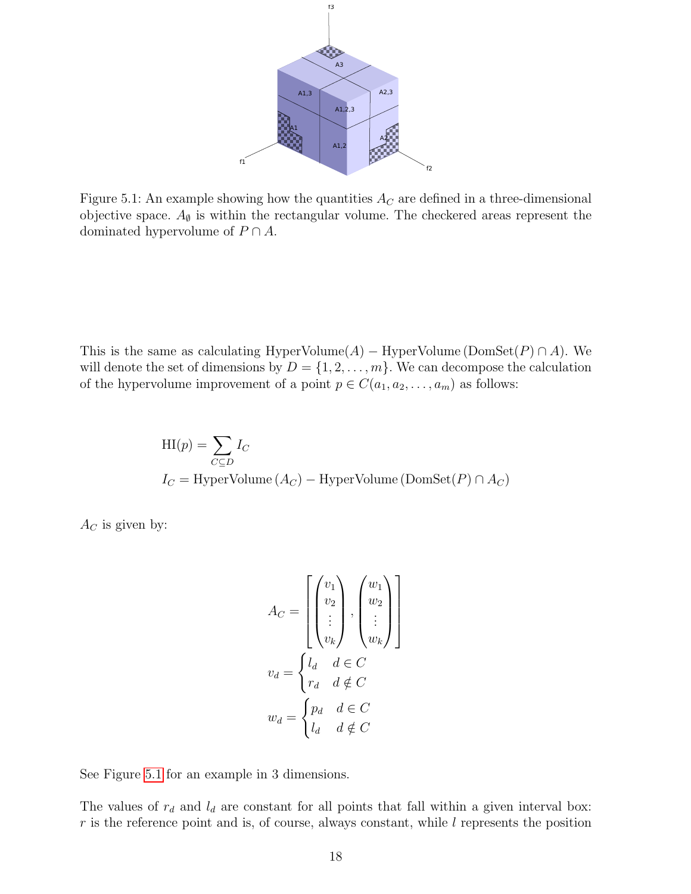Figure 5.1: An example showing how the quantities $A_C$ are defined in a three-dimensional objective space. $A_\emptyset$ is within the rectangular volume. The checkered areas represent the dominated hypervolume of $P \cap A$.

This is the same as calculating $\text{HyperVolume}(A) - \text{HyperVolume}(\text{DomSet}(P) \cap A)$. We will denote the set of dimensions by $D = \{1, 2, \ldots, m\}$. We can decompose the calculation of the hypervolume improvement of a point $p \in C(a_1, a_2, \ldots, a_m)$ as follows:

$$
\begin{aligned}
\text{HI}(p) &= \sum_{C \subseteq D} I_C \\
I_C &= \text{HyperVolume}(A_C) - \text{HyperVolume}(\text{DomSet}(P) \cap A_C)
\end{aligned}
$$

$A_C$ is given by:

$$
A_C = \left[ \begin{pmatrix} v_1 \\ v_2 \\ \vdots \\ v_k \end{pmatrix}, \begin{pmatrix} w_1 \\ w_2 \\ \vdots \\ w_k \end{pmatrix} \right]
$$

$$
v_d = \begin{cases} l_d & d \in C \\ r_d & d \notin C \end{cases}
$$

$$
w_d = \begin{cases} p_d & d \in C \\ l_d & d \notin C \end{cases}
$$

See Figure 5.1 for an example in 3 dimensions.

The values of $r_d$ and $l_d$ are constant for all points that fall within a given interval box: $r$ is the reference point and is, of course, always constant, while $l$ represents the position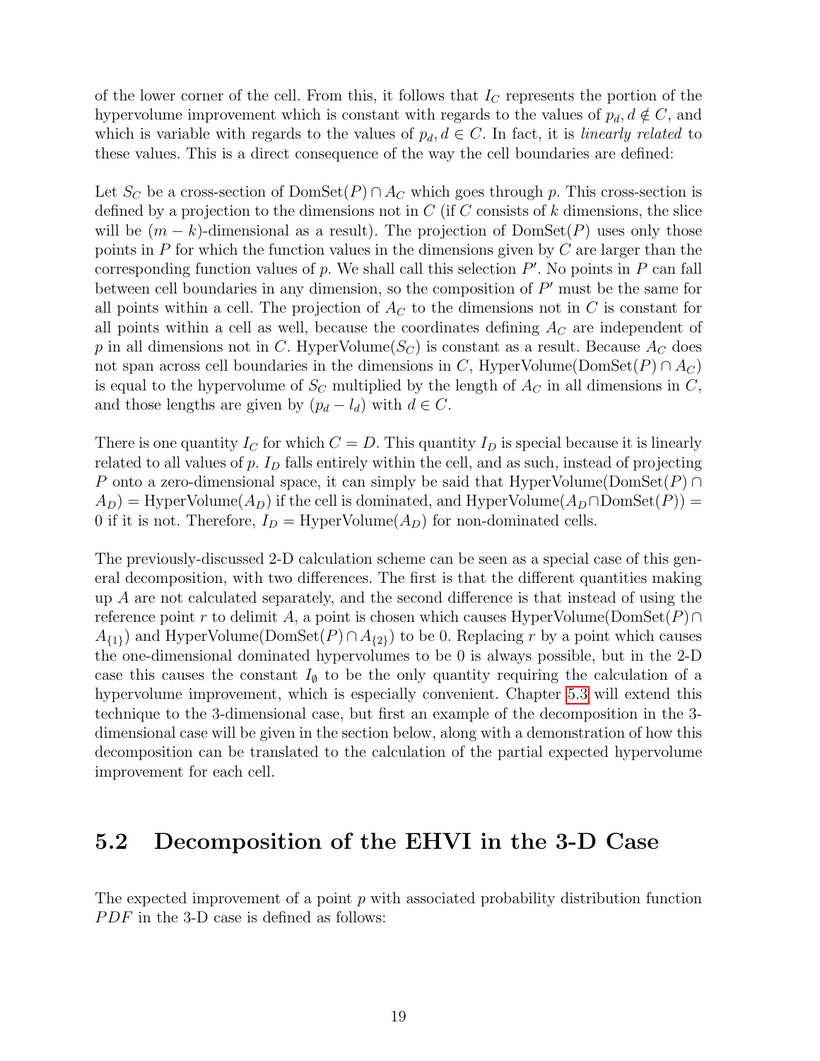of the lower corner of the cell. From this, it follows that $I_C$ represents the portion of the hypervolume improvement which is constant with regards to the values of $p_d, d \notin C$, and which is variable with regards to the values of $p_d, d \in C$. In fact, it is *linearly related* to these values. This is a direct consequence of the way the cell boundaries are defined:

Let $S_C$ be a cross-section of $\text{DomSet}(P) \cap A_C$ which goes through $p$. This cross-section is defined by a projection to the dimensions not in $C$ (if $C$ consists of $k$ dimensions, the slice will be $(m-k)$-dimensional as a result). The projection of $\text{DomSet}(P)$ uses only those points in $P$ for which the function values in the dimensions given by $C$ are larger than the corresponding function values of $p$. We shall call this selection $P'$. No points in $P$ can fall between cell boundaries in any dimension, so the composition of $P'$ must be the same for all points within a cell. The projection of $A_C$ to the dimensions not in $C$ is constant for all points within a cell as well, because the coordinates defining $A_C$ are independent of $p$ in all dimensions not in $C$. $\text{HyperVolume}(S_C)$ is constant as a result. Because $A_C$ does not span across cell boundaries in the dimensions in $C$, $\text{HyperVolume}(\text{DomSet}(P) \cap A_C)$ is equal to the hypervolume of $S_C$ multiplied by the length of $A_C$ in all dimensions in $C$, and those lengths are given by $(p_d - l_d)$ with $d \in C$.

There is one quantity $I_C$ for which $C = D$. This quantity $I_D$ is special because it is linearly related to all values of $p$. $I_D$ falls entirely within the cell, and as such, instead of projecting $P$ onto a zero-dimensional space, it can simply be said that $\text{HyperVolume}(\text{DomSet}(P) \cap A_D) = \text{HyperVolume}(A_D)$ if the cell is dominated, and $\text{HyperVolume}(A_D \cap \text{DomSet}(P)) = 0$ if it is not. Therefore, $I_D = \text{HyperVolume}(A_D)$ for non-dominated cells.

The previously-discussed 2-D calculation scheme can be seen as a special case of this general decomposition, with two differences. The first is that the different quantities making up $A$ are not calculated separately, and the second difference is that instead of using the reference point $r$ to delimit $A$, a point is chosen which causes $\text{HyperVolume}(\text{DomSet}(P) \cap A_{\{1\}})$ and $\text{HyperVolume}(\text{DomSet}(P) \cap A_{\{2\}})$ to be 0. Replacing $r$ by a point which causes the one-dimensional dominated hypervolumes to be 0 is always possible, but in the 2-D case this causes the constant $I_\emptyset$ to be the only quantity requiring the calculation of a hypervolume improvement, which is especially convenient. Chapter 5.3 will extend this technique to the 3-dimensional case, but first an example of the decomposition in the 3-dimensional case will be given in the section below, along with a demonstration of how this decomposition can be translated to the calculation of the partial expected hypervolume improvement for each cell.

## 5.2 Decomposition of the EHVI in the 3-D Case

The expected improvement of a point $p$ with associated probability distribution function $PDF$ in the 3-D case is defined as follows: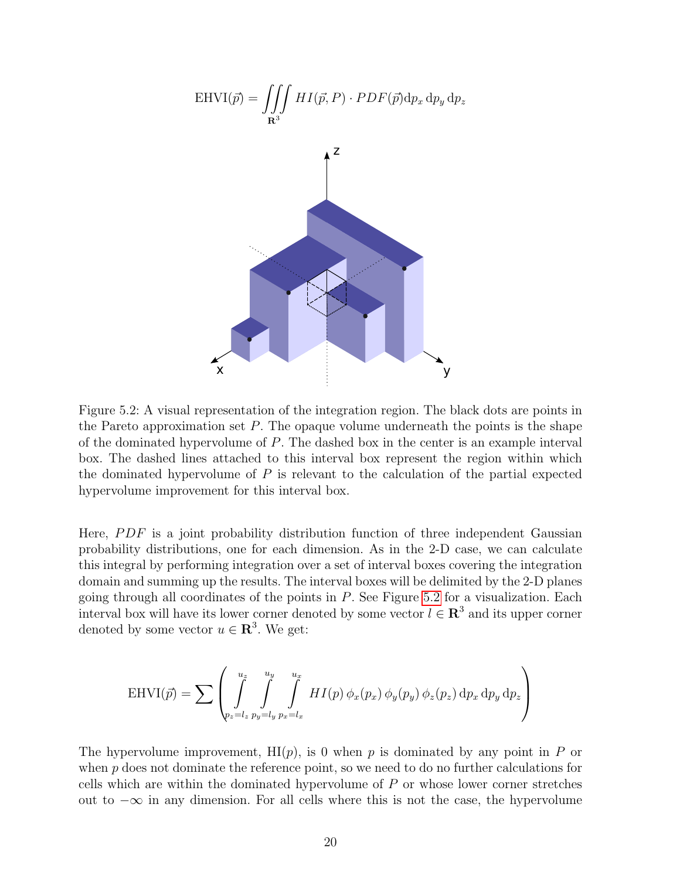$$\text{EHVI}(\vec{p}) = \iiint\limits_{\mathbf{R}^3} HI(\vec{p}, P) \cdot PDF(\vec{p}) \mathrm{d}p_x \, \mathrm{d}p_y \, \mathrm{d}p_z$$

Figure 5.2: A visual representation of the integration region. The black dots are points in the Pareto approximation set $P$. The opaque volume underneath the points is the shape of the dominated hypervolume of $P$. The dashed box in the center is an example interval box. The dashed lines attached to this interval box represent the region within which the dominated hypervolume of $P$ is relevant to the calculation of the partial expected hypervolume improvement for this interval box.

Here, $PDF$ is a joint probability distribution function of three independent Gaussian probability distributions, one for each dimension. As in the 2-D case, we can calculate this integral by performing integration over a set of interval boxes covering the integration domain and summing up the results. The interval boxes will be delimited by the 2-D planes going through all coordinates of the points in $P$. See Figure 5.2 for a visualization. Each interval box will have its lower corner denoted by some vector $l \in \mathbf{R}^3$ and its upper corner denoted by some vector $u \in \mathbf{R}^3$. We get:

$$\text{EHVI}(\vec{p}) = \sum \left( \int\limits_{p_z=l_z}^{u_z} \int\limits_{p_y=l_y}^{u_y} \int\limits_{p_x=l_x}^{u_x} HI(p) \, \phi_x(p_x) \, \phi_y(p_y) \, \phi_z(p_z) \, \mathrm{d}p_x \, \mathrm{d}p_y \, \mathrm{d}p_z \right)$$

The hypervolume improvement, $\text{HI}(p)$, is 0 when $p$ is dominated by any point in $P$ or when $p$ does not dominate the reference point, so we need to do no further calculations for cells which are within the dominated hypervolume of $P$ or whose lower corner stretches out to $-\infty$ in any dimension. For all cells where this is not the case, the hypervolume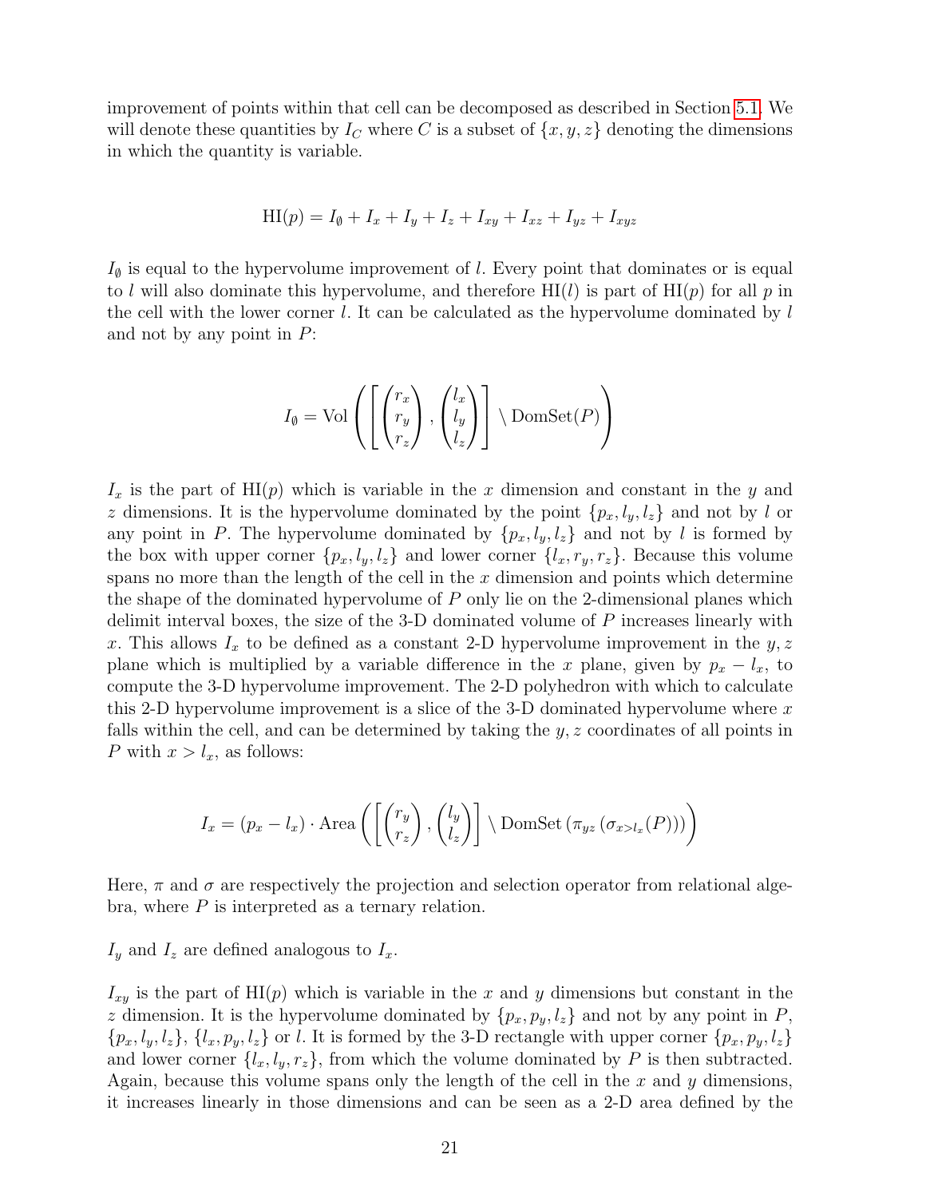improvement of points within that cell can be decomposed as described in Section 5.1. We will denote these quantities by $I_C$ where $C$ is a subset of $\{x, y, z\}$ denoting the dimensions in which the quantity is variable.

$$\mathrm{HI}(p) = I_\emptyset + I_x + I_y + I_z + I_{xy} + I_{xz} + I_{yz} + I_{xyz}$$

$I_\emptyset$ is equal to the hypervolume improvement of $l$. Every point that dominates or is equal to $l$ will also dominate this hypervolume, and therefore $\mathrm{HI}(l)$ is part of $\mathrm{HI}(p)$ for all $p$ in the cell with the lower corner $l$. It can be calculated as the hypervolume dominated by $l$ and not by any point in $P$:

$$I_\emptyset = \mathrm{Vol}\left(\left[\begin{pmatrix} r_x \\ r_y \\ r_z \end{pmatrix}, \begin{pmatrix} l_x \\ l_y \\ l_z \end{pmatrix}\right] \setminus \mathrm{DomSet}(P)\right)$$

$I_x$ is the part of $\mathrm{HI}(p)$ which is variable in the $x$ dimension and constant in the $y$ and $z$ dimensions. It is the hypervolume dominated by the point $\{p_x, l_y, l_z\}$ and not by $l$ or any point in $P$. The hypervolume dominated by $\{p_x, l_y, l_z\}$ and not by $l$ is formed by the box with upper corner $\{p_x, l_y, l_z\}$ and lower corner $\{l_x, r_y, r_z\}$. Because this volume spans no more than the length of the cell in the $x$ dimension and points which determine the shape of the dominated hypervolume of $P$ only lie on the 2-dimensional planes which delimit interval boxes, the size of the 3-D dominated volume of $P$ increases linearly with $x$. This allows $I_x$ to be defined as a constant 2-D hypervolume improvement in the $y, z$ plane which is multiplied by a variable difference in the $x$ plane, given by $p_x - l_x$, to compute the 3-D hypervolume improvement. The 2-D polyhedron with which to calculate this 2-D hypervolume improvement is a slice of the 3-D dominated hypervolume where $x$ falls within the cell, and can be determined by taking the $y, z$ coordinates of all points in $P$ with $x > l_x$, as follows:

$$I_x = (p_x - l_x) \cdot \mathrm{Area}\left(\left[\begin{pmatrix} r_y \\ r_z \end{pmatrix}, \begin{pmatrix} l_y \\ l_z \end{pmatrix}\right] \setminus \mathrm{DomSet}\left(\pi_{yz}\left(\sigma_{x > l_x}(P)\right)\right)\right)$$

Here, $\pi$ and $\sigma$ are respectively the projection and selection operator from relational algebra, where $P$ is interpreted as a ternary relation.

$I_y$ and $I_z$ are defined analogous to $I_x$.

$I_{xy}$ is the part of $\mathrm{HI}(p)$ which is variable in the $x$ and $y$ dimensions but constant in the $z$ dimension. It is the hypervolume dominated by $\{p_x, p_y, l_z\}$ and not by any point in $P$, $\{p_x, l_y, l_z\}$, $\{l_x, p_y, l_z\}$ or $l$. It is formed by the 3-D rectangle with upper corner $\{p_x, p_y, l_z\}$ and lower corner $\{l_x, l_y, r_z\}$, from which the volume dominated by $P$ is then subtracted. Again, because this volume spans only the length of the cell in the $x$ and $y$ dimensions, it increases linearly in those dimensions and can be seen as a 2-D area defined by the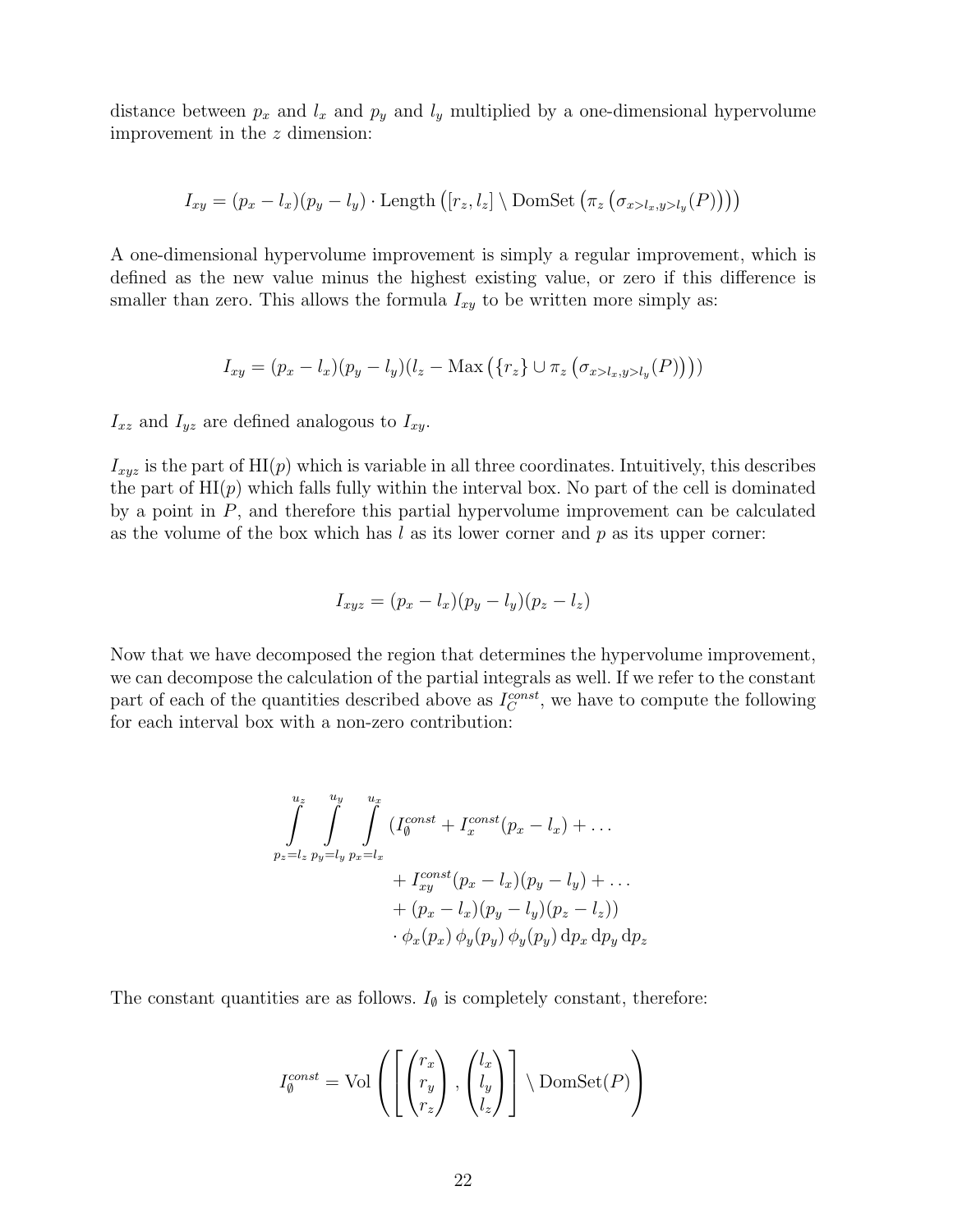distance between $p_x$ and $l_x$ and $p_y$ and $l_y$ multiplied by a one-dimensional hypervolume improvement in the $z$ dimension:

$$I_{xy} = (p_x - l_x)(p_y - l_y) \cdot \text{Length}\left([r_z, l_z] \setminus \text{DomSet}\left(\pi_z\left(\sigma_{x>l_x, y>l_y}(P)\right)\right)\right)$$

A one-dimensional hypervolume improvement is simply a regular improvement, which is defined as the new value minus the highest existing value, or zero if this difference is smaller than zero. This allows the formula $I_{xy}$ to be written more simply as:

$$I_{xy} = (p_x - l_x)(p_y - l_y)(l_z - \text{Max}\left(\{r_z\} \cup \pi_z\left(\sigma_{x>l_x, y>l_y}(P)\right)\right))$$

$I_{xz}$ and $I_{yz}$ are defined analogous to $I_{xy}$.

$I_{xyz}$ is the part of $\text{HI}(p)$ which is variable in all three coordinates. Intuitively, this describes the part of $\text{HI}(p)$ which falls fully within the interval box. No part of the cell is dominated by a point in $P$, and therefore this partial hypervolume improvement can be calculated as the volume of the box which has $l$ as its lower corner and $p$ as its upper corner:

$$I_{xyz} = (p_x - l_x)(p_y - l_y)(p_z - l_z)$$

Now that we have decomposed the region that determines the hypervolume improvement, we can decompose the calculation of the partial integrals as well. If we refer to the constant part of each of the quantities described above as $I_C^{const}$, we have to compute the following for each interval box with a non-zero contribution:

$$\begin{aligned}
\int_{p_z=l_z}^{u_z} \int_{p_y=l_y}^{u_y} \int_{p_x=l_x}^{u_x} & (I_\emptyset^{const} + I_x^{const}(p_x - l_x) + \ldots \\
& + I_{xy}^{const}(p_x - l_x)(p_y - l_y) + \ldots \\
& + (p_x - l_x)(p_y - l_y)(p_z - l_z)) \\
& \cdot \phi_x(p_x)\, \phi_y(p_y)\, \phi_y(p_y)\, \mathrm{d}p_x\, \mathrm{d}p_y\, \mathrm{d}p_z
\end{aligned}$$

The constant quantities are as follows. $I_\emptyset$ is completely constant, therefore:

$$I_\emptyset^{const} = \text{Vol}\left(\left[\begin{pmatrix} r_x \\ r_y \\ r_z \end{pmatrix}, \begin{pmatrix} l_x \\ l_y \\ l_z \end{pmatrix}\right] \setminus \text{DomSet}(P)\right)$$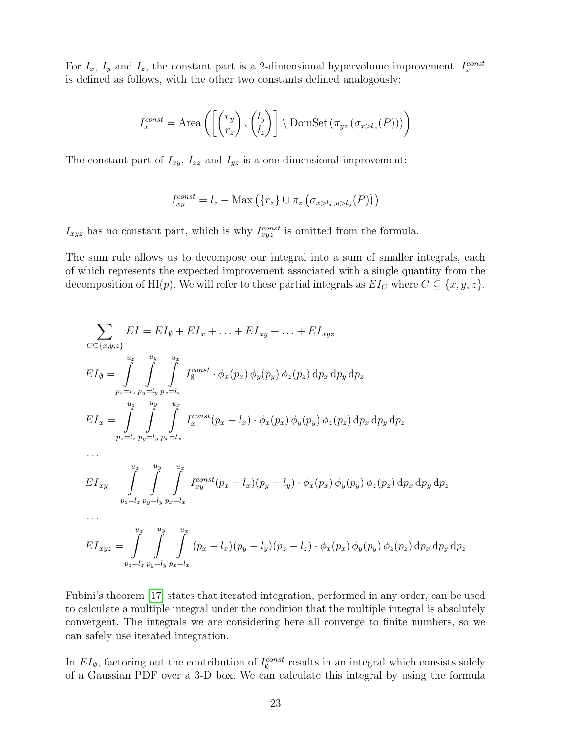For $I_x$, $I_y$ and $I_z$, the constant part is a 2-dimensional hypervolume improvement. $I_x^{const}$ is defined as follows, with the other two constants defined analogously:

$$I_x^{const} = \text{Area}\left( \left[ \begin{pmatrix} r_y \\ r_z \end{pmatrix}, \begin{pmatrix} l_y \\ l_z \end{pmatrix} \right] \setminus \text{DomSet}\left(\pi_{yz}\left(\sigma_{x>l_x}(P)\right)\right) \right)$$

The constant part of $I_{xy}$, $I_{xz}$ and $I_{yz}$ is a one-dimensional improvement:

$$I_{xy}^{const} = l_z - \text{Max}\left(\{r_z\} \cup \pi_z\left(\sigma_{x>l_x, y>l_y}(P)\right)\right)$$

$I_{xyz}$ has no constant part, which is why $I_{xyz}^{const}$ is omitted from the formula.

The sum rule allows us to decompose our integral into a sum of smaller integrals, each of which represents the expected improvement associated with a single quantity from the decomposition of $\text{HI}(p)$. We will refer to these partial integrals as $EI_C$ where $C \subseteq \{x, y, z\}$.

$$\sum_{C \subseteq \{x,y,z\}} EI = EI_\emptyset + EI_x + \ldots + EI_{xy} + \ldots + EI_{xyz}$$

$$EI_\emptyset = \int_{p_z=l_z}^{u_z} \int_{p_y=l_y}^{u_y} \int_{p_x=l_x}^{u_x} I_\emptyset^{const} \cdot \phi_x(p_x)\,\phi_y(p_y)\,\phi_z(p_z)\,\mathrm{d}p_x\,\mathrm{d}p_y\,\mathrm{d}p_z$$

$$EI_x = \int_{p_z=l_z}^{u_z} \int_{p_y=l_y}^{u_y} \int_{p_x=l_x}^{u_x} I_x^{const}(p_x - l_x) \cdot \phi_x(p_x)\,\phi_y(p_y)\,\phi_z(p_z)\,\mathrm{d}p_x\,\mathrm{d}p_y\,\mathrm{d}p_z$$

$$\ldots$$

$$EI_{xy} = \int_{p_z=l_z}^{u_z} \int_{p_y=l_y}^{u_y} \int_{p_x=l_x}^{u_x} I_{xy}^{const}(p_x - l_x)(p_y - l_y) \cdot \phi_x(p_x)\,\phi_y(p_y)\,\phi_z(p_z)\,\mathrm{d}p_x\,\mathrm{d}p_y\,\mathrm{d}p_z$$

$$\ldots$$

$$EI_{xyz} = \int_{p_z=l_z}^{u_z} \int_{p_y=l_y}^{u_y} \int_{p_x=l_x}^{u_x} (p_x - l_x)(p_y - l_y)(p_z - l_z) \cdot \phi_x(p_x)\,\phi_y(p_y)\,\phi_z(p_z)\,\mathrm{d}p_x\,\mathrm{d}p_y\,\mathrm{d}p_z$$

Fubini's theorem [17] states that iterated integration, performed in any order, can be used to calculate a multiple integral under the condition that the multiple integral is absolutely convergent. The integrals we are considering here all converge to finite numbers, so we can safely use iterated integration.

In $EI_\emptyset$, factoring out the contribution of $I_\emptyset^{const}$ results in an integral which consists solely of a Gaussian PDF over a 3-D box. We can calculate this integral by using the formula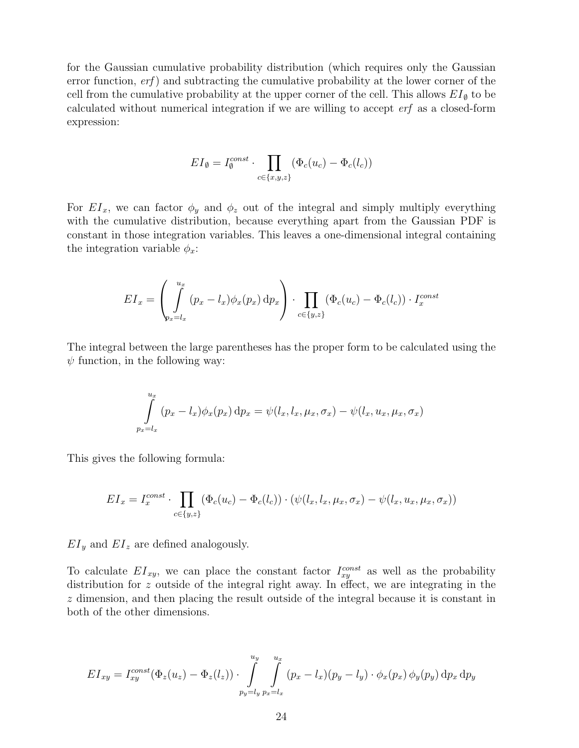for the Gaussian cumulative probability distribution (which requires only the Gaussian error function, *erf*) and subtracting the cumulative probability at the lower corner of the cell from the cumulative probability at the upper corner of the cell. This allows $EI_\emptyset$ to be calculated without numerical integration if we are willing to accept *erf* as a closed-form expression:

$$EI_\emptyset = I_\emptyset^{const} \cdot \prod_{c \in \{x,y,z\}} (\Phi_c(u_c) - \Phi_c(l_c))$$

For $EI_x$, we can factor $\phi_y$ and $\phi_z$ out of the integral and simply multiply everything with the cumulative distribution, because everything apart from the Gaussian PDF is constant in those integration variables. This leaves a one-dimensional integral containing the integration variable $\phi_x$:

$$EI_x = \left( \int_{p_x = l_x}^{u_x} (p_x - l_x)\phi_x(p_x)\,\mathrm{d}p_x \right) \cdot \prod_{c \in \{y,z\}} (\Phi_c(u_c) - \Phi_c(l_c)) \cdot I_x^{const}$$

The integral between the large parentheses has the proper form to be calculated using the $\psi$ function, in the following way:

$$\int_{p_x = l_x}^{u_x} (p_x - l_x)\phi_x(p_x)\,\mathrm{d}p_x = \psi(l_x, l_x, \mu_x, \sigma_x) - \psi(l_x, u_x, \mu_x, \sigma_x)$$

This gives the following formula:

$$EI_x = I_x^{const} \cdot \prod_{c \in \{y,z\}} (\Phi_c(u_c) - \Phi_c(l_c)) \cdot (\psi(l_x, l_x, \mu_x, \sigma_x) - \psi(l_x, u_x, \mu_x, \sigma_x))$$

$EI_y$ and $EI_z$ are defined analogously.

To calculate $EI_{xy}$, we can place the constant factor $I_{xy}^{const}$ as well as the probability distribution for $z$ outside of the integral right away. In effect, we are integrating in the $z$ dimension, and then placing the result outside of the integral because it is constant in both of the other dimensions.

$$EI_{xy} = I_{xy}^{const}(\Phi_z(u_z) - \Phi_z(l_z)) \cdot \int_{p_y = l_y}^{u_y} \int_{p_x = l_x}^{u_x} (p_x - l_x)(p_y - l_y) \cdot \phi_x(p_x)\,\phi_y(p_y)\,\mathrm{d}p_x\,\mathrm{d}p_y$$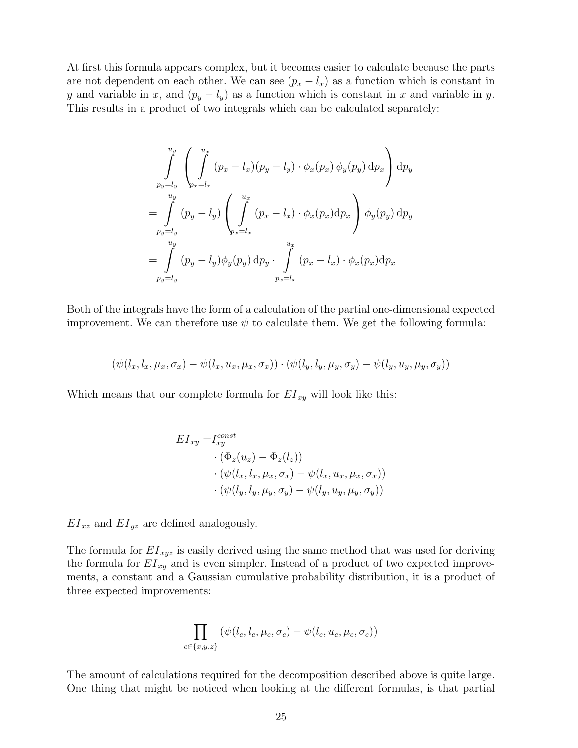At first this formula appears complex, but it becomes easier to calculate because the parts are not dependent on each other. We can see $(p_x - l_x)$ as a function which is constant in $y$ and variable in $x$, and $(p_y - l_y)$ as a function which is constant in $x$ and variable in $y$. This results in a product of two integrals which can be calculated separately:

$$
\begin{aligned}
&\int_{p_y=l_y}^{u_y} \left( \int_{p_x=l_x}^{u_x} (p_x - l_x)(p_y - l_y) \cdot \phi_x(p_x)\, \phi_y(p_y)\, \mathrm{d}p_x \right) \mathrm{d}p_y \\
&= \int_{p_y=l_y}^{u_y} (p_y - l_y) \left( \int_{p_x=l_x}^{u_x} (p_x - l_x) \cdot \phi_x(p_x) \mathrm{d}p_x \right) \phi_y(p_y)\, \mathrm{d}p_y \\
&= \int_{p_y=l_y}^{u_y} (p_y - l_y) \phi_y(p_y)\, \mathrm{d}p_y \cdot \int_{p_x=l_x}^{u_x} (p_x - l_x) \cdot \phi_x(p_x) \mathrm{d}p_x
\end{aligned}
$$

Both of the integrals have the form of a calculation of the partial one-dimensional expected improvement. We can therefore use $\psi$ to calculate them. We get the following formula:

$$
(\psi(l_x, l_x, \mu_x, \sigma_x) - \psi(l_x, u_x, \mu_x, \sigma_x)) \cdot (\psi(l_y, l_y, \mu_y, \sigma_y) - \psi(l_y, u_y, \mu_y, \sigma_y))
$$

Which means that our complete formula for $EI_{xy}$ will look like this:

$$
\begin{aligned}
EI_{xy} = & I_{xy}^{const} \\
& \cdot (\Phi_z(u_z) - \Phi_z(l_z)) \\
& \cdot (\psi(l_x, l_x, \mu_x, \sigma_x) - \psi(l_x, u_x, \mu_x, \sigma_x)) \\
& \cdot (\psi(l_y, l_y, \mu_y, \sigma_y) - \psi(l_y, u_y, \mu_y, \sigma_y))
\end{aligned}
$$

$EI_{xz}$ and $EI_{yz}$ are defined analogously.

The formula for $EI_{xyz}$ is easily derived using the same method that was used for deriving the formula for $EI_{xy}$ and is even simpler. Instead of a product of two expected improvements, a constant and a Gaussian cumulative probability distribution, it is a product of three expected improvements:

$$
\prod_{c \in \{x,y,z\}} (\psi(l_c, l_c, \mu_c, \sigma_c) - \psi(l_c, u_c, \mu_c, \sigma_c))
$$

The amount of calculations required for the decomposition described above is quite large. One thing that might be noticed when looking at the different formulas, is that partial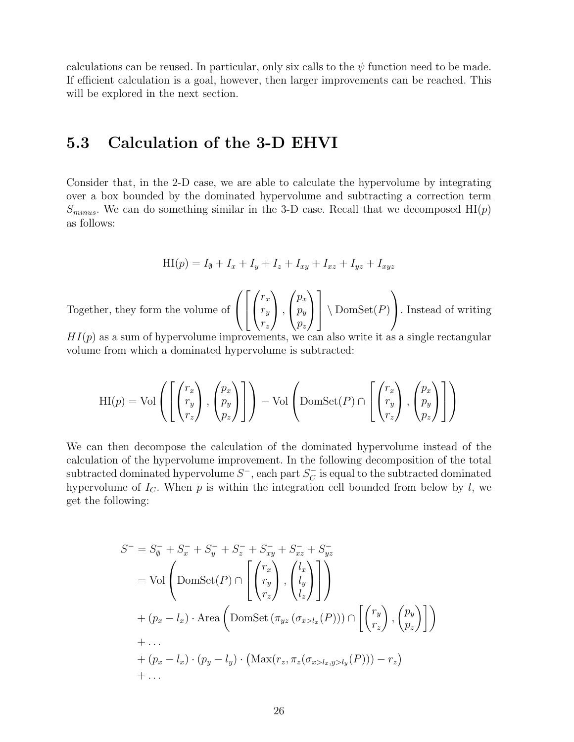calculations can be reused. In particular, only six calls to the $\psi$ function need to be made. If efficient calculation is a goal, however, then larger improvements can be reached. This will be explored in the next section.

## 5.3 Calculation of the 3-D EHVI

Consider that, in the 2-D case, we are able to calculate the hypervolume by integrating over a box bounded by the dominated hypervolume and subtracting a correction term $S_{minus}$. We can do something similar in the 3-D case. Recall that we decomposed $\text{HI}(p)$ as follows:

$$\text{HI}(p) = I_\emptyset + I_x + I_y + I_z + I_{xy} + I_{xz} + I_{yz} + I_{xyz}$$

Together, they form the volume of $\left( \left[ \begin{pmatrix} r_x \\ r_y \\ r_z \end{pmatrix}, \begin{pmatrix} p_x \\ p_y \\ p_z \end{pmatrix} \right] \setminus \text{DomSet}(P) \right)$. Instead of writing $HI(p)$ as a sum of hypervolume improvements, we can also write it as a single rectangular volume from which a dominated hypervolume is subtracted:

$$\text{HI}(p) = \text{Vol}\left( \left[ \begin{pmatrix} r_x \\ r_y \\ r_z \end{pmatrix}, \begin{pmatrix} p_x \\ p_y \\ p_z \end{pmatrix} \right] \right) - \text{Vol}\left( \text{DomSet}(P) \cap \left[ \begin{pmatrix} r_x \\ r_y \\ r_z \end{pmatrix}, \begin{pmatrix} p_x \\ p_y \\ p_z \end{pmatrix} \right] \right)$$

We can then decompose the calculation of the dominated hypervolume instead of the calculation of the hypervolume improvement. In the following decomposition of the total subtracted dominated hypervolume $S^-$, each part $S^-_C$ is equal to the subtracted dominated hypervolume of $I_C$. When $p$ is within the integration cell bounded from below by $l$, we get the following:

$$\begin{aligned}
S^- &= S^-_\emptyset + S^-_x + S^-_y + S^-_z + S^-_{xy} + S^-_{xz} + S^-_{yz} \\
&= \text{Vol}\left( \text{DomSet}(P) \cap \left[ \begin{pmatrix} r_x \\ r_y \\ r_z \end{pmatrix}, \begin{pmatrix} l_x \\ l_y \\ l_z \end{pmatrix} \right] \right) \\
&+ (p_x - l_x) \cdot \text{Area}\left( \text{DomSet}\left(\pi_{yz}\left(\sigma_{x > l_x}(P)\right)\right) \cap \left[ \begin{pmatrix} r_y \\ r_z \end{pmatrix}, \begin{pmatrix} p_y \\ p_z \end{pmatrix} \right] \right) \\
&+ \ldots \\
&+ (p_x - l_x) \cdot (p_y - l_y) \cdot \left( \text{Max}(r_z, \pi_z(\sigma_{x > l_x, y > l_y}(P))) - r_z \right) \\
&+ \ldots
\end{aligned}$$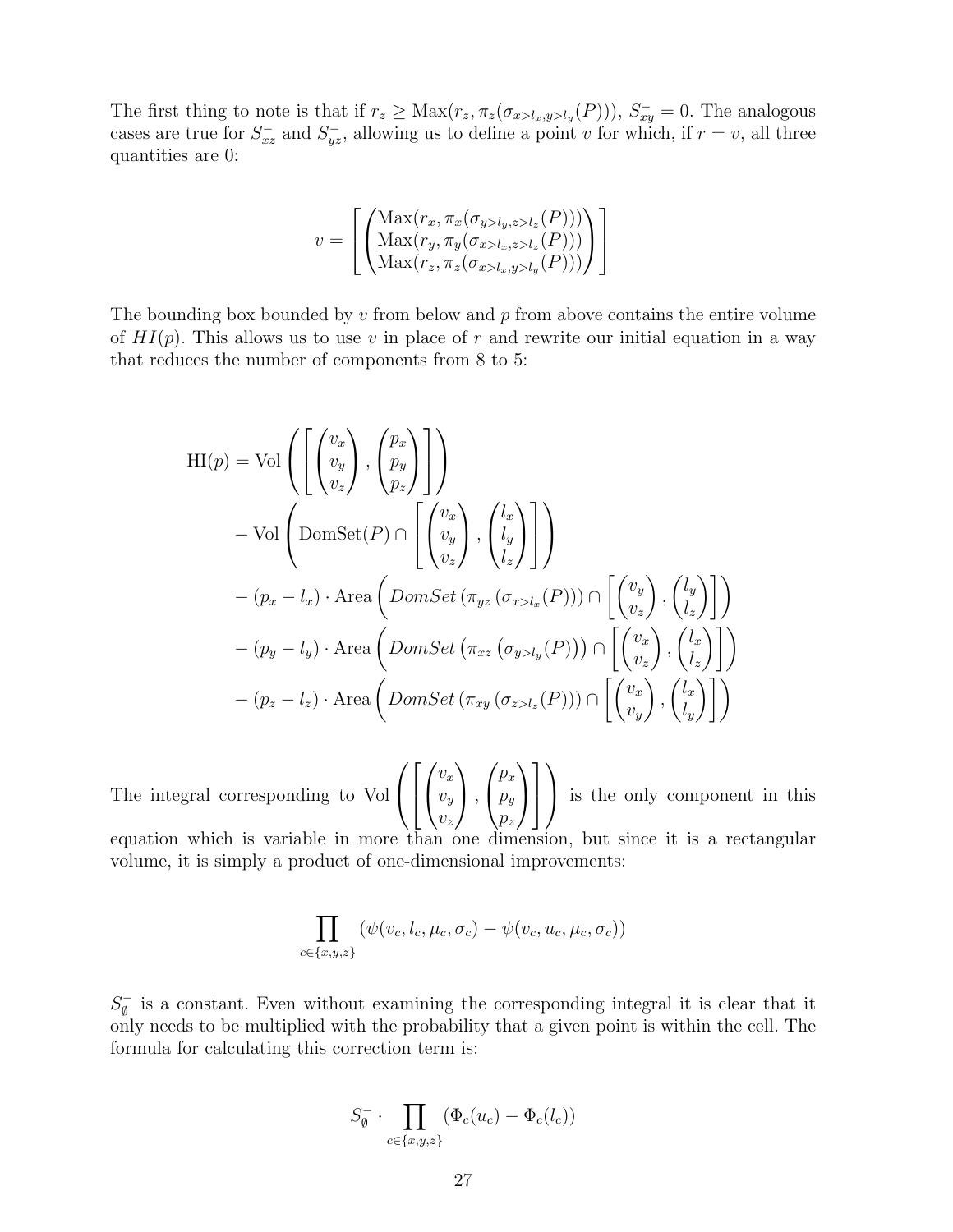The first thing to note is that if $r_z \geq \text{Max}(r_z, \pi_z(\sigma_{x>l_x,y>l_y}(P)))$, $S^-_{xy} = 0$. The analogous cases are true for $S^-_{xz}$ and $S^-_{yz}$, allowing us to define a point $v$ for which, if $r = v$, all three quantities are 0:

$$v = \left[ \begin{pmatrix} \text{Max}(r_x, \pi_x(\sigma_{y>l_y,z>l_z}(P))) \\ \text{Max}(r_y, \pi_y(\sigma_{x>l_x,z>l_z}(P))) \\ \text{Max}(r_z, \pi_z(\sigma_{x>l_x,y>l_y}(P))) \end{pmatrix} \right]$$

The bounding box bounded by $v$ from below and $p$ from above contains the entire volume of $HI(p)$. This allows us to use $v$ in place of $r$ and rewrite our initial equation in a way that reduces the number of components from 8 to 5:

$$\begin{aligned}
\text{HI}(p) = \; & \text{Vol}\left( \left[ \begin{pmatrix} v_x \\ v_y \\ v_z \end{pmatrix}, \begin{pmatrix} p_x \\ p_y \\ p_z \end{pmatrix} \right] \right) \\
& - \text{Vol}\left( \text{DomSet}(P) \cap \left[ \begin{pmatrix} v_x \\ v_y \\ v_z \end{pmatrix}, \begin{pmatrix} l_x \\ l_y \\ l_z \end{pmatrix} \right] \right) \\
& - (p_x - l_x) \cdot \text{Area}\left( DomSet\left(\pi_{yz}\left(\sigma_{x>l_x}(P)\right)\right) \cap \left[ \begin{pmatrix} v_y \\ v_z \end{pmatrix}, \begin{pmatrix} l_y \\ l_z \end{pmatrix} \right] \right) \\
& - (p_y - l_y) \cdot \text{Area}\left( DomSet\left(\pi_{xz}\left(\sigma_{y>l_y}(P)\right)\right) \cap \left[ \begin{pmatrix} v_x \\ v_z \end{pmatrix}, \begin{pmatrix} l_x \\ l_z \end{pmatrix} \right] \right) \\
& - (p_z - l_z) \cdot \text{Area}\left( DomSet\left(\pi_{xy}\left(\sigma_{z>l_z}(P)\right)\right) \cap \left[ \begin{pmatrix} v_x \\ v_y \end{pmatrix}, \begin{pmatrix} l_x \\ l_y \end{pmatrix} \right] \right)
\end{aligned}$$

The integral corresponding to $\text{Vol}\left( \left[ \begin{pmatrix} v_x \\ v_y \\ v_z \end{pmatrix}, \begin{pmatrix} p_x \\ p_y \\ p_z \end{pmatrix} \right] \right)$ is the only component in this equation which is variable in more than one dimension, but since it is a rectangular volume, it is simply a product of one-dimensional improvements:

$$\prod_{c \in \{x,y,z\}} \left( \psi(v_c, l_c, \mu_c, \sigma_c) - \psi(v_c, u_c, \mu_c, \sigma_c) \right)$$

$S^-_{\emptyset}$ is a constant. Even without examining the corresponding integral it is clear that it only needs to be multiplied with the probability that a given point is within the cell. The formula for calculating this correction term is:

$$S^-_{\emptyset} \cdot \prod_{c \in \{x,y,z\}} \left( \Phi_c(u_c) - \Phi_c(l_c) \right)$$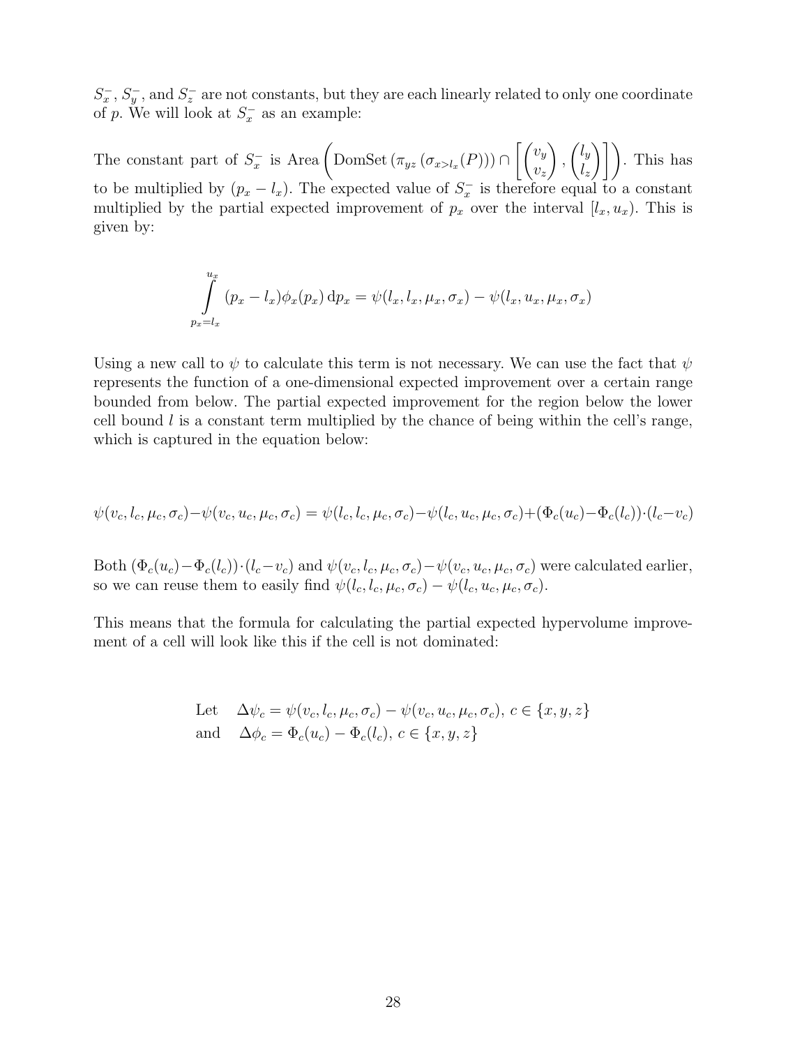$S_x^-$, $S_y^-$, and $S_z^-$ are not constants, but they are each linearly related to only one coordinate of $p$. We will look at $S_x^-$ as an example:

The constant part of $S_x^-$ is $\text{Area}\left(\text{DomSet}\left(\pi_{yz}\left(\sigma_{x>l_x}(P)\right)\right) \cap \left[\begin{pmatrix} v_y \\ v_z \end{pmatrix}, \begin{pmatrix} l_y \\ l_z \end{pmatrix}\right]\right)$. This has to be multiplied by $(p_x - l_x)$. The expected value of $S_x^-$ is therefore equal to a constant multiplied by the partial expected improvement of $p_x$ over the interval $[l_x, u_x)$. This is given by:

$$\int_{p_x=l_x}^{u_x} (p_x - l_x)\phi_x(p_x)\,\mathrm{d}p_x = \psi(l_x, l_x, \mu_x, \sigma_x) - \psi(l_x, u_x, \mu_x, \sigma_x)$$

Using a new call to $\psi$ to calculate this term is not necessary. We can use the fact that $\psi$ represents the function of a one-dimensional expected improvement over a certain range bounded from below. The partial expected improvement for the region below the lower cell bound $l$ is a constant term multiplied by the chance of being within the cell's range, which is captured in the equation below:

$$\psi(v_c, l_c, \mu_c, \sigma_c) - \psi(v_c, u_c, \mu_c, \sigma_c) = \psi(l_c, l_c, \mu_c, \sigma_c) - \psi(l_c, u_c, \mu_c, \sigma_c) + (\Phi_c(u_c) - \Phi_c(l_c)) \cdot (l_c - v_c)$$

Both $(\Phi_c(u_c) - \Phi_c(l_c)) \cdot (l_c - v_c)$ and $\psi(v_c, l_c, \mu_c, \sigma_c) - \psi(v_c, u_c, \mu_c, \sigma_c)$ were calculated earlier, so we can reuse them to easily find $\psi(l_c, l_c, \mu_c, \sigma_c) - \psi(l_c, u_c, \mu_c, \sigma_c)$.

This means that the formula for calculating the partial expected hypervolume improvement of a cell will look like this if the cell is not dominated:

$$\begin{aligned}
&\text{Let} \quad \Delta\psi_c = \psi(v_c, l_c, \mu_c, \sigma_c) - \psi(v_c, u_c, \mu_c, \sigma_c),\; c \in \{x, y, z\} \\
&\text{and} \quad \Delta\phi_c = \Phi_c(u_c) - \Phi_c(l_c),\; c \in \{x, y, z\}
\end{aligned}$$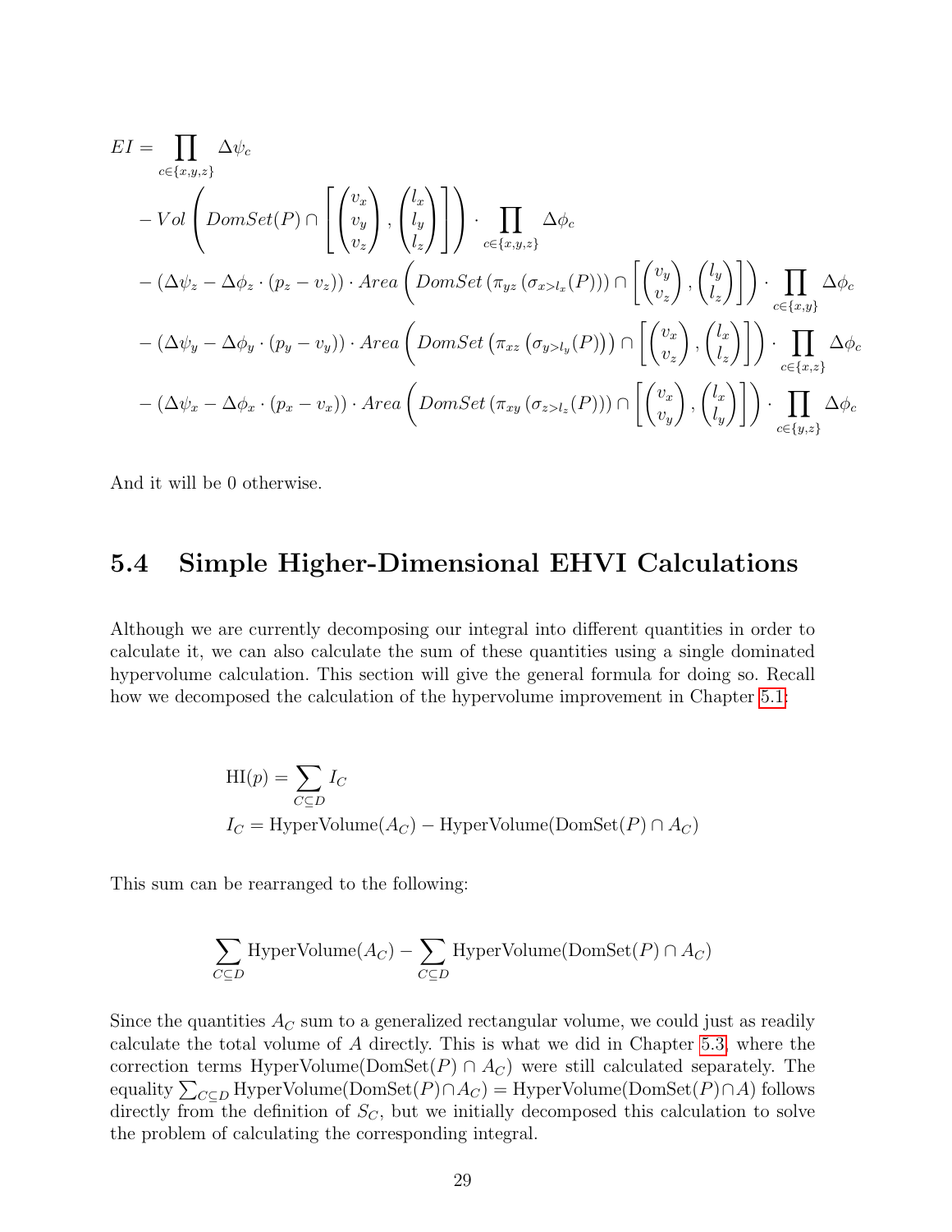$$
\begin{aligned}
EI = &\prod_{c\in\{x,y,z\}} \Delta\psi_c \\
&- Vol\left( DomSet(P) \cap \left[ \begin{pmatrix} v_x \\ v_y \\ v_z \end{pmatrix}, \begin{pmatrix} l_x \\ l_y \\ l_z \end{pmatrix} \right] \right) \cdot \prod_{c\in\{x,y,z\}} \Delta\phi_c \\
&- (\Delta\psi_z - \Delta\phi_z \cdot (p_z - v_z)) \cdot Area\left( DomSet\left(\pi_{yz}\left(\sigma_{x>l_x}(P)\right)\right) \cap \left[ \begin{pmatrix} v_y \\ v_z \end{pmatrix}, \begin{pmatrix} l_y \\ l_z \end{pmatrix} \right] \right) \cdot \prod_{c\in\{x,y\}} \Delta\phi_c \\
&- (\Delta\psi_y - \Delta\phi_y \cdot (p_y - v_y)) \cdot Area\left( DomSet\left(\pi_{xz}\left(\sigma_{y>l_y}(P)\right)\right) \cap \left[ \begin{pmatrix} v_x \\ v_z \end{pmatrix}, \begin{pmatrix} l_x \\ l_z \end{pmatrix} \right] \right) \cdot \prod_{c\in\{x,z\}} \Delta\phi_c \\
&- (\Delta\psi_x - \Delta\phi_x \cdot (p_x - v_x)) \cdot Area\left( DomSet\left(\pi_{xy}\left(\sigma_{z>l_z}(P)\right)\right) \cap \left[ \begin{pmatrix} v_x \\ v_y \end{pmatrix}, \begin{pmatrix} l_x \\ l_y \end{pmatrix} \right] \right) \cdot \prod_{c\in\{y,z\}} \Delta\phi_c
\end{aligned}
$$

And it will be 0 otherwise.

## 5.4 Simple Higher-Dimensional EHVI Calculations

Although we are currently decomposing our integral into different quantities in order to calculate it, we can also calculate the sum of these quantities using a single dominated hypervolume calculation. This section will give the general formula for doing so. Recall how we decomposed the calculation of the hypervolume improvement in Chapter 5.1:

$$
\begin{aligned}
\text{HI}(p) &= \sum_{C\subseteq D} I_C \\
I_C &= \text{HyperVolume}(A_C) - \text{HyperVolume}(\text{DomSet}(P) \cap A_C)
\end{aligned}
$$

This sum can be rearranged to the following:

$$
\sum_{C\subseteq D} \text{HyperVolume}(A_C) - \sum_{C\subseteq D} \text{HyperVolume}(\text{DomSet}(P) \cap A_C)
$$

Since the quantities $A_C$ sum to a generalized rectangular volume, we could just as readily calculate the total volume of $A$ directly. This is what we did in Chapter 5.3, where the correction terms $\text{HyperVolume}(\text{DomSet}(P) \cap A_C)$ were still calculated separately. The equality $\sum_{C\subseteq D} \text{HyperVolume}(\text{DomSet}(P) \cap A_C) = \text{HyperVolume}(\text{DomSet}(P) \cap A)$ follows directly from the definition of $S_C$, but we initially decomposed this calculation to solve the problem of calculating the corresponding integral.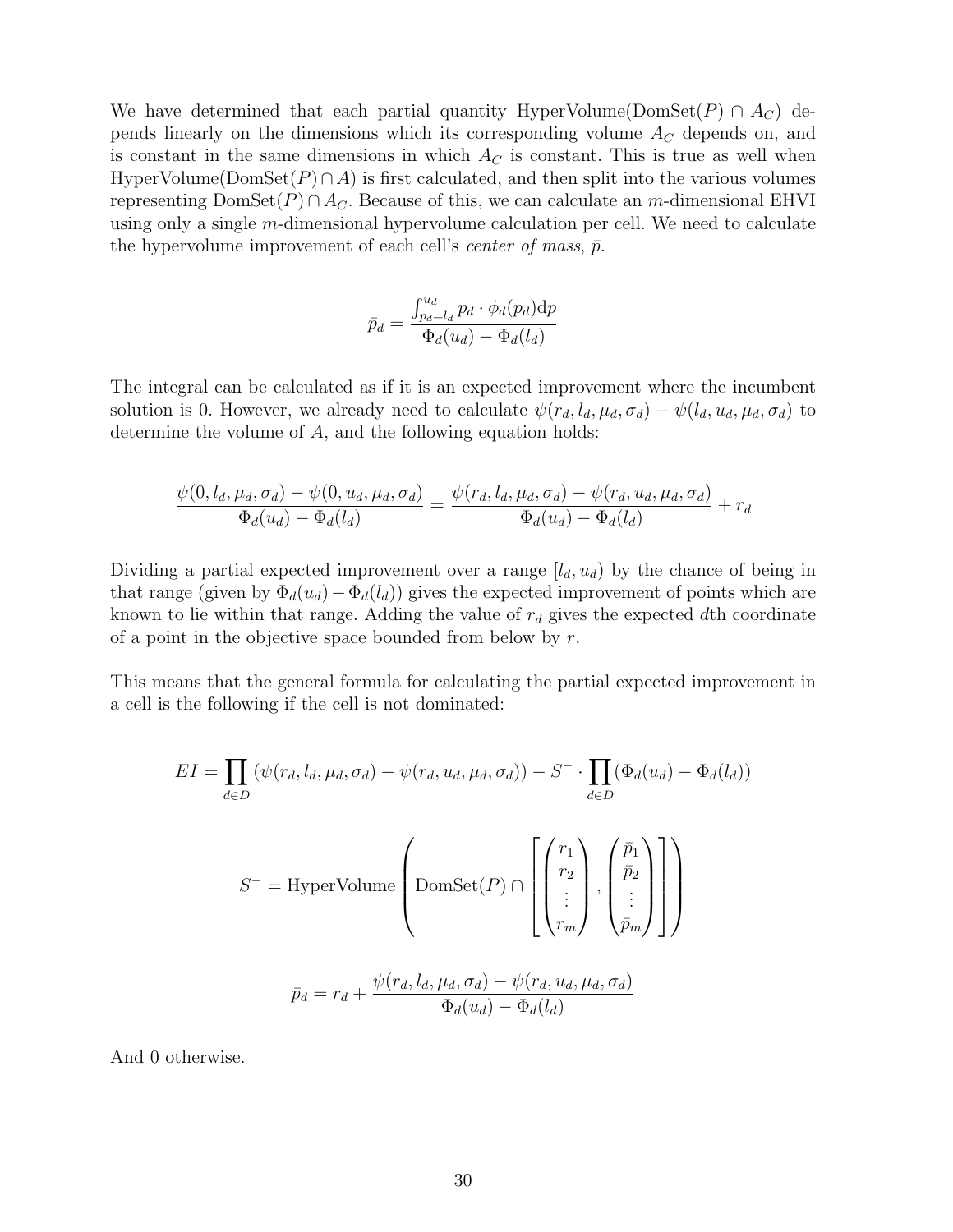We have determined that each partial quantity HyperVolume(DomSet($P$) $\cap A_C$) depends linearly on the dimensions which its corresponding volume $A_C$ depends on, and is constant in the same dimensions in which $A_C$ is constant. This is true as well when HyperVolume(DomSet($P$) $\cap A$) is first calculated, and then split into the various volumes representing DomSet($P$) $\cap A_C$. Because of this, we can calculate an $m$-dimensional EHVI using only a single $m$-dimensional hypervolume calculation per cell. We need to calculate the hypervolume improvement of each cell's *center of mass*, $\bar{p}$.

$$\bar{p}_d = \frac{\int_{p_d=l_d}^{u_d} p_d \cdot \phi_d(p_d) \mathrm{d}p}{\Phi_d(u_d) - \Phi_d(l_d)}$$

The integral can be calculated as if it is an expected improvement where the incumbent solution is 0. However, we already need to calculate $\psi(r_d, l_d, \mu_d, \sigma_d) - \psi(l_d, u_d, \mu_d, \sigma_d)$ to determine the volume of $A$, and the following equation holds:

$$\frac{\psi(0, l_d, \mu_d, \sigma_d) - \psi(0, u_d, \mu_d, \sigma_d)}{\Phi_d(u_d) - \Phi_d(l_d)} = \frac{\psi(r_d, l_d, \mu_d, \sigma_d) - \psi(r_d, u_d, \mu_d, \sigma_d)}{\Phi_d(u_d) - \Phi_d(l_d)} + r_d$$

Dividing a partial expected improvement over a range $[l_d, u_d)$ by the chance of being in that range (given by $\Phi_d(u_d) - \Phi_d(l_d)$) gives the expected improvement of points which are known to lie within that range. Adding the value of $r_d$ gives the expected $d$th coordinate of a point in the objective space bounded from below by $r$.

This means that the general formula for calculating the partial expected improvement in a cell is the following if the cell is not dominated:

$$EI = \prod_{d \in D} (\psi(r_d, l_d, \mu_d, \sigma_d) - \psi(r_d, u_d, \mu_d, \sigma_d)) - S^- \cdot \prod_{d \in D} (\Phi_d(u_d) - \Phi_d(l_d))$$

$$S^- = \text{HyperVolume}\left(\text{DomSet}(P) \cap \left[\begin{pmatrix} r_1 \\ r_2 \\ \vdots \\ r_m \end{pmatrix}, \begin{pmatrix} \bar{p}_1 \\ \bar{p}_2 \\ \vdots \\ \bar{p}_m \end{pmatrix}\right]\right)$$

$$\bar{p}_d = r_d + \frac{\psi(r_d, l_d, \mu_d, \sigma_d) - \psi(r_d, u_d, \mu_d, \sigma_d)}{\Phi_d(u_d) - \Phi_d(l_d)}$$

And 0 otherwise.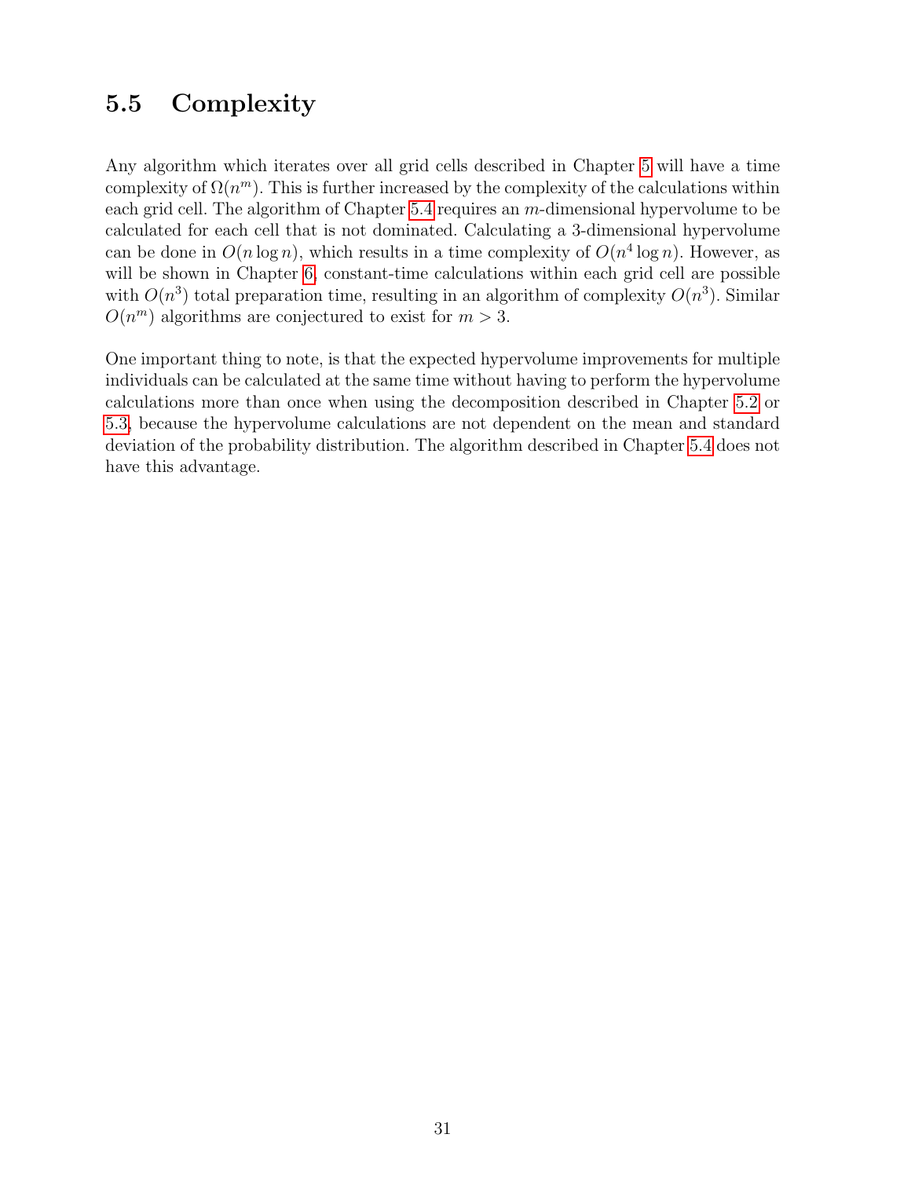## 5.5 Complexity

Any algorithm which iterates over all grid cells described in Chapter 5 will have a time complexity of $\Omega(n^m)$. This is further increased by the complexity of the calculations within each grid cell. The algorithm of Chapter 5.4 requires an $m$-dimensional hypervolume to be calculated for each cell that is not dominated. Calculating a 3-dimensional hypervolume can be done in $O(n \log n)$, which results in a time complexity of $O(n^4 \log n)$. However, as will be shown in Chapter 6, constant-time calculations within each grid cell are possible with $O(n^3)$ total preparation time, resulting in an algorithm of complexity $O(n^3)$. Similar $O(n^m)$ algorithms are conjectured to exist for $m > 3$.

One important thing to note, is that the expected hypervolume improvements for multiple individuals can be calculated at the same time without having to perform the hypervolume calculations more than once when using the decomposition described in Chapter 5.2 or 5.3, because the hypervolume calculations are not dependent on the mean and standard deviation of the probability distribution. The algorithm described in Chapter 5.4 does not have this advantage.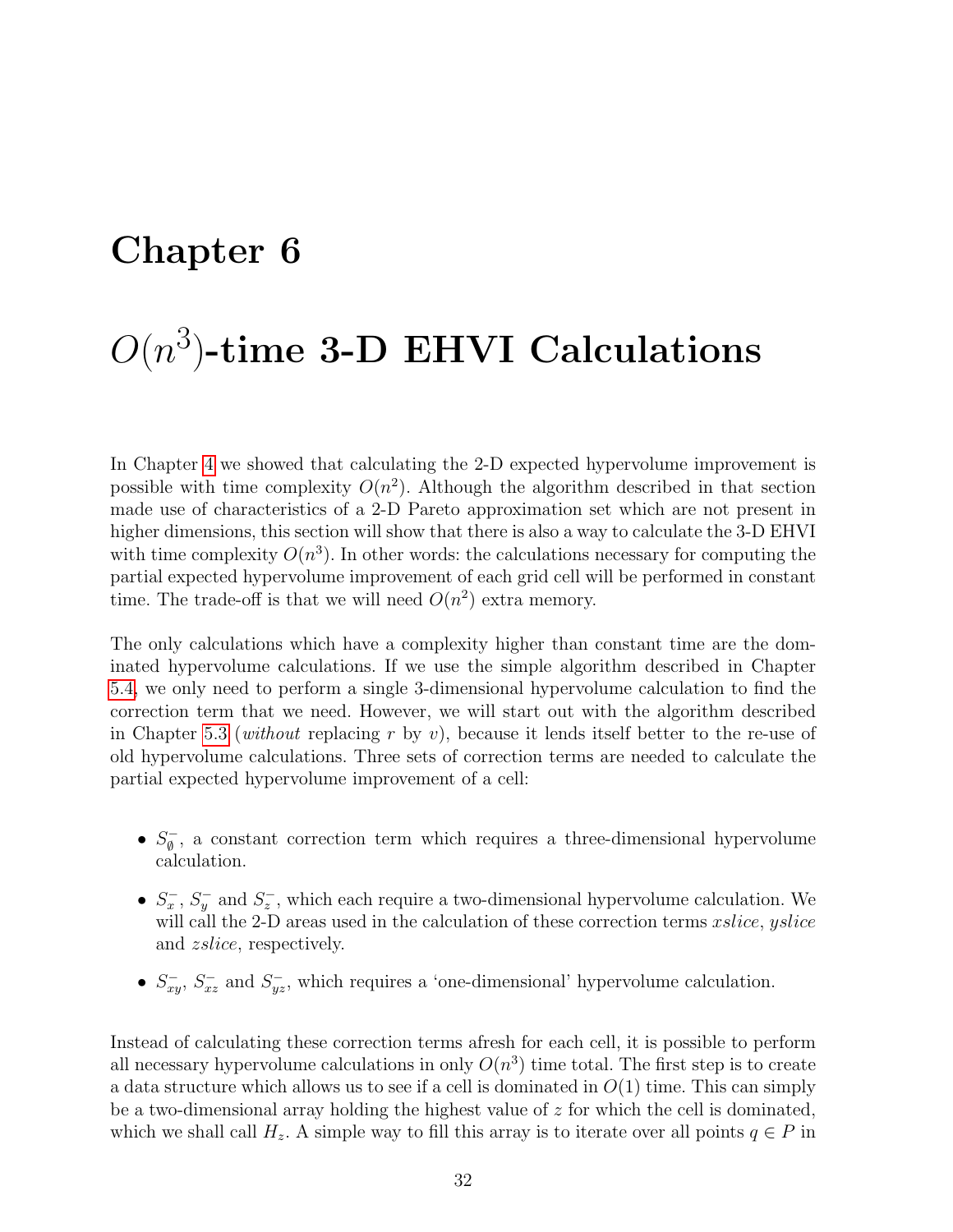# Chapter 6

# $O(n^3)$-time 3-D EHVI Calculations

In Chapter 4 we showed that calculating the 2-D expected hypervolume improvement is possible with time complexity $O(n^2)$. Although the algorithm described in that section made use of characteristics of a 2-D Pareto approximation set which are not present in higher dimensions, this section will show that there is also a way to calculate the 3-D EHVI with time complexity $O(n^3)$. In other words: the calculations necessary for computing the partial expected hypervolume improvement of each grid cell will be performed in constant time. The trade-off is that we will need $O(n^2)$ extra memory.

The only calculations which have a complexity higher than constant time are the dominated hypervolume calculations. If we use the simple algorithm described in Chapter 5.4, we only need to perform a single 3-dimensional hypervolume calculation to find the correction term that we need. However, we will start out with the algorithm described in Chapter 5.3 (*without* replacing $r$ by $v$), because it lends itself better to the re-use of old hypervolume calculations. Three sets of correction terms are needed to calculate the partial expected hypervolume improvement of a cell:

- $S^-_\emptyset$, a constant correction term which requires a three-dimensional hypervolume calculation.
- $S^-_x$, $S^-_y$ and $S^-_z$, which each require a two-dimensional hypervolume calculation. We will call the 2-D areas used in the calculation of these correction terms *xslice*, *yslice* and *zslice*, respectively.
- $S^-_{xy}$, $S^-_{xz}$ and $S^-_{yz}$, which requires a 'one-dimensional' hypervolume calculation.

Instead of calculating these correction terms afresh for each cell, it is possible to perform all necessary hypervolume calculations in only $O(n^3)$ time total. The first step is to create a data structure which allows us to see if a cell is dominated in $O(1)$ time. This can simply be a two-dimensional array holding the highest value of $z$ for which the cell is dominated, which we shall call $H_z$. A simple way to fill this array is to iterate over all points $q \in P$ in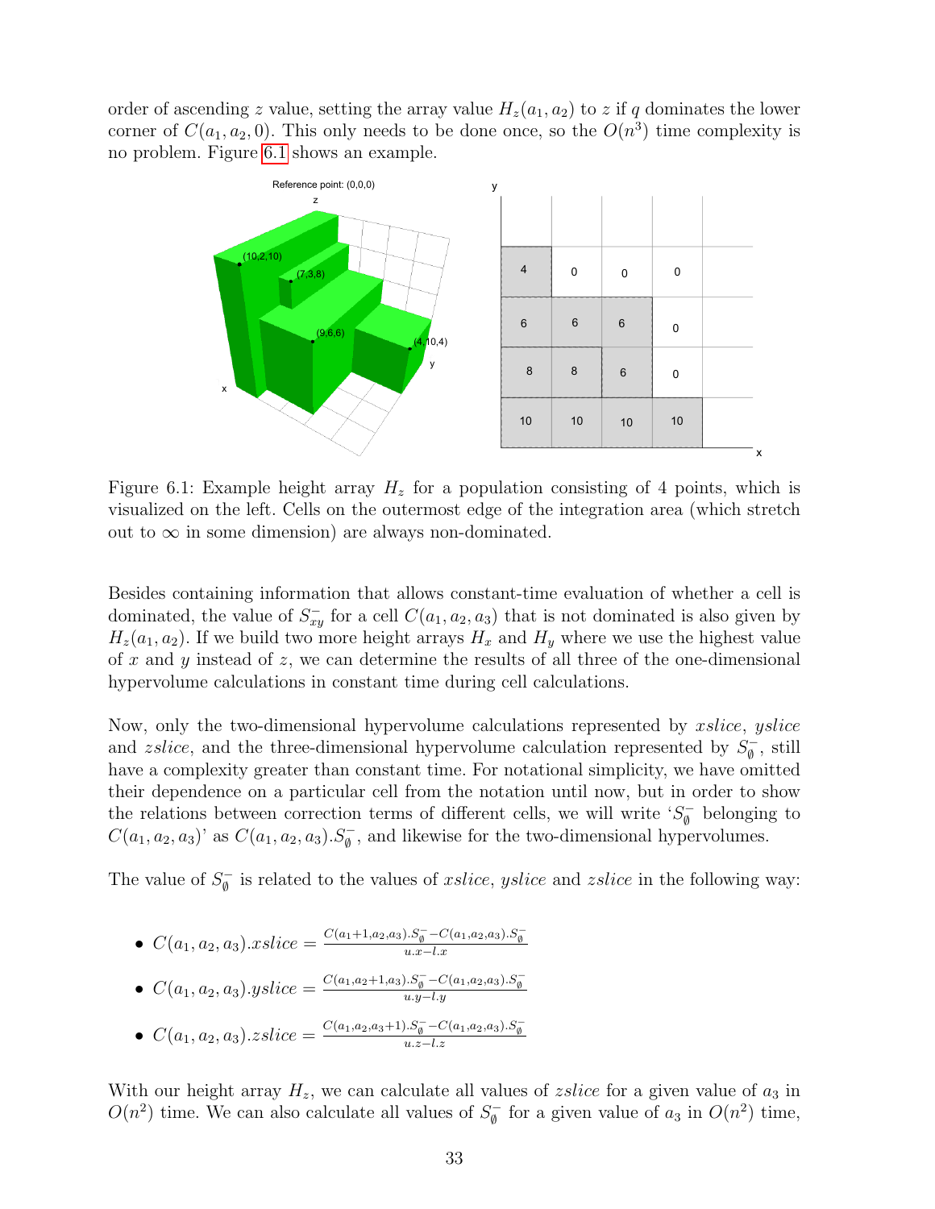order of ascending $z$ value, setting the array value $H_z(a_1, a_2)$ to $z$ if $q$ dominates the lower corner of $C(a_1, a_2, 0)$. This only needs to be done once, so the $O(n^3)$ time complexity is no problem. Figure 6.1 shows an example.

Figure 6.1: Example height array $H_z$ for a population consisting of 4 points, which is visualized on the left. Cells on the outermost edge of the integration area (which stretch out to $\infty$ in some dimension) are always non-dominated.

Besides containing information that allows constant-time evaluation of whether a cell is dominated, the value of $S^-_{xy}$ for a cell $C(a_1, a_2, a_3)$ that is not dominated is also given by $H_z(a_1, a_2)$. If we build two more height arrays $H_x$ and $H_y$ where we use the highest value of $x$ and $y$ instead of $z$, we can determine the results of all three of the one-dimensional hypervolume calculations in constant time during cell calculations.

Now, only the two-dimensional hypervolume calculations represented by *xslice*, *yslice* and *zslice*, and the three-dimensional hypervolume calculation represented by $S^-_\emptyset$, still have a complexity greater than constant time. For notational simplicity, we have omitted their dependence on a particular cell from the notation until now, but in order to show the relations between correction terms of different cells, we will write '$S^-_\emptyset$ belonging to $C(a_1, a_2, a_3)$' as $C(a_1, a_2, a_3).S^-_\emptyset$, and likewise for the two-dimensional hypervolumes.

The value of $S^-_\emptyset$ is related to the values of *xslice*, *yslice* and *zslice* in the following way:

- $C(a_1, a_2, a_3).xslice = \frac{C(a_1+1, a_2, a_3).S^-_\emptyset - C(a_1, a_2, a_3).S^-_\emptyset}{u.x - l.x}$
- $C(a_1, a_2, a_3).yslice = \frac{C(a_1, a_2+1, a_3).S^-_\emptyset - C(a_1, a_2, a_3).S^-_\emptyset}{u.y - l.y}$
- $C(a_1, a_2, a_3).zslice = \frac{C(a_1, a_2, a_3+1).S^-_\emptyset - C(a_1, a_2, a_3).S^-_\emptyset}{u.z - l.z}$

With our height array $H_z$, we can calculate all values of *zslice* for a given value of $a_3$ in $O(n^2)$ time. We can also calculate all values of $S^-_\emptyset$ for a given value of $a_3$ in $O(n^2)$ time,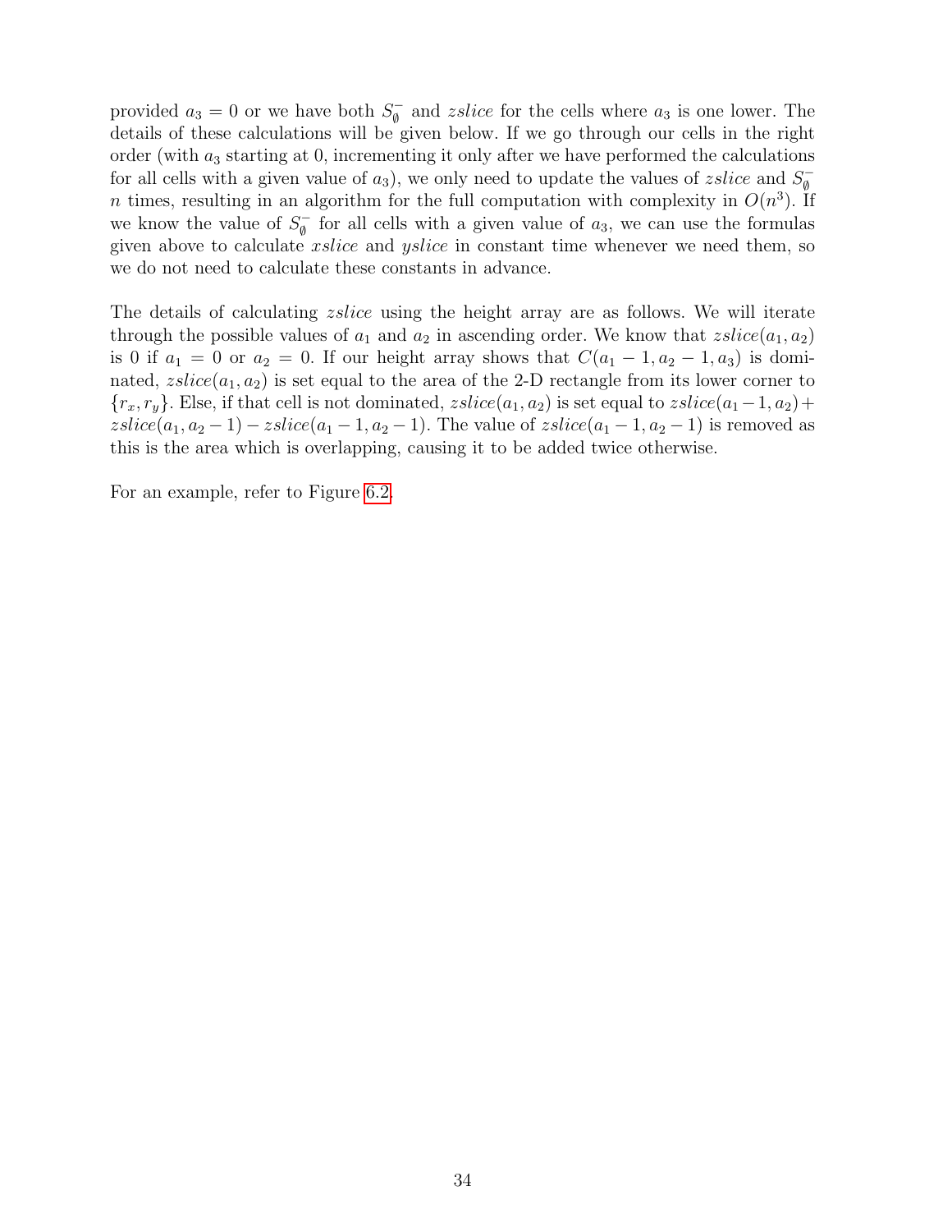provided $a_3 = 0$ or we have both $S^-_\emptyset$ and *zslice* for the cells where $a_3$ is one lower. The details of these calculations will be given below. If we go through our cells in the right order (with $a_3$ starting at 0, incrementing it only after we have performed the calculations for all cells with a given value of $a_3$), we only need to update the values of *zslice* and $S^-_\emptyset$ $n$ times, resulting in an algorithm for the full computation with complexity in $O(n^3)$. If we know the value of $S^-_\emptyset$ for all cells with a given value of $a_3$, we can use the formulas given above to calculate *xslice* and *yslice* in constant time whenever we need them, so we do not need to calculate these constants in advance.

The details of calculating *zslice* using the height array are as follows. We will iterate through the possible values of $a_1$ and $a_2$ in ascending order. We know that $zslice(a_1, a_2)$ is 0 if $a_1 = 0$ or $a_2 = 0$. If our height array shows that $C(a_1 - 1, a_2 - 1, a_3)$ is dominated, $zslice(a_1, a_2)$ is set equal to the area of the 2-D rectangle from its lower corner to $\{r_x, r_y\}$. Else, if that cell is not dominated, $zslice(a_1, a_2)$ is set equal to $zslice(a_1 - 1, a_2) + zslice(a_1, a_2 - 1) - zslice(a_1 - 1, a_2 - 1)$. The value of $zslice(a_1 - 1, a_2 - 1)$ is removed as this is the area which is overlapping, causing it to be added twice otherwise.

For an example, refer to Figure 6.2.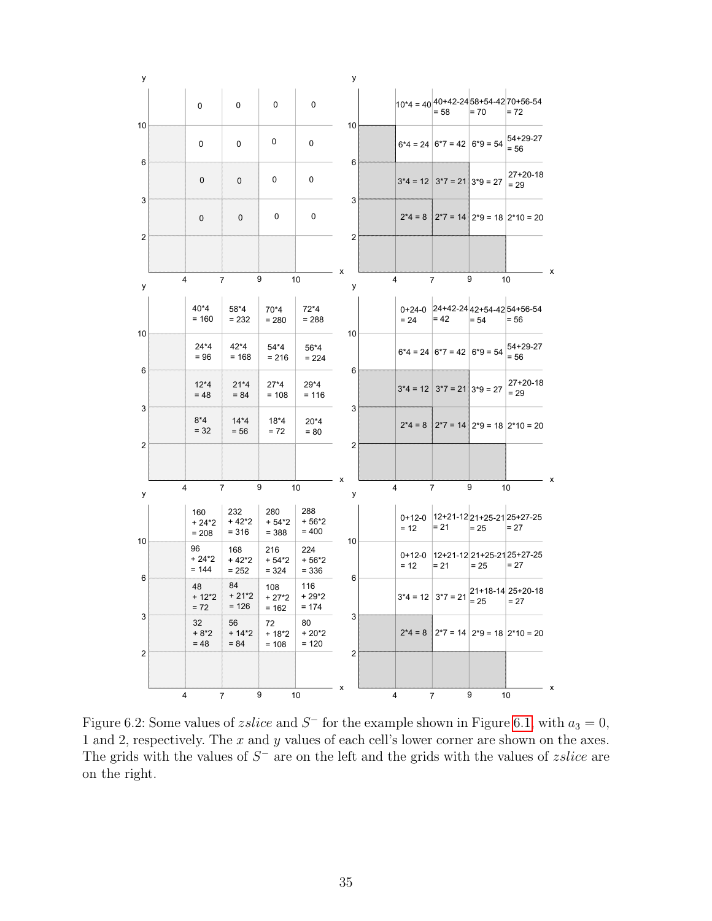**$a_3 = 0$ — $S^-$**

| y \ x | 4 | 7 | 9 | 10 |
|---|---|---|---|---|
| 10 | 0 | 0 | 0 | 0 |
| 6 | 0 | 0 | 0 | 0 |
| 3 | 0 | 0 | 0 | 0 |
| 2 | 0 | 0 | 0 | 0 |

**$a_3 = 0$ — $zslice$**

| y \ x | 4 | 7 | 9 | 10 |
|---|---|---|---|---|
| 10 | 10*4 = 40 | 40+42-24 = 58 | 58+54-42 = 70 | 70+56-54 = 72 |
| 6 | 6*4 = 24 | 6*7 = 42 | 6*9 = 54 | 54+29-27 = 56 |
| 3 | 3*4 = 12 | 3*7 = 21 | 3*9 = 27 | 27+20-18 = 29 |
| 2 | 2*4 = 8 | 2*7 = 14 | 2*9 = 18 | 2*10 = 20 |

**$a_3 = 1$ — $S^-$**

| y \ x | 4 | 7 | 9 | 10 |
|---|---|---|---|---|
| 10 | 40*4 = 160 | 58*4 = 232 | 70*4 = 280 | 72*4 = 288 |
| 6 | 24*4 = 96 | 42*4 = 168 | 54*4 = 216 | 56*4 = 224 |
| 3 | 12*4 = 48 | 21*4 = 84 | 27*4 = 108 | 29*4 = 116 |
| 2 | 8*4 = 32 | 14*4 = 56 | 18*4 = 72 | 20*4 = 80 |

**$a_3 = 1$ — $zslice$**

| y \ x | 4 | 7 | 9 | 10 |
|---|---|---|---|---|
| 10 | 0+24-0 = 24 | 24+42-24 = 42 | 42+54-42 = 54 | 54+56-54 = 56 |
| 6 | 6*4 = 24 | 6*7 = 42 | 6*9 = 54 | 54+29-27 = 56 |
| 3 | 3*4 = 12 | 3*7 = 21 | 3*9 = 27 | 27+20-18 = 29 |
| 2 | 2*4 = 8 | 2*7 = 14 | 2*9 = 18 | 2*10 = 20 |

**$a_3 = 2$ — $S^-$**

| y \ x | 4 | 7 | 9 | 10 |
|---|---|---|---|---|
| 10 | 160 + 24*2 = 208 | 232 + 42*2 = 316 | 280 + 54*2 = 388 | 288 + 56*2 = 400 |
| 6 | 96 + 24*2 = 144 | 168 + 42*2 = 252 | 216 + 54*2 = 324 | 224 + 56*2 = 336 |
| 3 | 48 + 12*2 = 72 | 84 + 21*2 = 126 | 108 + 27*2 = 162 | 116 + 29*2 = 174 |
| 2 | 32 + 8*2 = 48 | 56 + 14*2 = 84 | 72 + 18*2 = 108 | 80 + 20*2 = 120 |

**$a_3 = 2$ — $zslice$**

| y \ x | 4 | 7 | 9 | 10 |
|---|---|---|---|---|
| 10 | 0+12-0 = 12 | 12+21-12 = 21 | 21+25-21 = 25 | 25+27-25 = 27 |
| 6 | 0+12-0 = 12 | 12+21-12 = 21 | 21+25-21 = 25 | 25+27-25 = 27 |
| 3 | 3*4 = 12 | 3*7 = 21 | 21+18-14 = 25 | 25+20-18 = 27 |
| 2 | 2*4 = 8 | 2*7 = 14 | 2*9 = 18 | 2*10 = 20 |

Figure 6.2: Some values of $zslice$ and $S^-$ for the example shown in Figure 6.1, with $a_3 = 0$, 1 and 2, respectively. The $x$ and $y$ values of each cell's lower corner are shown on the axes. The grids with the values of $S^-$ are on the left and the grids with the values of $zslice$ are on the right.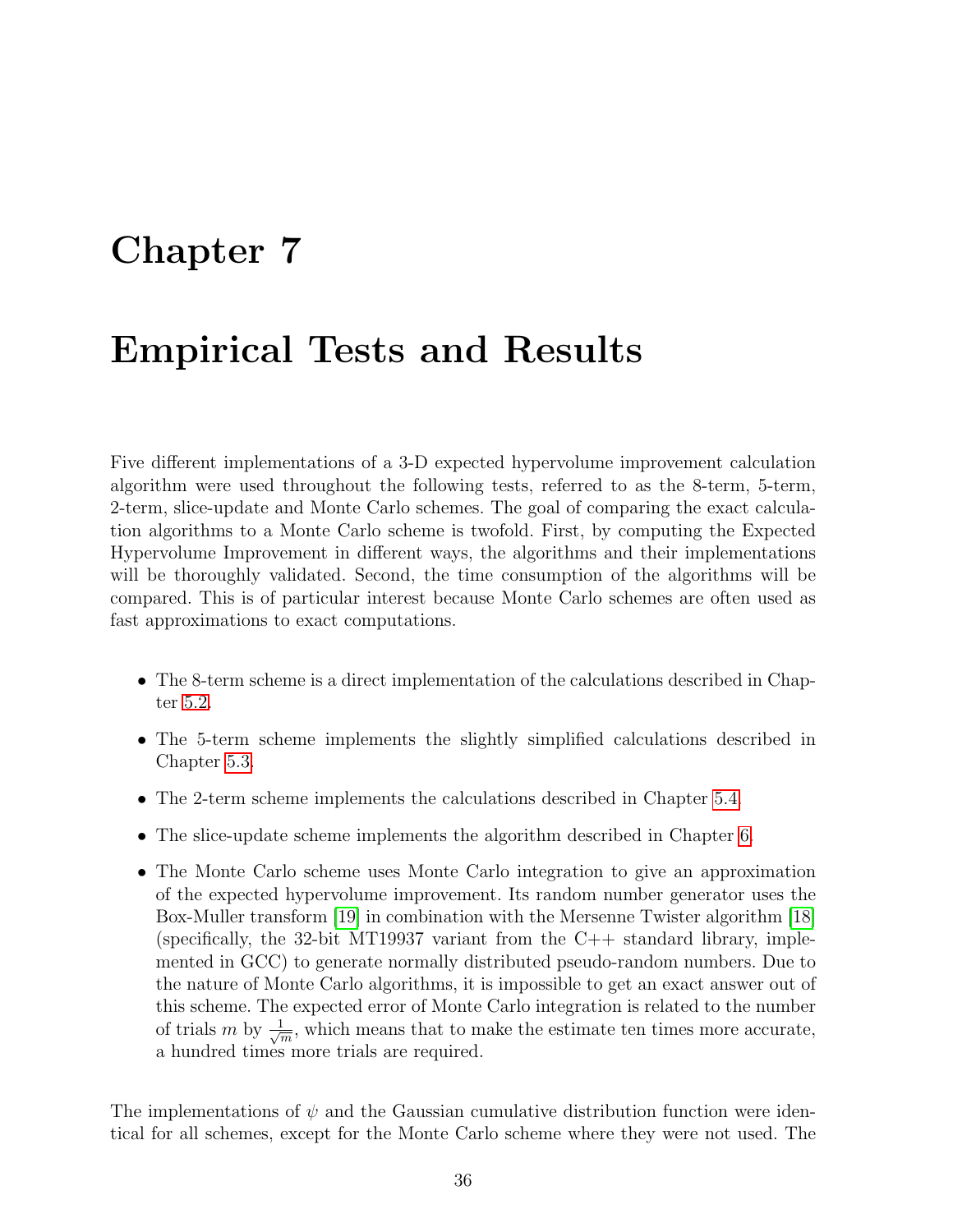# Chapter 7

# Empirical Tests and Results

Five different implementations of a 3-D expected hypervolume improvement calculation algorithm were used throughout the following tests, referred to as the 8-term, 5-term, 2-term, slice-update and Monte Carlo schemes. The goal of comparing the exact calculation algorithms to a Monte Carlo scheme is twofold. First, by computing the Expected Hypervolume Improvement in different ways, the algorithms and their implementations will be thoroughly validated. Second, the time consumption of the algorithms will be compared. This is of particular interest because Monte Carlo schemes are often used as fast approximations to exact computations.

- The 8-term scheme is a direct implementation of the calculations described in Chapter 5.2.
- The 5-term scheme implements the slightly simplified calculations described in Chapter 5.3.
- The 2-term scheme implements the calculations described in Chapter 5.4.
- The slice-update scheme implements the algorithm described in Chapter 6.
- The Monte Carlo scheme uses Monte Carlo integration to give an approximation of the expected hypervolume improvement. Its random number generator uses the Box-Muller transform [19] in combination with the Mersenne Twister algorithm [18] (specifically, the 32-bit MT19937 variant from the C++ standard library, implemented in GCC) to generate normally distributed pseudo-random numbers. Due to the nature of Monte Carlo algorithms, it is impossible to get an exact answer out of this scheme. The expected error of Monte Carlo integration is related to the number of trials $m$ by $\frac{1}{\sqrt{m}}$, which means that to make the estimate ten times more accurate, a hundred times more trials are required.

The implementations of $\psi$ and the Gaussian cumulative distribution function were identical for all schemes, except for the Monte Carlo scheme where they were not used. The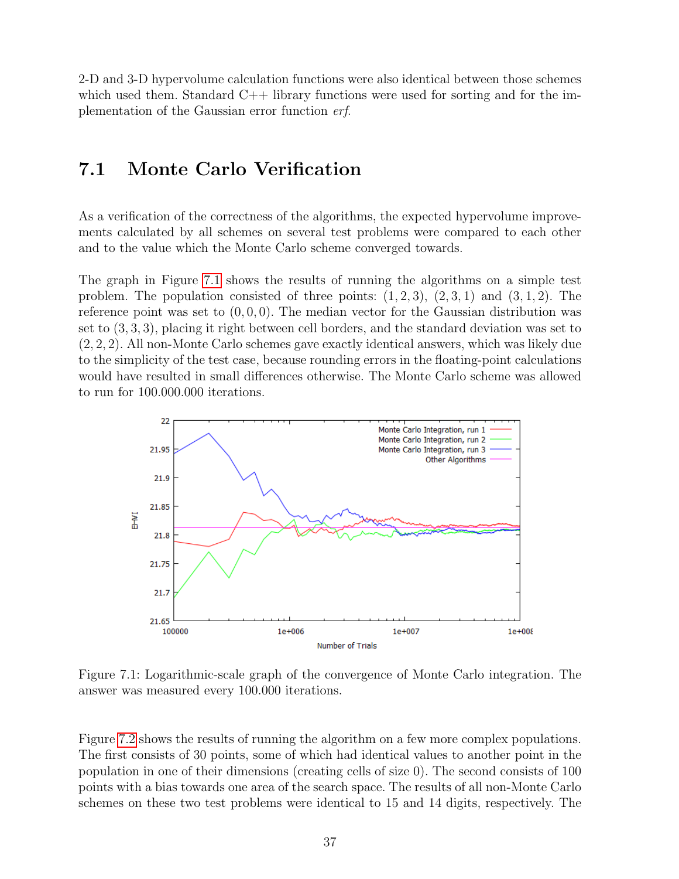2-D and 3-D hypervolume calculation functions were also identical between those schemes which used them. Standard C++ library functions were used for sorting and for the implementation of the Gaussian error function *erf*.

## 7.1 Monte Carlo Verification

As a verification of the correctness of the algorithms, the expected hypervolume improvements calculated by all schemes on several test problems were compared to each other and to the value which the Monte Carlo scheme converged towards.

The graph in Figure 7.1 shows the results of running the algorithms on a simple test problem. The population consisted of three points: $(1, 2, 3)$, $(2, 3, 1)$ and $(3, 1, 2)$. The reference point was set to $(0, 0, 0)$. The median vector for the Gaussian distribution was set to $(3, 3, 3)$, placing it right between cell borders, and the standard deviation was set to $(2, 2, 2)$. All non-Monte Carlo schemes gave exactly identical answers, which was likely due to the simplicity of the test case, because rounding errors in the floating-point calculations would have resulted in small differences otherwise. The Monte Carlo scheme was allowed to run for 100.000.000 iterations.

Figure 7.1: Logarithmic-scale graph of the convergence of Monte Carlo integration. The answer was measured every 100.000 iterations.

Figure 7.2 shows the results of running the algorithm on a few more complex populations. The first consists of 30 points, some of which had identical values to another point in the population in one of their dimensions (creating cells of size 0). The second consists of 100 points with a bias towards one area of the search space. The results of all non-Monte Carlo schemes on these two test problems were identical to 15 and 14 digits, respectively. The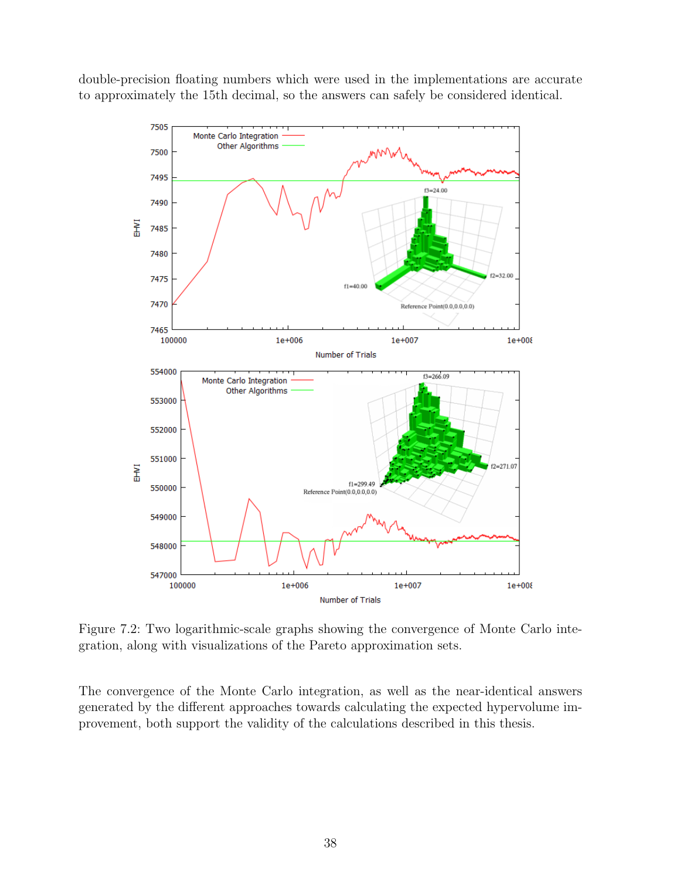double-precision floating numbers which were used in the implementations are accurate to approximately the 15th decimal, so the answers can safely be considered identical.

Figure 7.2: Two logarithmic-scale graphs showing the convergence of Monte Carlo integration, along with visualizations of the Pareto approximation sets.

The convergence of the Monte Carlo integration, as well as the near-identical answers generated by the different approaches towards calculating the expected hypervolume improvement, both support the validity of the calculations described in this thesis.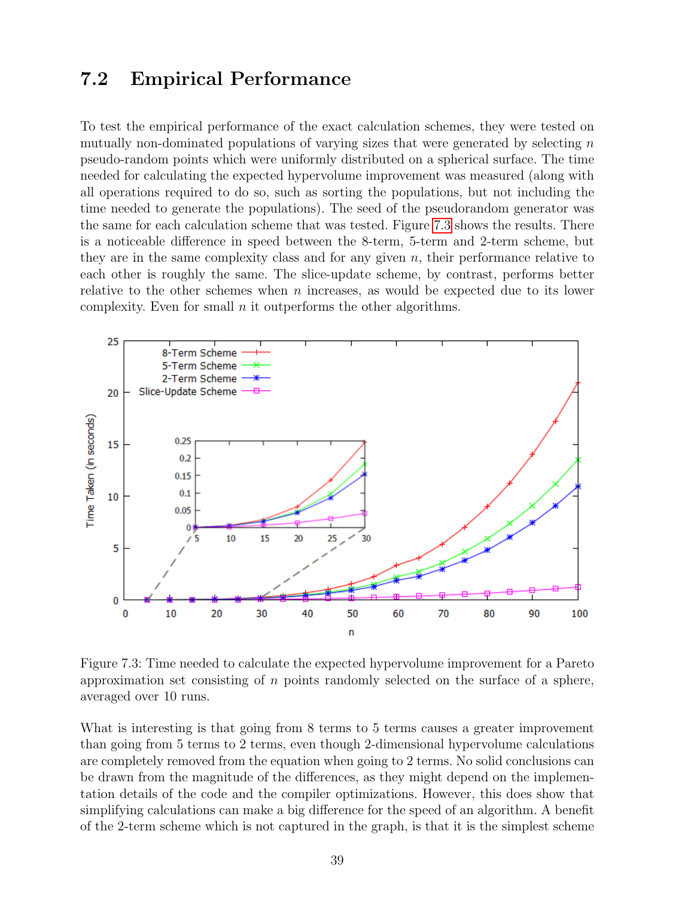## 7.2 Empirical Performance

To test the empirical performance of the exact calculation schemes, they were tested on mutually non-dominated populations of varying sizes that were generated by selecting $n$ pseudo-random points which were uniformly distributed on a spherical surface. The time needed for calculating the expected hypervolume improvement was measured (along with all operations required to do so, such as sorting the populations, but not including the time needed to generate the populations). The seed of the pseudorandom generator was the same for each calculation scheme that was tested. Figure 7.3 shows the results. There is a noticeable difference in speed between the 8-term, 5-term and 2-term scheme, but they are in the same complexity class and for any given $n$, their performance relative to each other is roughly the same. The slice-update scheme, by contrast, performs better relative to the other schemes when $n$ increases, as would be expected due to its lower complexity. Even for small $n$ it outperforms the other algorithms.

Figure 7.3: Time needed to calculate the expected hypervolume improvement for a Pareto approximation set consisting of $n$ points randomly selected on the surface of a sphere, averaged over 10 runs.

What is interesting is that going from 8 terms to 5 terms causes a greater improvement than going from 5 terms to 2 terms, even though 2-dimensional hypervolume calculations are completely removed from the equation when going to 2 terms. No solid conclusions can be drawn from the magnitude of the differences, as they might depend on the implementation details of the code and the compiler optimizations. However, this does show that simplifying calculations can make a big difference for the speed of an algorithm. A benefit of the 2-term scheme which is not captured in the graph, is that it is the simplest scheme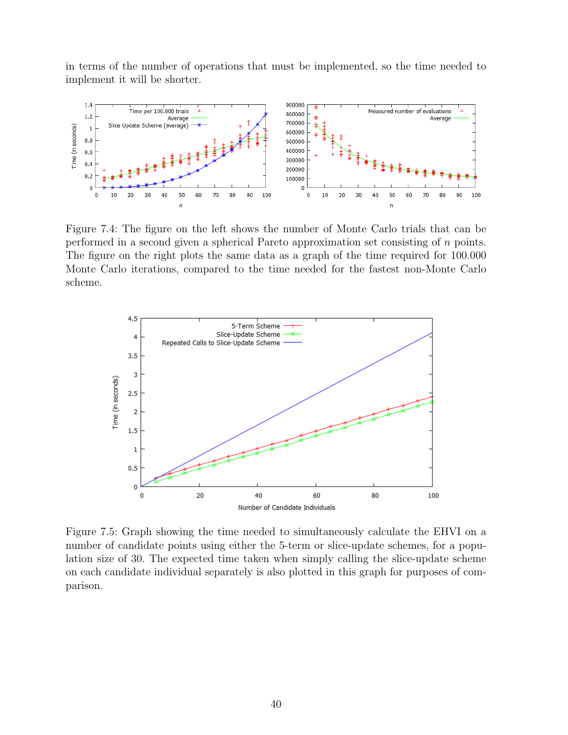in terms of the number of operations that must be implemented, so the time needed to implement it will be shorter.

Figure 7.4: The figure on the left shows the number of Monte Carlo trials that can be performed in a second given a spherical Pareto approximation set consisting of $n$ points. The figure on the right plots the same data as a graph of the time required for 100.000 Monte Carlo iterations, compared to the time needed for the fastest non-Monte Carlo scheme.

Figure 7.5: Graph showing the time needed to simultaneously calculate the EHVI on a number of candidate points using either the 5-term or slice-update schemes, for a population size of 30. The expected time taken when simply calling the slice-update scheme on each candidate individual separately is also plotted in this graph for purposes of comparison.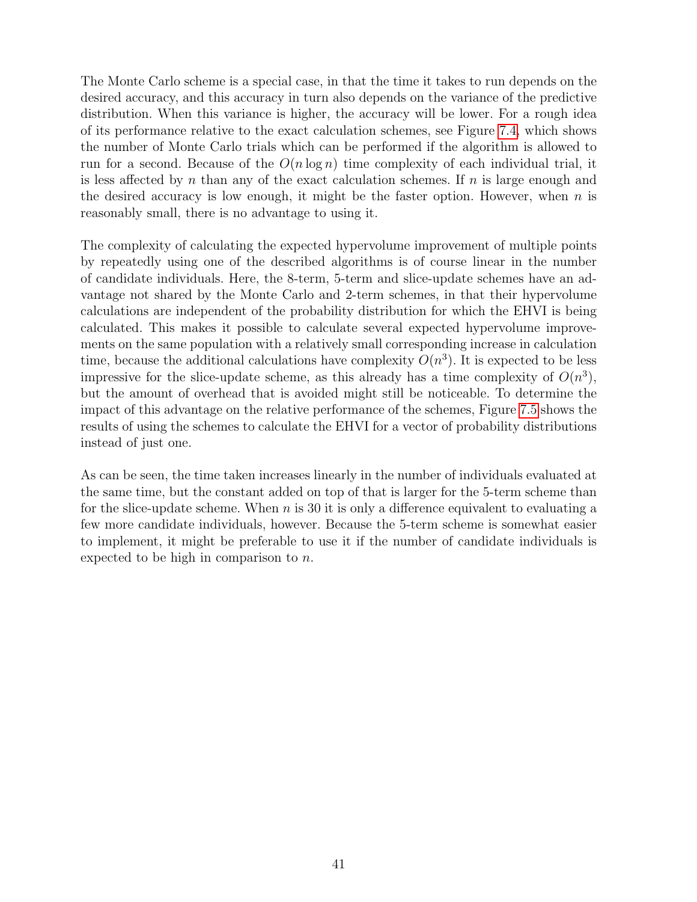The Monte Carlo scheme is a special case, in that the time it takes to run depends on the desired accuracy, and this accuracy in turn also depends on the variance of the predictive distribution. When this variance is higher, the accuracy will be lower. For a rough idea of its performance relative to the exact calculation schemes, see Figure 7.4, which shows the number of Monte Carlo trials which can be performed if the algorithm is allowed to run for a second. Because of the $O(n \log n)$ time complexity of each individual trial, it is less affected by $n$ than any of the exact calculation schemes. If $n$ is large enough and the desired accuracy is low enough, it might be the faster option. However, when $n$ is reasonably small, there is no advantage to using it.

The complexity of calculating the expected hypervolume improvement of multiple points by repeatedly using one of the described algorithms is of course linear in the number of candidate individuals. Here, the 8-term, 5-term and slice-update schemes have an advantage not shared by the Monte Carlo and 2-term schemes, in that their hypervolume calculations are independent of the probability distribution for which the EHVI is being calculated. This makes it possible to calculate several expected hypervolume improvements on the same population with a relatively small corresponding increase in calculation time, because the additional calculations have complexity $O(n^3)$. It is expected to be less impressive for the slice-update scheme, as this already has a time complexity of $O(n^3)$, but the amount of overhead that is avoided might still be noticeable. To determine the impact of this advantage on the relative performance of the schemes, Figure 7.5 shows the results of using the schemes to calculate the EHVI for a vector of probability distributions instead of just one.

As can be seen, the time taken increases linearly in the number of individuals evaluated at the same time, but the constant added on top of that is larger for the 5-term scheme than for the slice-update scheme. When $n$ is 30 it is only a difference equivalent to evaluating a few more candidate individuals, however. Because the 5-term scheme is somewhat easier to implement, it might be preferable to use it if the number of candidate individuals is expected to be high in comparison to $n$.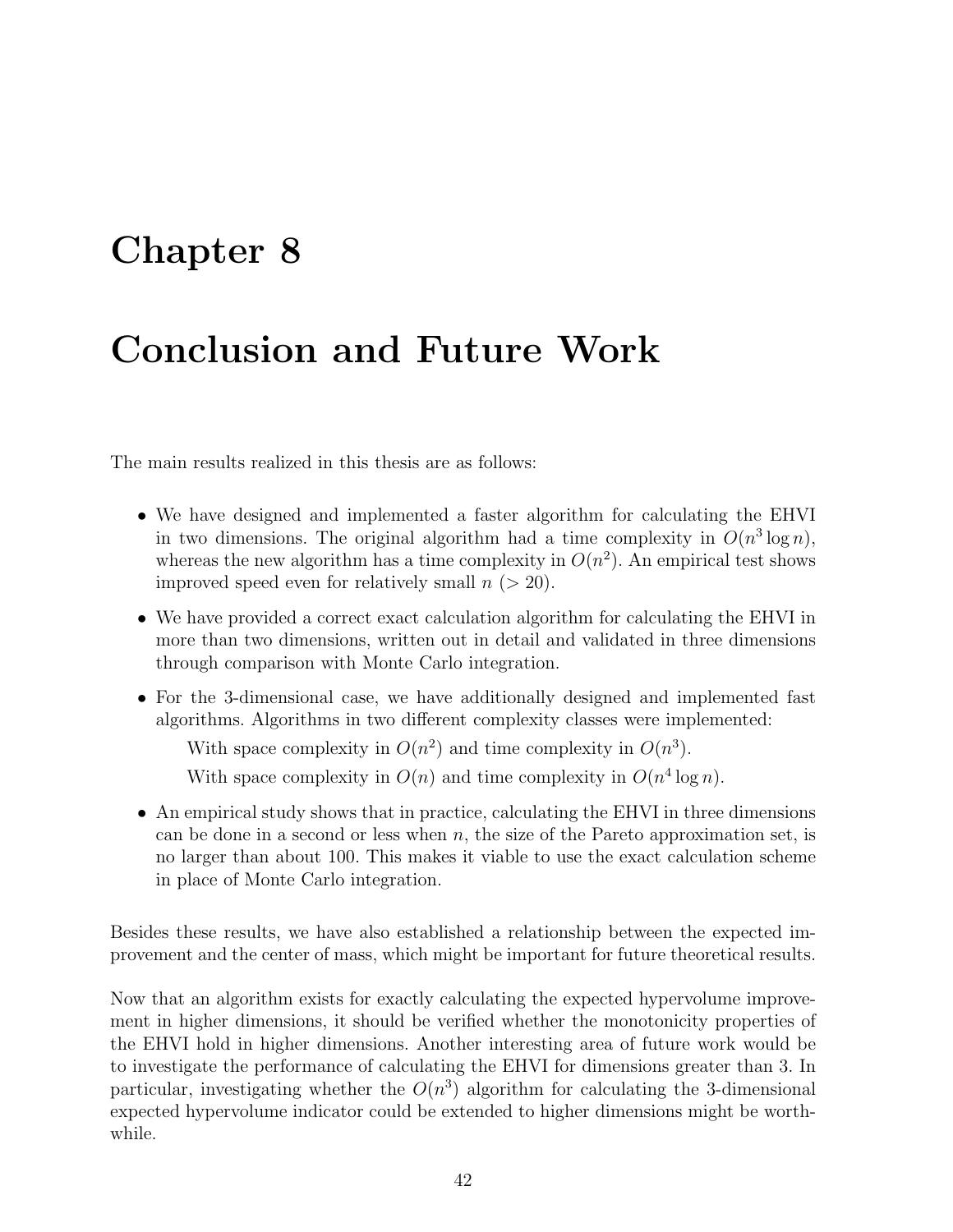# Chapter 8

# Conclusion and Future Work

The main results realized in this thesis are as follows:

- We have designed and implemented a faster algorithm for calculating the EHVI in two dimensions. The original algorithm had a time complexity in $O(n^3 \log n)$, whereas the new algorithm has a time complexity in $O(n^2)$. An empirical test shows improved speed even for relatively small $n$ ($> 20$).
- We have provided a correct exact calculation algorithm for calculating the EHVI in more than two dimensions, written out in detail and validated in three dimensions through comparison with Monte Carlo integration.
- For the 3-dimensional case, we have additionally designed and implemented fast algorithms. Algorithms in two different complexity classes were implemented:

  With space complexity in $O(n^2)$ and time complexity in $O(n^3)$.

  With space complexity in $O(n)$ and time complexity in $O(n^4 \log n)$.
- An empirical study shows that in practice, calculating the EHVI in three dimensions can be done in a second or less when $n$, the size of the Pareto approximation set, is no larger than about 100. This makes it viable to use the exact calculation scheme in place of Monte Carlo integration.

Besides these results, we have also established a relationship between the expected improvement and the center of mass, which might be important for future theoretical results.

Now that an algorithm exists for exactly calculating the expected hypervolume improvement in higher dimensions, it should be verified whether the monotonicity properties of the EHVI hold in higher dimensions. Another interesting area of future work would be to investigate the performance of calculating the EHVI for dimensions greater than 3. In particular, investigating whether the $O(n^3)$ algorithm for calculating the 3-dimensional expected hypervolume indicator could be extended to higher dimensions might be worthwhile.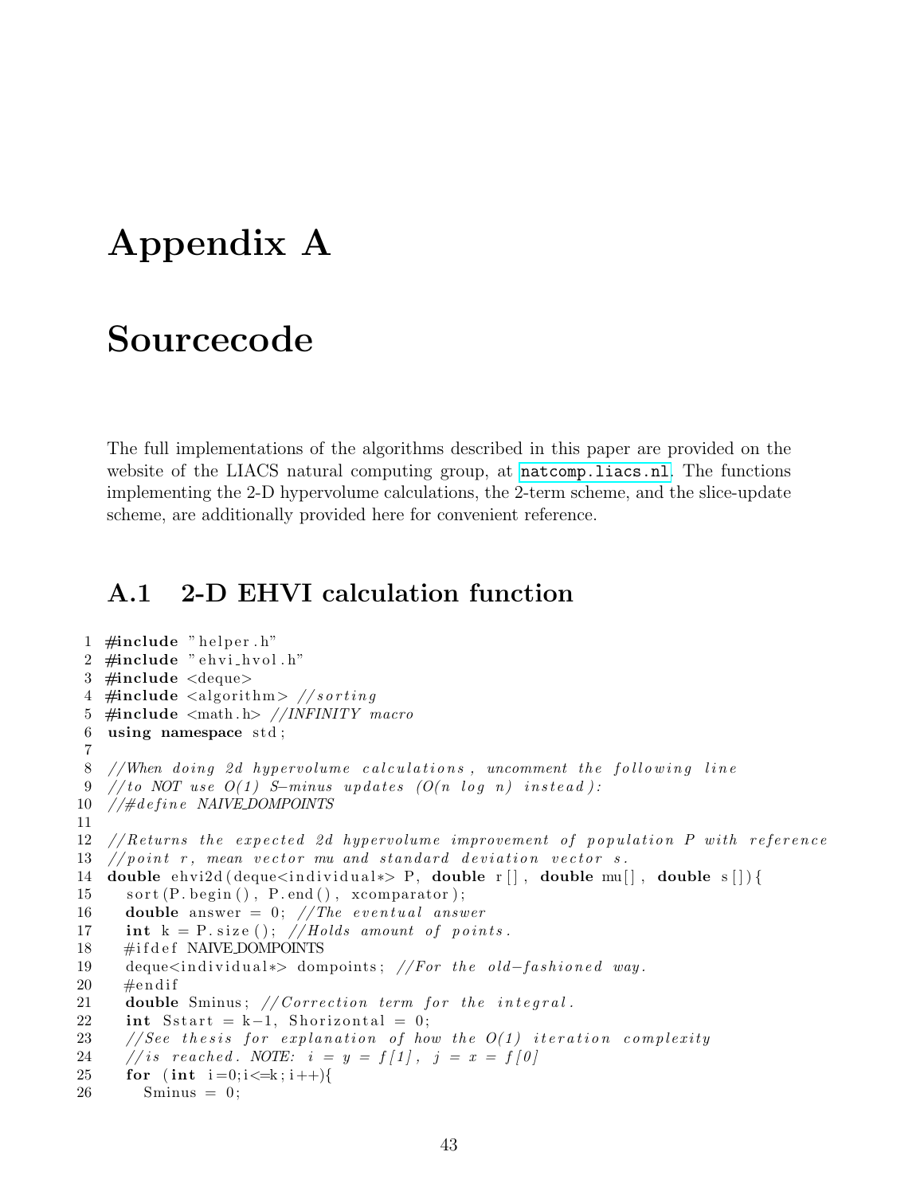# Appendix A

# Sourcecode

The full implementations of the algorithms described in this paper are provided on the website of the LIACS natural computing group, at natcomp.liacs.nl. The functions implementing the 2-D hypervolume calculations, the 2-term scheme, and the slice-update scheme, are additionally provided here for convenient reference.

## A.1 2-D EHVI calculation function

```
1  #include "helper.h"
2  #include "ehvi_hvol.h"
3  #include <deque>
4  #include <algorithm> //sorting
5  #include <math.h> //INFINITY macro
6  using namespace std;
7
8  //When doing 2d hypervolume calculations, uncomment the following line
9  //to NOT use O(1) S-minus updates (O(n log n) instead):
10 //#define NAIVE_DOMPOINTS
11
12 //Returns the expected 2d hypervolume improvement of population P with reference
13 //point r, mean vector mu and standard deviation vector s.
14 double ehvi2d(deque<individual*> P, double r[], double mu[], double s[]){
15   sort(P.begin(), P.end(), xcomparator);
16   double answer = 0; //The eventual answer
17   int k = P.size(); //Holds amount of points.
18   #ifdef NAIVE_DOMPOINTS
19   deque<individual*> dompoints; //For the old-fashioned way.
20   #endif
21   double Sminus; //Correction term for the integral.
22   int Sstart = k-1, Shorizontal = 0;
23   //See thesis for explanation of how the O(1) iteration complexity
24   //is reached. NOTE: i = y = f[1], j = x = f[0]
25   for (int i=0;i<=k;i++){
26     Sminus = 0;
```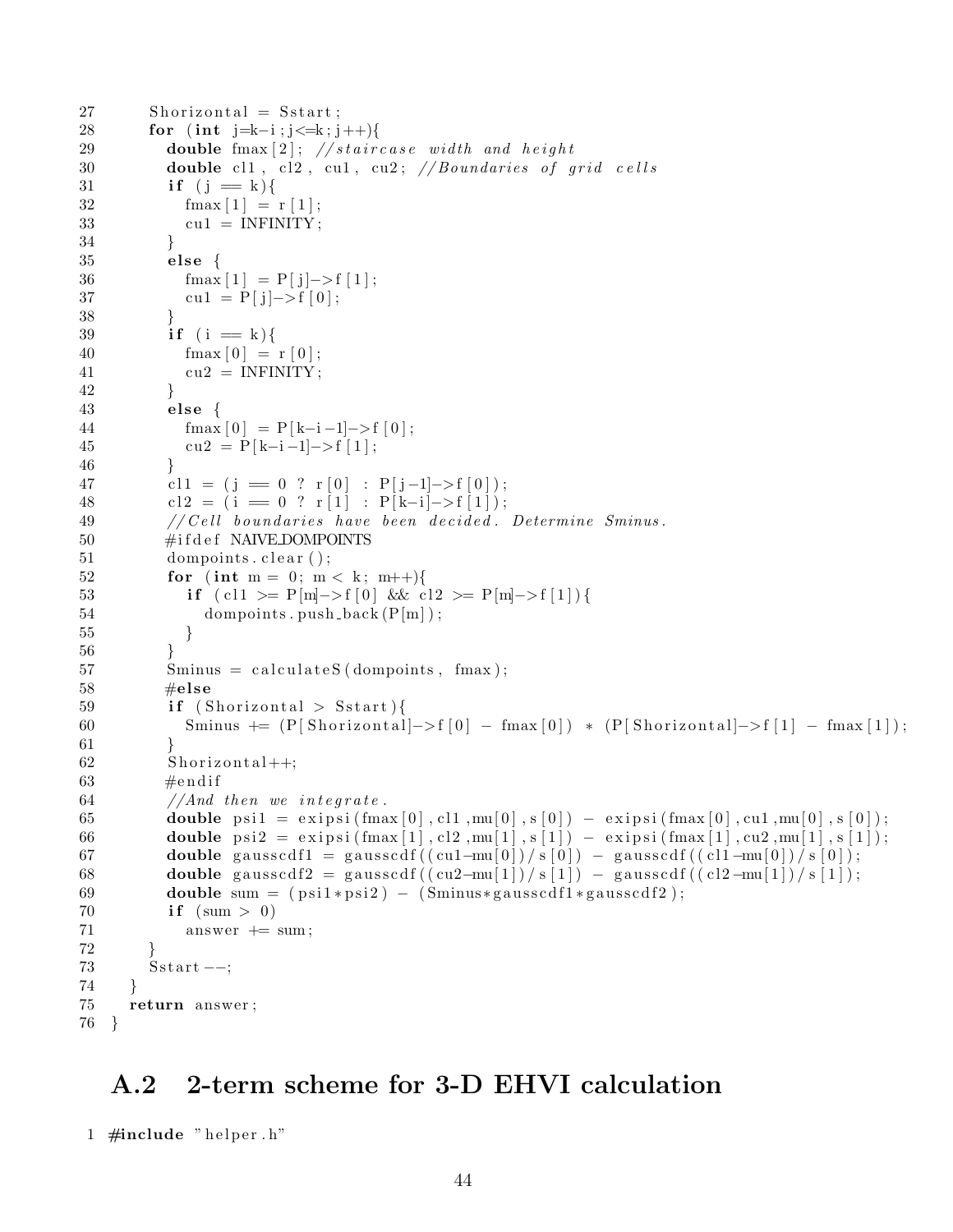```
27      Shorizontal = Sstart;
28      for (int j=k-i;j<=k;j++){
29        double fmax[2]; //staircase width and height
30        double cl1, cl2, cu1, cu2; //Boundaries of grid cells
31        if (j == k){
32          fmax[1] = r[1];
33          cu1 = INFINITY;
34        }
35        else {
36          fmax[1] = P[j]->f[1];
37          cu1 = P[j]->f[0];
38        }
39        if (i == k){
40          fmax[0] = r[0];
41          cu2 = INFINITY;
42        }
43        else {
44          fmax[0] = P[k-i-1]->f[0];
45          cu2 = P[k-i-1]->f[1];
46        }
47        cl1 = (j == 0 ? r[0] : P[j-1]->f[0]);
48        cl2 = (i == 0 ? r[1] : P[k-i]->f[1]);
49        //Cell boundaries have been decided. Determine Sminus.
50        #ifdef NAIVE_DOMPOINTS
51        dompoints.clear();
52        for (int m = 0; m < k; m++){
53          if (cl1 >= P[m]->f[0] && cl2 >= P[m]->f[1]){
54            dompoints.push_back(P[m]);
55          }
56        }
57        Sminus = calculateS(dompoints, fmax);
58        #else
59        if (Shorizontal > Sstart){
60          Sminus += (P[Shorizontal]->f[0] - fmax[0]) * (P[Shorizontal]->f[1] - fmax[1]);
61        }
62        Shorizontal++;
63        #endif
64        //And then we integrate.
65        double psi1 = exipsi(fmax[0],cl1,mu[0],s[0]) - exipsi(fmax[0],cu1,mu[0],s[0]);
66        double psi2 = exipsi(fmax[1],cl2,mu[1],s[1]) - exipsi(fmax[1],cu2,mu[1],s[1]);
67        double gausscdf1 = gausscdf((cu1-mu[0])/s[0]) - gausscdf((cl1-mu[0])/s[0]);
68        double gausscdf2 = gausscdf((cu2-mu[1])/s[1]) - gausscdf((cl2-mu[1])/s[1]);
69        double sum = (psi1*psi2) - (Sminus*gausscdf1*gausscdf2);
70        if (sum > 0)
71          answer += sum;
72      }
73      Sstart--;
74    }
75    return answer;
76  }
```

## A.2 2-term scheme for 3-D EHVI calculation

```
1 #include "helper.h"
```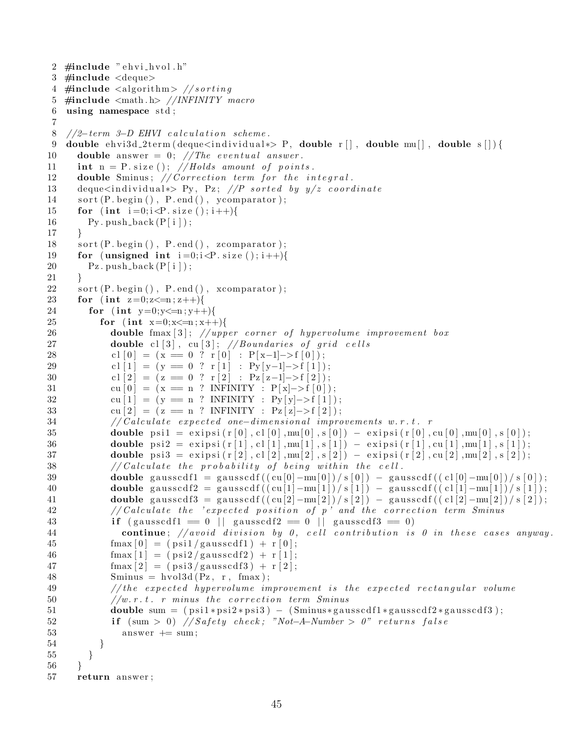```cpp
#include "ehvi_hvol.h"
#include <deque>
#include <algorithm> //sorting
#include <math.h> //INFINITY macro
using namespace std;

//2-term 3-D EHVI calculation scheme.
double ehvi3d_2term(deque<individual*> P, double r[], double mu[], double s[]){
  double answer = 0; //The eventual answer.
  int n = P.size(); //Holds amount of points.
  double Sminus; //Correction term for the integral.
  deque<individual*> Py, Pz; //P sorted by y/z coordinate
  sort(P.begin(), P.end(), ycomparator);
  for (int i=0;i<P.size();i++){
    Py.push_back(P[i]);
  }
  sort(P.begin(), P.end(), zcomparator);
  for (unsigned int i=0;i<P.size();i++){
    Pz.push_back(P[i]);
  }
  sort(P.begin(), P.end(), xcomparator);
  for (int z=0;z<=n;z++){
    for (int y=0;y<=n;y++){
      for (int x=0;x<=n;x++){
        double fmax[3]; //upper corner of hypervolume improvement box
        double cl[3], cu[3]; //Boundaries of grid cells
        cl[0] = (x == 0 ? r[0] : P[x-1]->f[0]);
        cl[1] = (y == 0 ? r[1] : Py[y-1]->f[1]);
        cl[2] = (z == 0 ? r[2] : Pz[z-1]->f[2]);
        cu[0] = (x == n ? INFINITY : P[x]->f[0]);
        cu[1] = (y == n ? INFINITY : Py[y]->f[1]);
        cu[2] = (z == n ? INFINITY : Pz[z]->f[2]);
        //Calculate expected one-dimensional improvements w.r.t. r
        double psi1 = exipsi(r[0],cl[0],mu[0],s[0]) - exipsi(r[0],cu[0],mu[0],s[0]);
        double psi2 = exipsi(r[1],cl[1],mu[1],s[1]) - exipsi(r[1],cu[1],mu[1],s[1]);
        double psi3 = exipsi(r[2],cl[2],mu[2],s[2]) - exipsi(r[2],cu[2],mu[2],s[2]);
        //Calculate the probability of being within the cell.
        double gausscdf1 = gausscdf((cu[0]-mu[0])/s[0]) - gausscdf((cl[0]-mu[0])/s[0]);
        double gausscdf2 = gausscdf((cu[1]-mu[1])/s[1]) - gausscdf((cl[1]-mu[1])/s[1]);
        double gausscdf3 = gausscdf((cu[2]-mu[2])/s[2]) - gausscdf((cl[2]-mu[2])/s[2]);
        //Calculate the 'expected position of p' and the correction term Sminus
        if (gausscdf1 == 0 || gausscdf2 == 0 || gausscdf3 == 0)
          continue; //avoid division by 0, cell contribution is 0 in these cases anyway.
        fmax[0] = (psi1/gausscdf1) + r[0];
        fmax[1] = (psi2/gausscdf2) + r[1];
        fmax[2] = (psi3/gausscdf3) + r[2];
        Sminus = hvol3d(Pz, r, fmax);
        //the expected hypervolume improvement is the expected rectangular volume
        //w.r.t. r minus the correction term Sminus
        double sum = (psi1*psi2*psi3) - (Sminus*gausscdf1*gausscdf2*gausscdf3);
        if (sum > 0) //Safety check; "Not-A-Number > 0" returns false
          answer += sum;
      }
    }
  }
  return answer;
```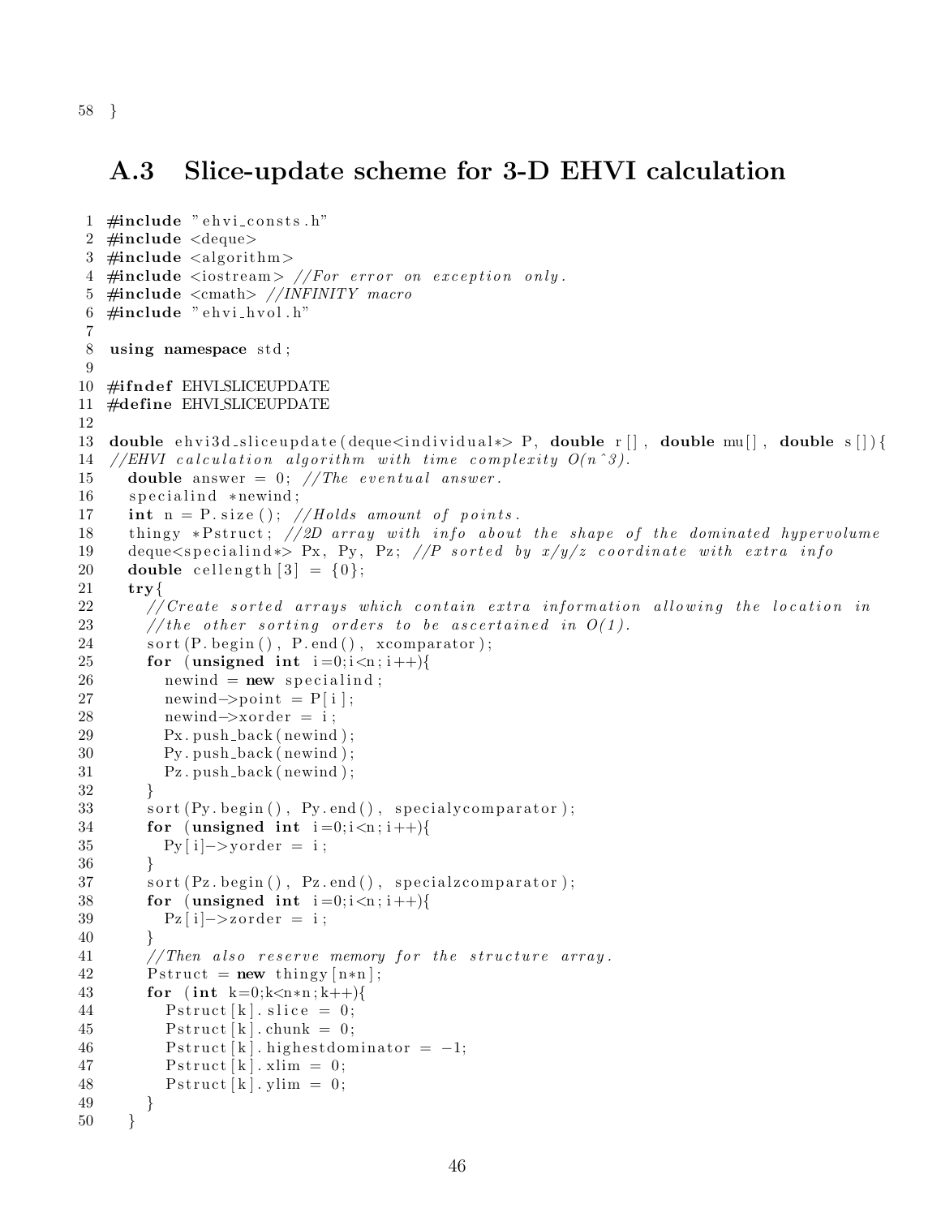```
58 }
```

## A.3 Slice-update scheme for 3-D EHVI calculation

```
1  #include "ehvi_consts.h"
2  #include <deque>
3  #include <algorithm>
4  #include <iostream> //For error on exception only.
5  #include <cmath> //INFINITY macro
6  #include "ehvi_hvol.h"
7
8  using namespace std;
9
10 #ifndef EHVI_SLICEUPDATE
11 #define EHVI_SLICEUPDATE
12
13 double ehvi3d_sliceupdate(deque<individual*> P, double r[], double mu[], double s[]){
14 //EHVI calculation algorithm with time complexity O(n^3).
15   double answer = 0; //The eventual answer.
16   specialind *newind;
17   int n = P.size(); //Holds amount of points.
18   thingy *Pstruct; //2D array with info about the shape of the dominated hypervolume
19   deque<specialind*> Px, Py, Pz; //P sorted by x/y/z coordinate with extra info
20   double cellength[3] = {0};
21   try{
22     //Create sorted arrays which contain extra information allowing the location in
23     //the other sorting orders to be ascertained in O(1).
24     sort(P.begin(), P.end(), xcomparator);
25     for (unsigned int i=0;i<n;i++){
26       newind = new specialind;
27       newind->point = P[i];
28       newind->xorder = i;
29       Px.push_back(newind);
30       Py.push_back(newind);
31       Pz.push_back(newind);
32     }
33     sort(Py.begin(), Py.end(), specialycomparator);
34     for (unsigned int i=0;i<n;i++){
35       Py[i]->yorder = i;
36     }
37     sort(Pz.begin(), Pz.end(), specialzcomparator);
38     for (unsigned int i=0;i<n;i++){
39       Pz[i]->zorder = i;
40     }
41     //Then also reserve memory for the structure array.
42     Pstruct = new thingy[n*n];
43     for (int k=0;k<n*n;k++){
44       Pstruct[k].slice = 0;
45       Pstruct[k].chunk = 0;
46       Pstruct[k].highestdominator = -1;
47       Pstruct[k].xlim = 0;
48       Pstruct[k].ylim = 0;
49     }
50   }
```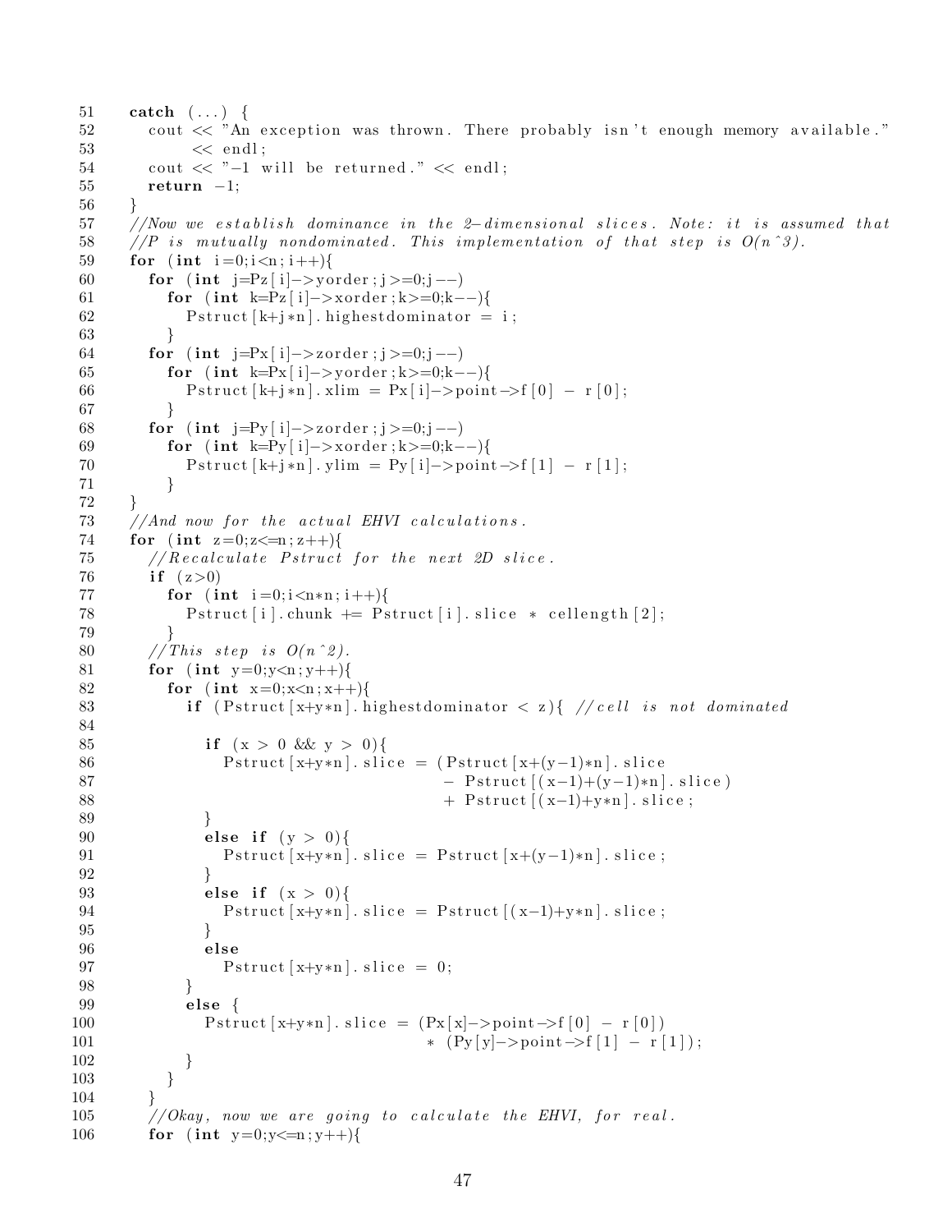```
51    catch (...) {
52      cout << "An exception was thrown. There probably isn't enough memory available."
53           << endl;
54      cout << "-1 will be returned." << endl;
55      return -1;
56    }
57    //Now we establish dominance in the 2-dimensional slices. Note: it is assumed that
58    //P is mutually nondominated. This implementation of that step is O(n^3).
59    for (int i=0;i<n;i++){
60      for (int j=Pz[i]->yorder;j>=0;j--)
61        for (int k=Pz[i]->xorder;k>=0;k--){
62          Pstruct[k+j*n].highestdominator = i;
63        }
64      for (int j=Px[i]->zorder;j>=0;j--)
65        for (int k=Px[i]->yorder;k>=0;k--){
66          Pstruct[k+j*n].xlim = Px[i]->point->f[0] - r[0];
67        }
68      for (int j=Py[i]->zorder;j>=0;j--)
69        for (int k=Py[i]->xorder;k>=0;k--){
70          Pstruct[k+j*n].ylim = Py[i]->point->f[1] - r[1];
71        }
72    }
73    //And now for the actual EHVI calculations.
74    for (int z=0;z<=n;z++){
75      //Recalculate Pstruct for the next 2D slice.
76      if (z>0)
77        for (int i=0;i<n*n;i++){
78          Pstruct[i].chunk += Pstruct[i].slice * cellength[2];
79        }
80      //This step is O(n^2).
81      for (int y=0;y<n;y++){
82        for (int x=0;x<n;x++){
83          if (Pstruct[x+y*n].highestdominator < z){ //cell is not dominated
84
85            if (x > 0 && y > 0){
86              Pstruct[x+y*n].slice = (Pstruct[x+(y-1)*n].slice
87                                     - Pstruct[(x-1)+(y-1)*n].slice)
88                                     + Pstruct[(x-1)+y*n].slice;
89            }
90            else if (y > 0){
91              Pstruct[x+y*n].slice = Pstruct[x+(y-1)*n].slice;
92            }
93            else if (x > 0){
94              Pstruct[x+y*n].slice = Pstruct[(x-1)+y*n].slice;
95            }
96            else
97              Pstruct[x+y*n].slice = 0;
98          }
99          else {
100           Pstruct[x+y*n].slice = (Px[x]->point->f[0] - r[0])
101                                 * (Py[y]->point->f[1] - r[1]);
102         }
103       }
104     }
105     //Okay, now we are going to calculate the EHVI, for real.
106     for (int y=0;y<=n;y++){
```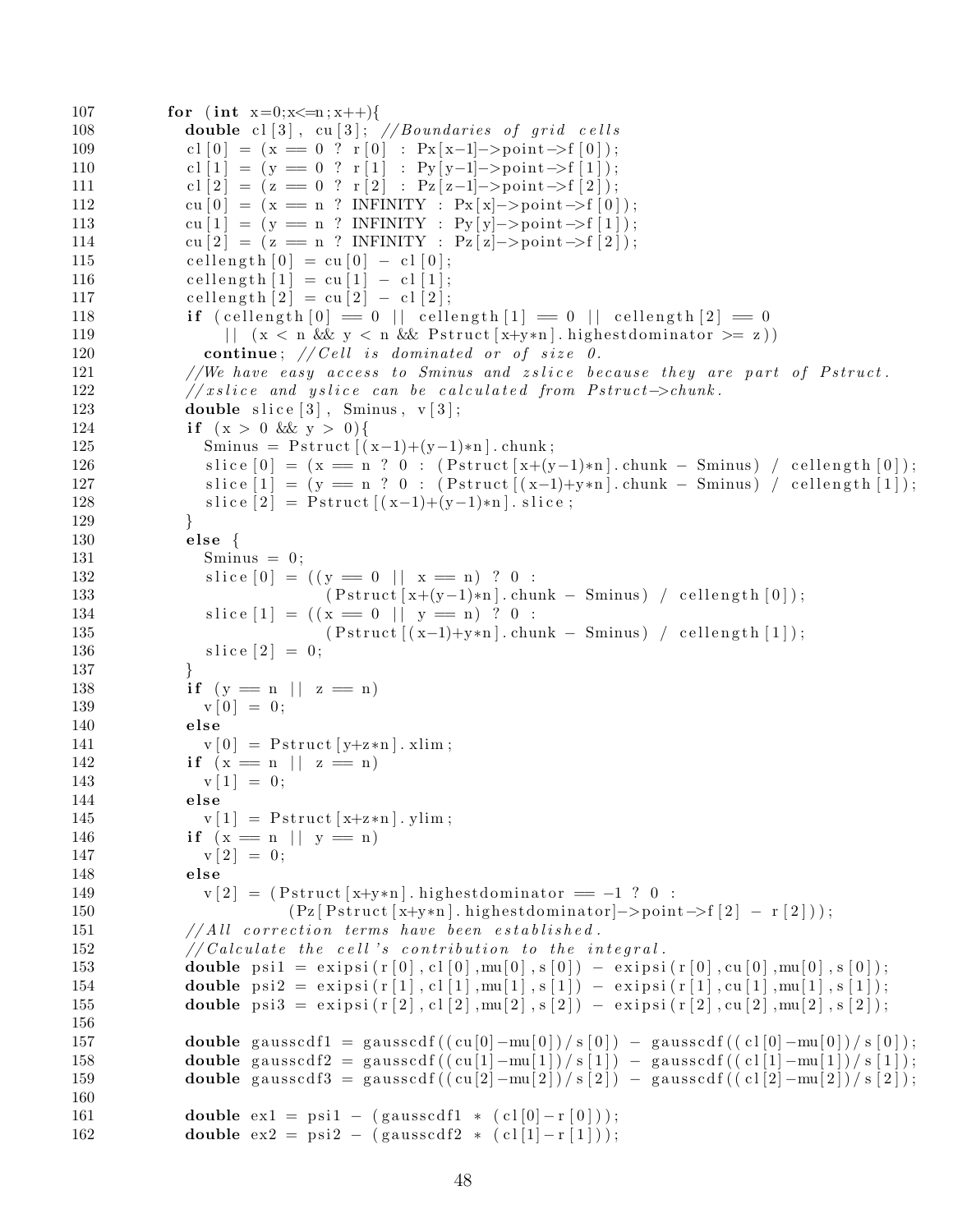```
107         for (int x=0;x<=n;x++){
108           double cl[3], cu[3]; //Boundaries of grid cells
109           cl[0] = (x == 0 ? r[0] : Px[x-1]->point->f[0]);
110           cl[1] = (y == 0 ? r[1] : Py[y-1]->point->f[1]);
111           cl[2] = (z == 0 ? r[2] : Pz[z-1]->point->f[2]);
112           cu[0] = (x == n ? INFINITY : Px[x]->point->f[0]);
113           cu[1] = (y == n ? INFINITY : Py[y]->point->f[1]);
114           cu[2] = (z == n ? INFINITY : Pz[z]->point->f[2]);
115           cellength[0] = cu[0] - cl[0];
116           cellength[1] = cu[1] - cl[1];
117           cellength[2] = cu[2] - cl[2];
118           if (cellength[0] == 0 || cellength[1] == 0 || cellength[2] == 0
119               || (x < n && y < n && Pstruct[x+y*n].highestdominator >= z))
120             continue; //Cell is dominated or of size 0.
121           //We have easy access to Sminus and zslice because they are part of Pstruct.
122           //xslice and yslice can be calculated from Pstruct->chunk.
123           double slice[3], Sminus, v[3];
124           if (x > 0 && y > 0){
125             Sminus = Pstruct[(x-1)+(y-1)*n].chunk;
126             slice[0] = (x == n ? 0 : (Pstruct[x+(y-1)*n].chunk - Sminus) / cellength[0]);
127             slice[1] = (y == n ? 0 : (Pstruct[(x-1)+y*n].chunk - Sminus) / cellength[1]);
128             slice[2] = Pstruct[(x-1)+(y-1)*n].slice;
129           }
130           else {
131             Sminus = 0;
132             slice[0] = ((y == 0 || x == n) ? 0 :
133                         (Pstruct[x+(y-1)*n].chunk - Sminus) / cellength[0]);
134             slice[1] = ((x == 0 || y == n) ? 0 :
135                         (Pstruct[(x-1)+y*n].chunk - Sminus) / cellength[1]);
136             slice[2] = 0;
137           }
138           if (y == n || z == n)
139             v[0] = 0;
140           else
141             v[0] = Pstruct[y+z*n].xlim;
142           if (x == n || z == n)
143             v[1] = 0;
144           else
145             v[1] = Pstruct[x+z*n].ylim;
146           if (x == n || y == n)
147             v[2] = 0;
148           else
149             v[2] = (Pstruct[x+y*n].highestdominator == -1 ? 0 :
150                     (Pz[Pstruct[x+y*n].highestdominator]->point->f[2] - r[2]));
151           //All correction terms have been established.
152           //Calculate the cell's contribution to the integral.
153           double psi1 = exipsi(r[0],cl[0],mu[0],s[0]) - exipsi(r[0],cu[0],mu[0],s[0]);
154           double psi2 = exipsi(r[1],cl[1],mu[1],s[1]) - exipsi(r[1],cu[1],mu[1],s[1]);
155           double psi3 = exipsi(r[2],cl[2],mu[2],s[2]) - exipsi(r[2],cu[2],mu[2],s[2]);
156
157           double gausscdf1 = gausscdf((cu[0]-mu[0])/s[0]) - gausscdf((cl[0]-mu[0])/s[0]);
158           double gausscdf2 = gausscdf((cu[1]-mu[1])/s[1]) - gausscdf((cl[1]-mu[1])/s[1]);
159           double gausscdf3 = gausscdf((cu[2]-mu[2])/s[2]) - gausscdf((cl[2]-mu[2])/s[2]);
160
161           double ex1 = psi1 - (gausscdf1 * (cl[0]-r[0]));
162           double ex2 = psi2 - (gausscdf2 * (cl[1]-r[1]));
```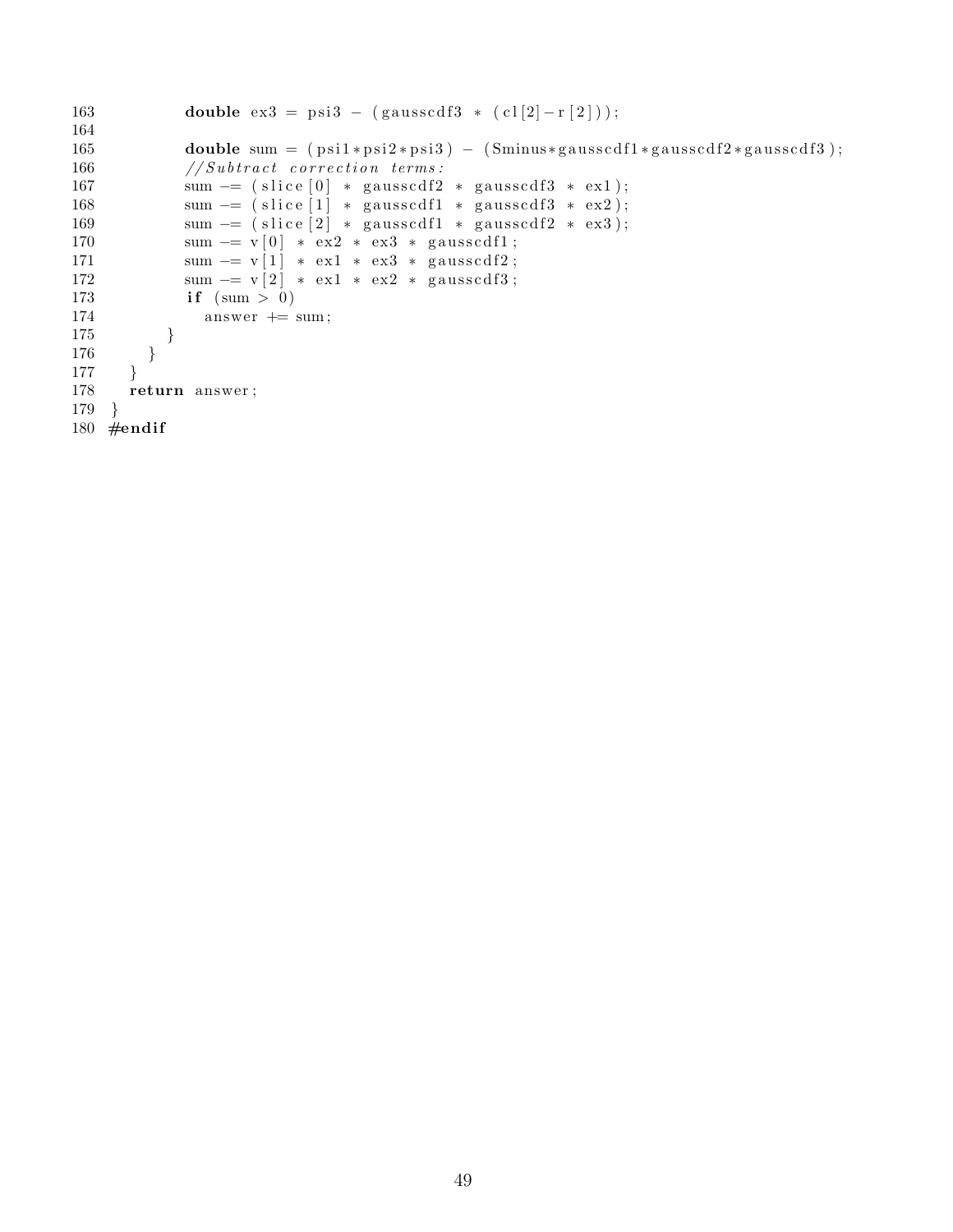```
163         double ex3 = psi3 - (gausscdf3 * (cl[2]-r[2]));
164
165         double sum = (psi1*psi2*psi3) - (Sminus*gausscdf1*gausscdf2*gausscdf3);
166         //Subtract correction terms:
167         sum -= (slice[0] * gausscdf2 * gausscdf3 * ex1);
168         sum -= (slice[1] * gausscdf1 * gausscdf3 * ex2);
169         sum -= (slice[2] * gausscdf1 * gausscdf2 * ex3);
170         sum -= v[0] * ex2 * ex3 * gausscdf1;
171         sum -= v[1] * ex1 * ex3 * gausscdf2;
172         sum -= v[2] * ex1 * ex2 * gausscdf3;
173         if (sum > 0)
174           answer += sum;
175       }
176     }
177   }
178   return answer;
179 }
180 #endif
```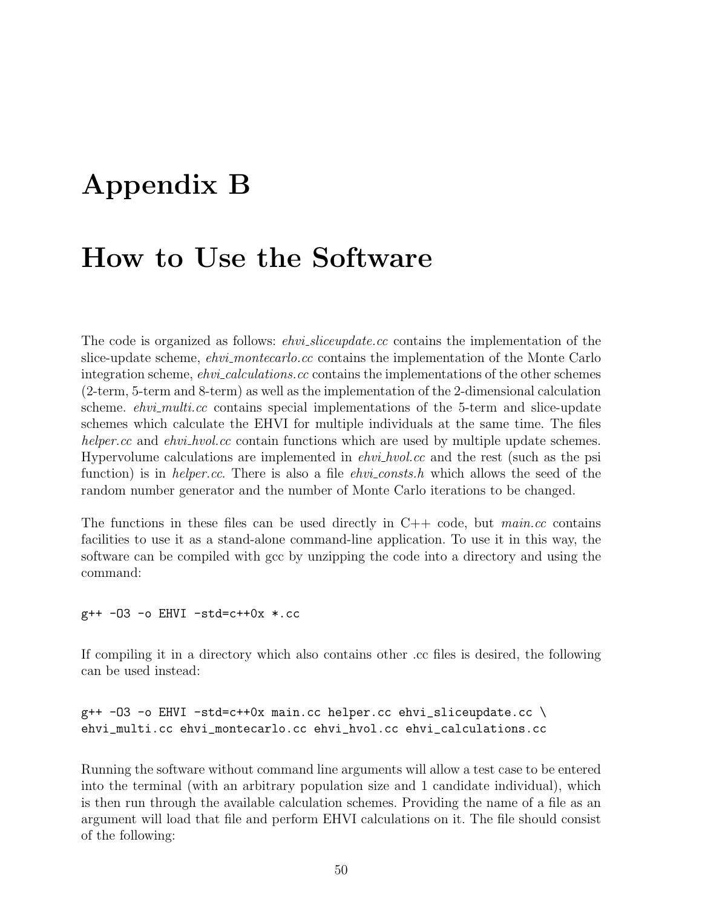# Appendix B

# How to Use the Software

The code is organized as follows: *ehvi_sliceupdate.cc* contains the implementation of the slice-update scheme, *ehvi_montecarlo.cc* contains the implementation of the Monte Carlo integration scheme, *ehvi_calculations.cc* contains the implementations of the other schemes (2-term, 5-term and 8-term) as well as the implementation of the 2-dimensional calculation scheme. *ehvi_multi.cc* contains special implementations of the 5-term and slice-update schemes which calculate the EHVI for multiple individuals at the same time. The files *helper.cc* and *ehvi_hvol.cc* contain functions which are used by multiple update schemes. Hypervolume calculations are implemented in *ehvi_hvol.cc* and the rest (such as the psi function) is in *helper.cc*. There is also a file *ehvi_consts.h* which allows the seed of the random number generator and the number of Monte Carlo iterations to be changed.

The functions in these files can be used directly in C++ code, but *main.cc* contains facilities to use it as a stand-alone command-line application. To use it in this way, the software can be compiled with gcc by unzipping the code into a directory and using the command:

```
g++ -O3 -o EHVI -std=c++0x *.cc
```

If compiling it in a directory which also contains other .cc files is desired, the following can be used instead:

```
g++ -O3 -o EHVI -std=c++0x main.cc helper.cc ehvi_sliceupdate.cc \
ehvi_multi.cc ehvi_montecarlo.cc ehvi_hvol.cc ehvi_calculations.cc
```

Running the software without command line arguments will allow a test case to be entered into the terminal (with an arbitrary population size and 1 candidate individual), which is then run through the available calculation schemes. Providing the name of a file as an argument will load that file and perform EHVI calculations on it. The file should consist of the following: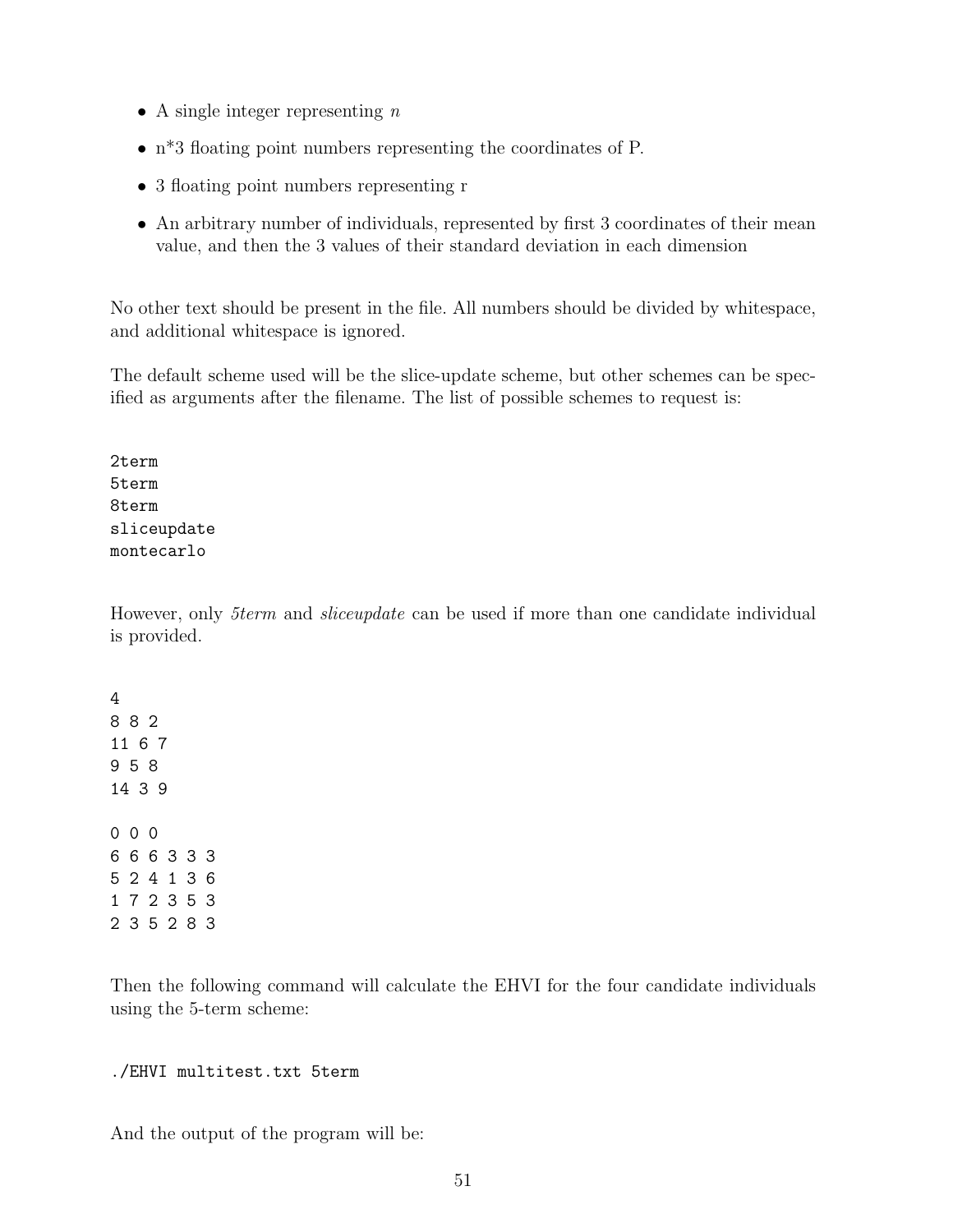- A single integer representing $n$
- n*3 floating point numbers representing the coordinates of P.
- 3 floating point numbers representing r
- An arbitrary number of individuals, represented by first 3 coordinates of their mean value, and then the 3 values of their standard deviation in each dimension

No other text should be present in the file. All numbers should be divided by whitespace, and additional whitespace is ignored.

The default scheme used will be the slice-update scheme, but other schemes can be specified as arguments after the filename. The list of possible schemes to request is:

```
2term
5term
8term
sliceupdate
montecarlo
```

However, only *5term* and *sliceupdate* can be used if more than one candidate individual is provided.

```
4
8 8 2
11 6 7
9 5 8
14 3 9

0 0 0
6 6 6 3 3 3
5 2 4 1 3 6
1 7 2 3 5 3
2 3 5 2 8 3
```

Then the following command will calculate the EHVI for the four candidate individuals using the 5-term scheme:

```
./EHVI multitest.txt 5term
```

And the output of the program will be: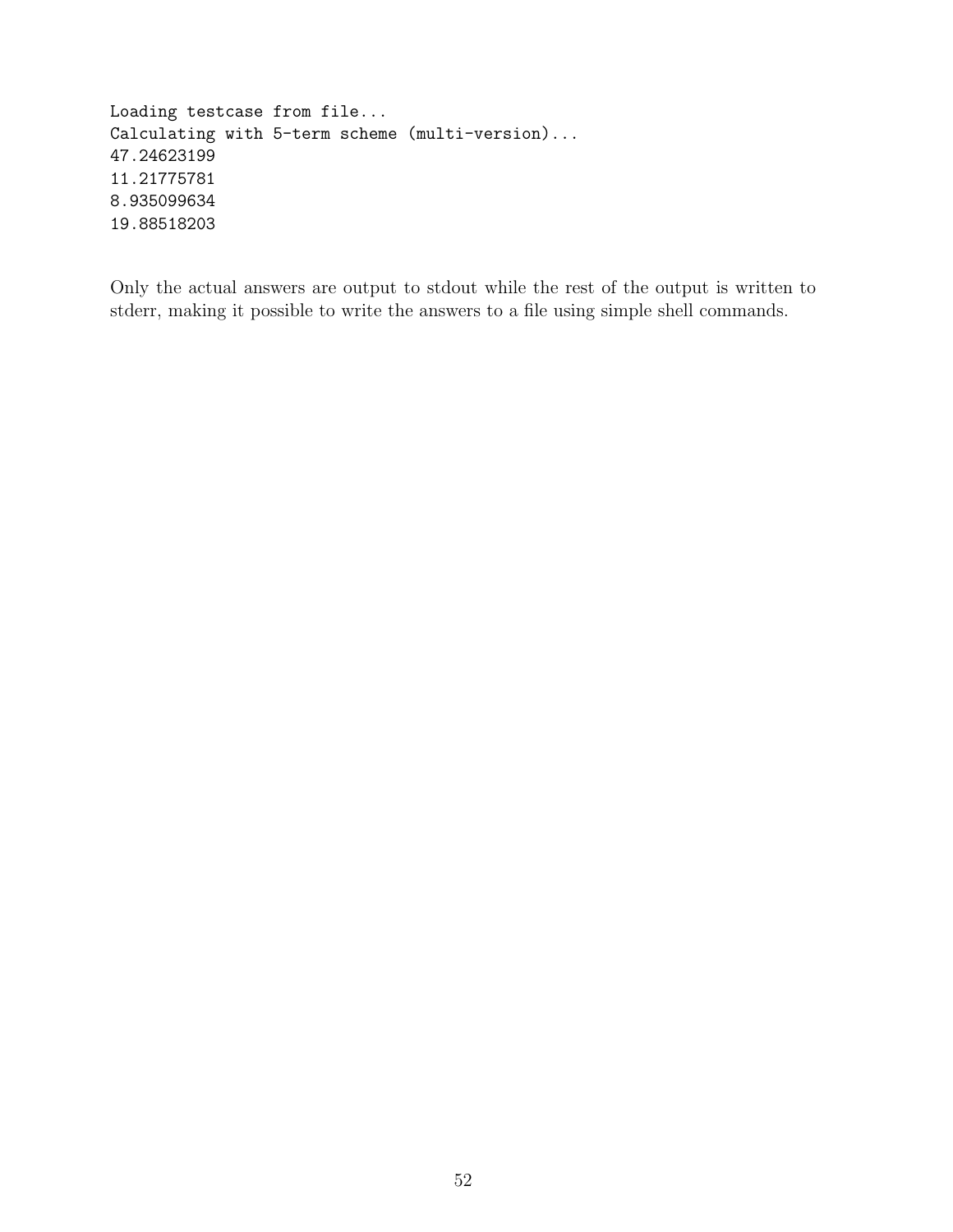```
Loading testcase from file...
Calculating with 5-term scheme (multi-version)...
47.24623199
11.21775781
8.935099634
19.88518203
```

Only the actual answers are output to stdout while the rest of the output is written to stderr, making it possible to write the answers to a file using simple shell commands.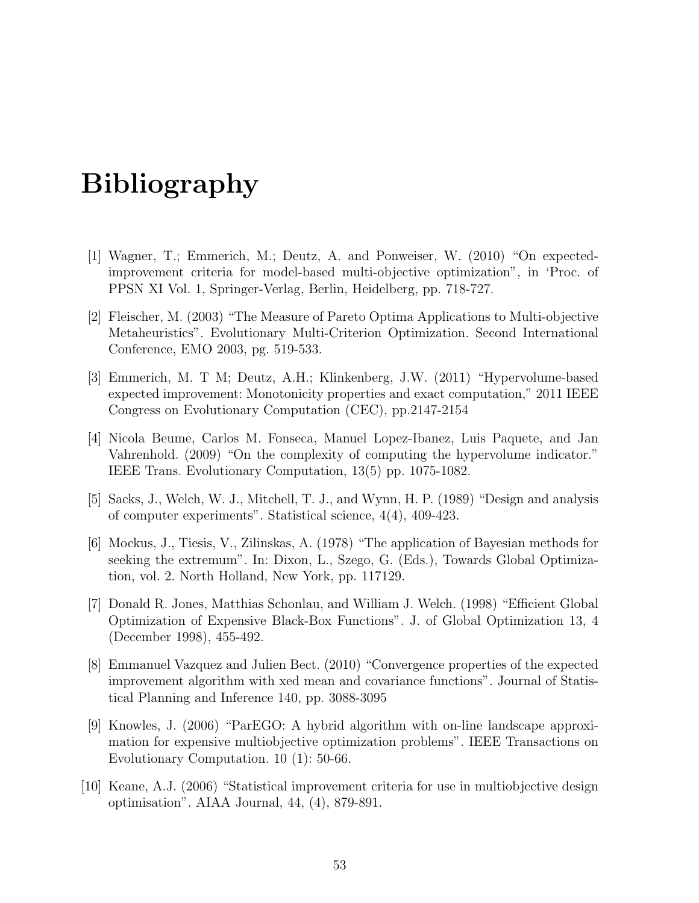# Bibliography

[1] Wagner, T.; Emmerich, M.; Deutz, A. and Ponweiser, W. (2010) "On expected-improvement criteria for model-based multi-objective optimization", in 'Proc. of PPSN XI Vol. 1, Springer-Verlag, Berlin, Heidelberg, pp. 718-727.

[2] Fleischer, M. (2003) "The Measure of Pareto Optima Applications to Multi-objective Metaheuristics". Evolutionary Multi-Criterion Optimization. Second International Conference, EMO 2003, pg. 519-533.

[3] Emmerich, M. T M; Deutz, A.H.; Klinkenberg, J.W. (2011) "Hypervolume-based expected improvement: Monotonicity properties and exact computation," 2011 IEEE Congress on Evolutionary Computation (CEC), pp.2147-2154

[4] Nicola Beume, Carlos M. Fonseca, Manuel Lopez-Ibanez, Luis Paquete, and Jan Vahrenhold. (2009) "On the complexity of computing the hypervolume indicator." IEEE Trans. Evolutionary Computation, 13(5) pp. 1075-1082.

[5] Sacks, J., Welch, W. J., Mitchell, T. J., and Wynn, H. P. (1989) "Design and analysis of computer experiments". Statistical science, 4(4), 409-423.

[6] Mockus, J., Tiesis, V., Zilinskas, A. (1978) "The application of Bayesian methods for seeking the extremum". In: Dixon, L., Szego, G. (Eds.), Towards Global Optimization, vol. 2. North Holland, New York, pp. 117129.

[7] Donald R. Jones, Matthias Schonlau, and William J. Welch. (1998) "Efficient Global Optimization of Expensive Black-Box Functions". J. of Global Optimization 13, 4 (December 1998), 455-492.

[8] Emmanuel Vazquez and Julien Bect. (2010) "Convergence properties of the expected improvement algorithm with xed mean and covariance functions". Journal of Statistical Planning and Inference 140, pp. 3088-3095

[9] Knowles, J. (2006) "ParEGO: A hybrid algorithm with on-line landscape approximation for expensive multiobjective optimization problems". IEEE Transactions on Evolutionary Computation. 10 (1): 50-66.

[10] Keane, A.J. (2006) "Statistical improvement criteria for use in multiobjective design optimisation". AIAA Journal, 44, (4), 879-891.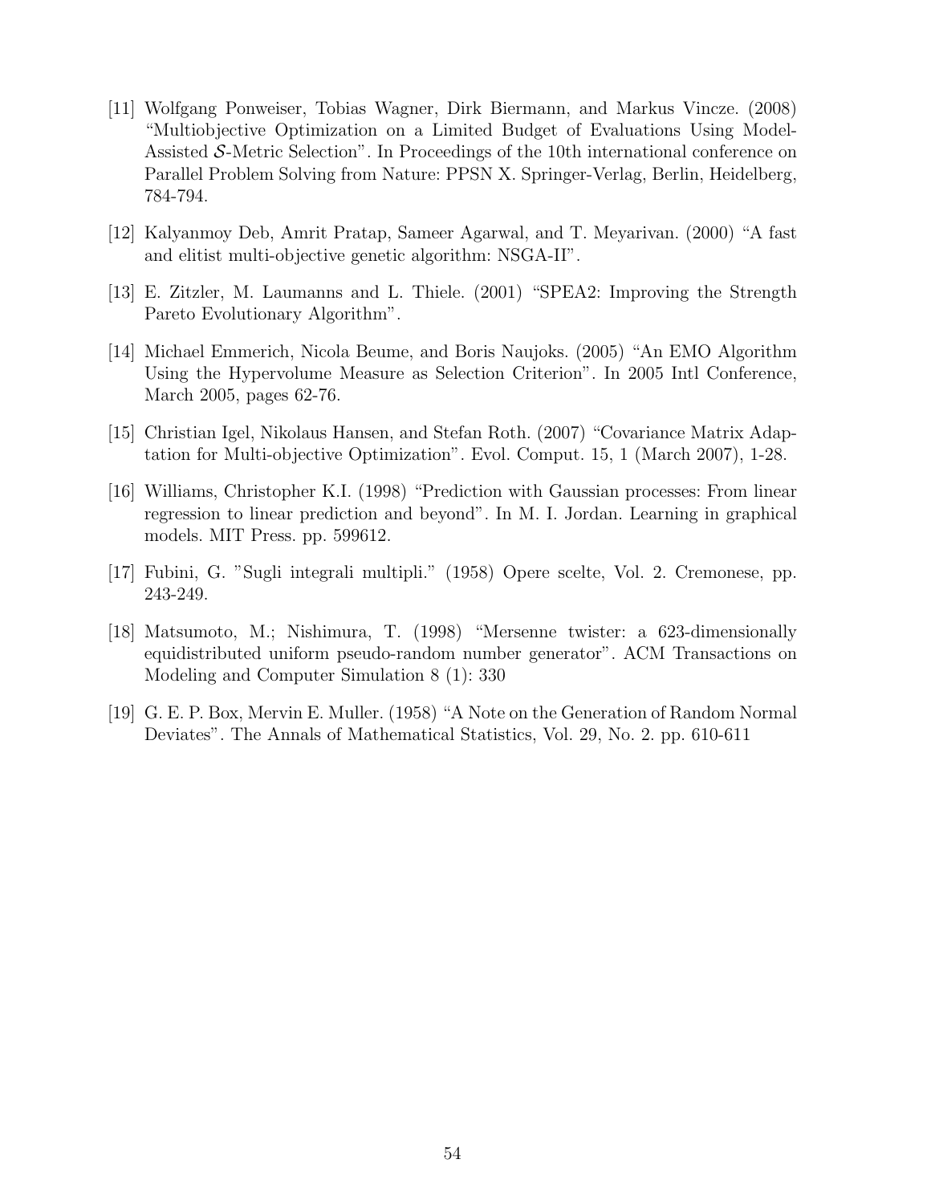[11] Wolfgang Ponweiser, Tobias Wagner, Dirk Biermann, and Markus Vincze. (2008) "Multiobjective Optimization on a Limited Budget of Evaluations Using Model-Assisted $\mathcal{S}$-Metric Selection". In Proceedings of the 10th international conference on Parallel Problem Solving from Nature: PPSN X. Springer-Verlag, Berlin, Heidelberg, 784-794.

[12] Kalyanmoy Deb, Amrit Pratap, Sameer Agarwal, and T. Meyarivan. (2000) "A fast and elitist multi-objective genetic algorithm: NSGA-II".

[13] E. Zitzler, M. Laumanns and L. Thiele. (2001) "SPEA2: Improving the Strength Pareto Evolutionary Algorithm".

[14] Michael Emmerich, Nicola Beume, and Boris Naujoks. (2005) "An EMO Algorithm Using the Hypervolume Measure as Selection Criterion". In 2005 Intl Conference, March 2005, pages 62-76.

[15] Christian Igel, Nikolaus Hansen, and Stefan Roth. (2007) "Covariance Matrix Adaptation for Multi-objective Optimization". Evol. Comput. 15, 1 (March 2007), 1-28.

[16] Williams, Christopher K.I. (1998) "Prediction with Gaussian processes: From linear regression to linear prediction and beyond". In M. I. Jordan. Learning in graphical models. MIT Press. pp. 599612.

[17] Fubini, G. "Sugli integrali multipli." (1958) Opere scelte, Vol. 2. Cremonese, pp. 243-249.

[18] Matsumoto, M.; Nishimura, T. (1998) "Mersenne twister: a 623-dimensionally equidistributed uniform pseudo-random number generator". ACM Transactions on Modeling and Computer Simulation 8 (1): 330

[19] G. E. P. Box, Mervin E. Muller. (1958) "A Note on the Generation of Random Normal Deviates". The Annals of Mathematical Statistics, Vol. 29, No. 2. pp. 610-611